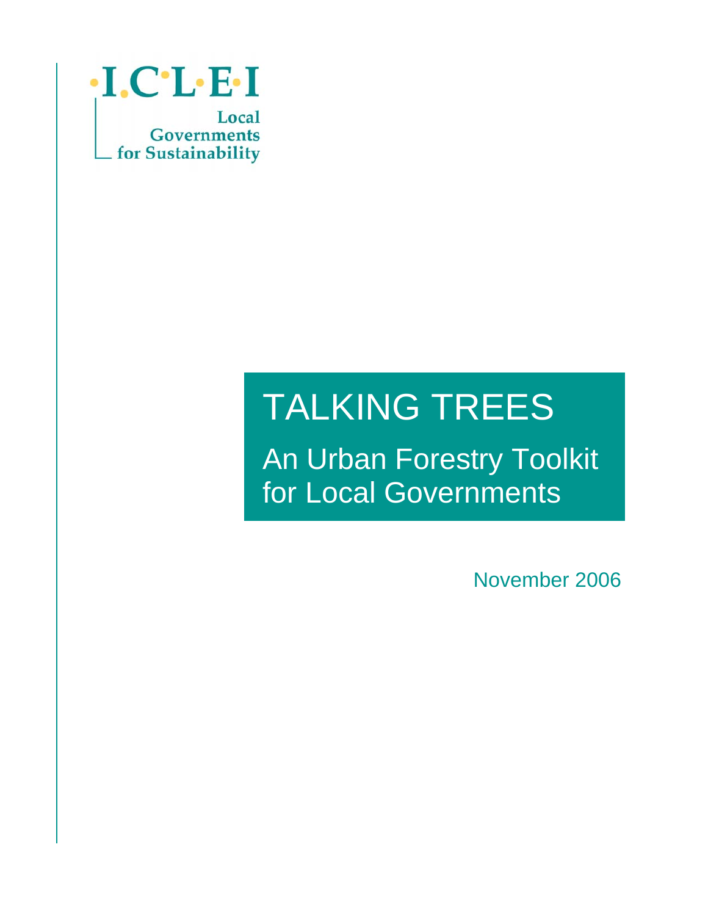ICLEI

Local Governments for Sustainability

# TALKING TREES

## An Urban Forestry Toolkit for Local Governments

November 2006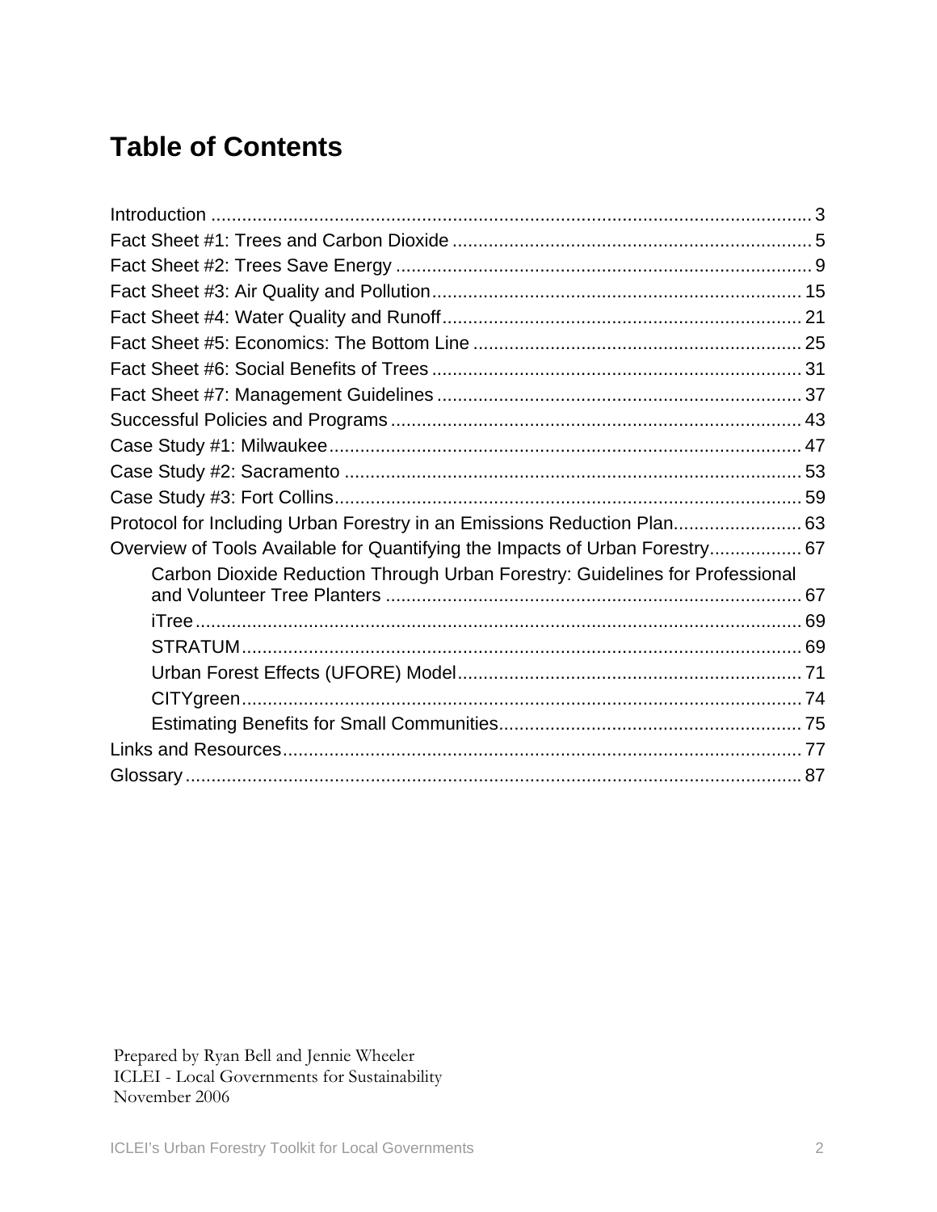# Table of Contents

Introduction ........................................................................................................... 3
Fact Sheet #1: Trees and Carbon Dioxide ..................................................................... 5
Fact Sheet #2: Trees Save Energy ................................................................................ 9
Fact Sheet #3: Air Quality and Pollution ....................................................................... 15
Fact Sheet #4: Water Quality and Runoff ..................................................................... 21
Fact Sheet #5: Economics: The Bottom Line ............................................................... 25
Fact Sheet #6: Social Benefits of Trees ....................................................................... 31
Fact Sheet #7: Management Guidelines ...................................................................... 37
Successful Policies and Programs ............................................................................... 43
Case Study #1: Milwaukee ........................................................................................... 47
Case Study #2: Sacramento ........................................................................................ 53
Case Study #3: Fort Collins .......................................................................................... 59
Protocol for Including Urban Forestry in an Emissions Reduction Plan ......................... 63
Overview of Tools Available for Quantifying the Impacts of Urban Forestry .................. 67

- Carbon Dioxide Reduction Through Urban Forestry: Guidelines for Professional and Volunteer Tree Planters ................................................................................ 67
- iTree ..................................................................................................................... 69
- STRATUM ............................................................................................................ 69
- Urban Forest Effects (UFORE) Model .................................................................. 71
- CITYgreen ............................................................................................................ 74
- Estimating Benefits for Small Communities .......................................................... 75

Links and Resources .................................................................................................... 77
Glossary ....................................................................................................................... 87

Prepared by Ryan Bell and Jennie Wheeler
ICLEI - Local Governments for Sustainability
November 2006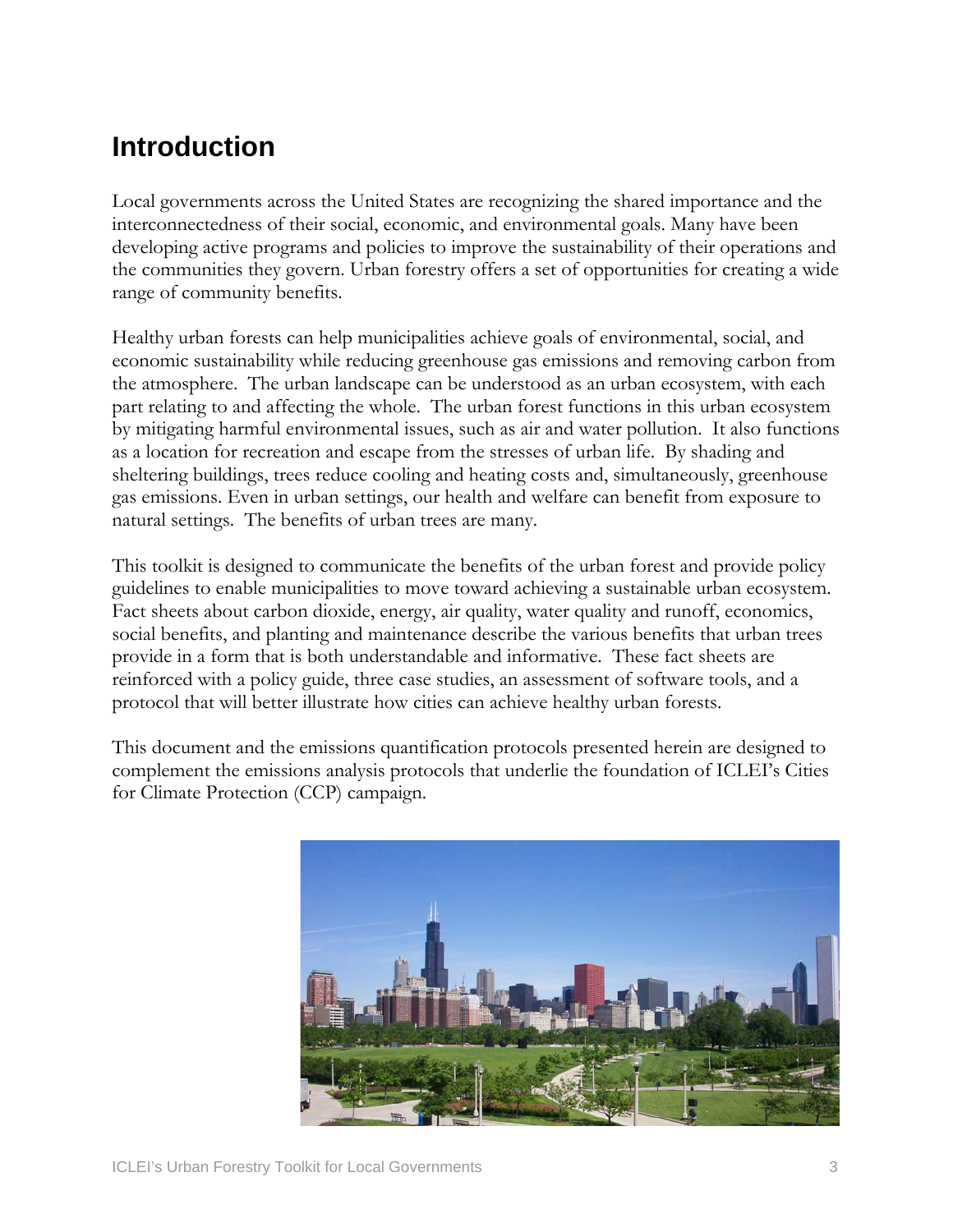# Introduction

Local governments across the United States are recognizing the shared importance and the interconnectedness of their social, economic, and environmental goals. Many have been developing active programs and policies to improve the sustainability of their operations and the communities they govern. Urban forestry offers a set of opportunities for creating a wide range of community benefits.

Healthy urban forests can help municipalities achieve goals of environmental, social, and economic sustainability while reducing greenhouse gas emissions and removing carbon from the atmosphere. The urban landscape can be understood as an urban ecosystem, with each part relating to and affecting the whole. The urban forest functions in this urban ecosystem by mitigating harmful environmental issues, such as air and water pollution. It also functions as a location for recreation and escape from the stresses of urban life. By shading and sheltering buildings, trees reduce cooling and heating costs and, simultaneously, greenhouse gas emissions. Even in urban settings, our health and welfare can benefit from exposure to natural settings. The benefits of urban trees are many.

This toolkit is designed to communicate the benefits of the urban forest and provide policy guidelines to enable municipalities to move toward achieving a sustainable urban ecosystem. Fact sheets about carbon dioxide, energy, air quality, water quality and runoff, economics, social benefits, and planting and maintenance describe the various benefits that urban trees provide in a form that is both understandable and informative. These fact sheets are reinforced with a policy guide, three case studies, an assessment of software tools, and a protocol that will better illustrate how cities can achieve healthy urban forests.

This document and the emissions quantification protocols presented herein are designed to complement the emissions analysis protocols that underlie the foundation of ICLEI's Cities for Climate Protection (CCP) campaign.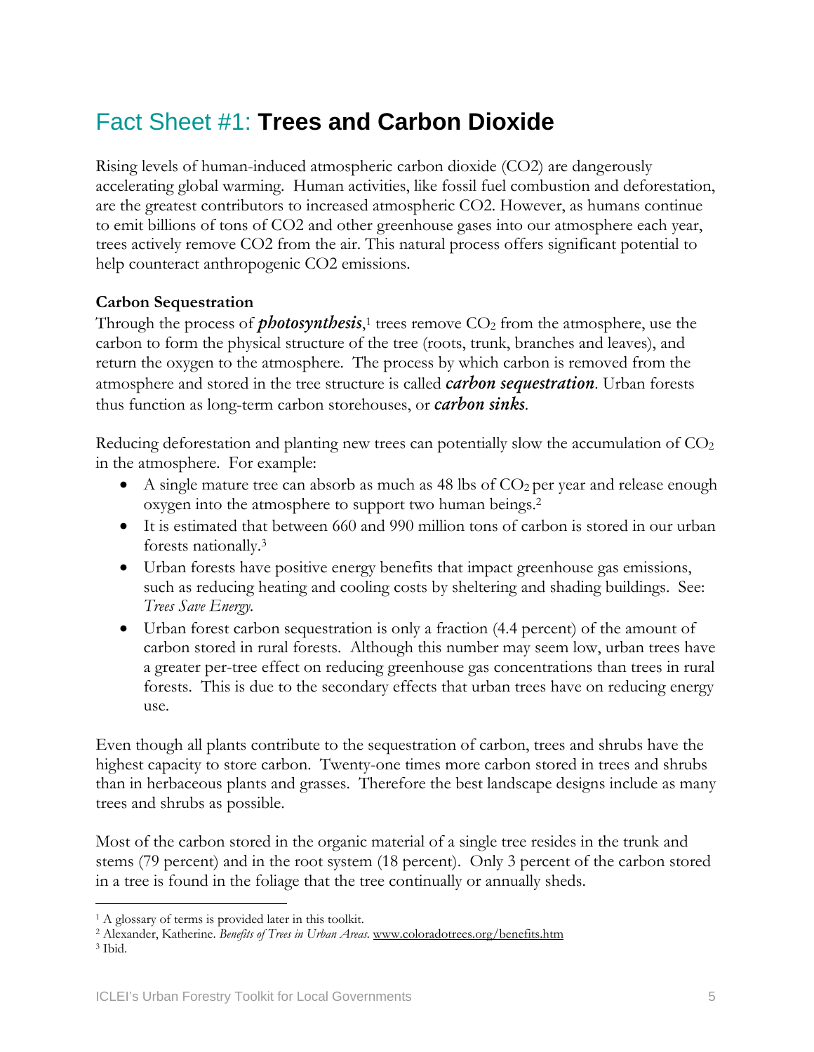# Fact Sheet #1: **Trees and Carbon Dioxide**

Rising levels of human-induced atmospheric carbon dioxide (CO2) are dangerously accelerating global warming. Human activities, like fossil fuel combustion and deforestation, are the greatest contributors to increased atmospheric CO2. However, as humans continue to emit billions of tons of CO2 and other greenhouse gases into our atmosphere each year, trees actively remove CO2 from the air. This natural process offers significant potential to help counteract anthropogenic CO2 emissions.

**Carbon Sequestration**

Through the process of ***photosynthesis***,[1] trees remove $CO_2$ from the atmosphere, use the carbon to form the physical structure of the tree (roots, trunk, branches and leaves), and return the oxygen to the atmosphere. The process by which carbon is removed from the atmosphere and stored in the tree structure is called ***carbon sequestration***. Urban forests thus function as long-term carbon storehouses, or ***carbon sinks***.

Reducing deforestation and planting new trees can potentially slow the accumulation of $CO_2$ in the atmosphere. For example:

- A single mature tree can absorb as much as 48 lbs of $CO_2$ per year and release enough oxygen into the atmosphere to support two human beings.[2]
- It is estimated that between 660 and 990 million tons of carbon is stored in our urban forests nationally.[3]
- Urban forests have positive energy benefits that impact greenhouse gas emissions, such as reducing heating and cooling costs by sheltering and shading buildings. See: *Trees Save Energy.*
- Urban forest carbon sequestration is only a fraction (4.4 percent) of the amount of carbon stored in rural forests. Although this number may seem low, urban trees have a greater per-tree effect on reducing greenhouse gas concentrations than trees in rural forests. This is due to the secondary effects that urban trees have on reducing energy use.

Even though all plants contribute to the sequestration of carbon, trees and shrubs have the highest capacity to store carbon. Twenty-one times more carbon stored in trees and shrubs than in herbaceous plants and grasses. Therefore the best landscape designs include as many trees and shrubs as possible.

Most of the carbon stored in the organic material of a single tree resides in the trunk and stems (79 percent) and in the root system (18 percent). Only 3 percent of the carbon stored in a tree is found in the foliage that the tree continually or annually sheds.

---

[1] A glossary of terms is provided later in this toolkit.

[2] Alexander, Katherine. *Benefits of Trees in Urban Areas.* www.coloradotrees.org/benefits.htm

[3] Ibid.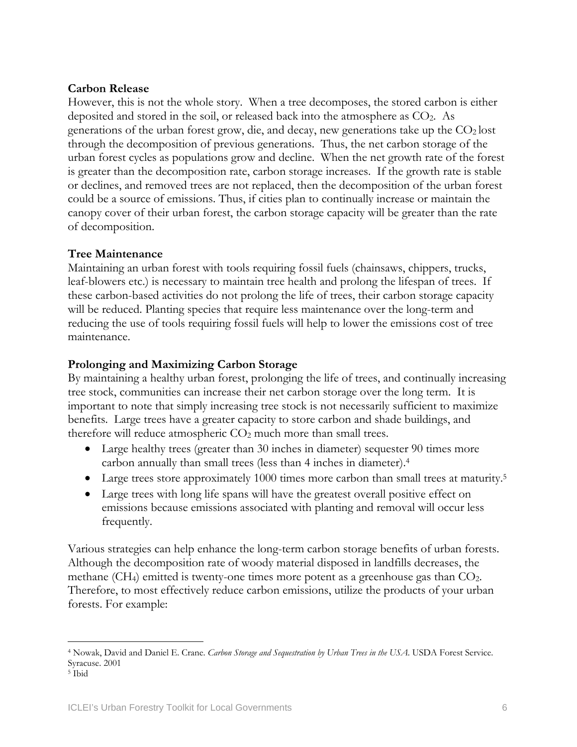**Carbon Release**

However, this is not the whole story. When a tree decomposes, the stored carbon is either deposited and stored in the soil, or released back into the atmosphere as $CO_2$. As generations of the urban forest grow, die, and decay, new generations take up the $CO_2$ lost through the decomposition of previous generations. Thus, the net carbon storage of the urban forest cycles as populations grow and decline. When the net growth rate of the forest is greater than the decomposition rate, carbon storage increases. If the growth rate is stable or declines, and removed trees are not replaced, then the decomposition of the urban forest could be a source of emissions. Thus, if cities plan to continually increase or maintain the canopy cover of their urban forest, the carbon storage capacity will be greater than the rate of decomposition.

**Tree Maintenance**

Maintaining an urban forest with tools requiring fossil fuels (chainsaws, chippers, trucks, leaf-blowers etc.) is necessary to maintain tree health and prolong the lifespan of trees. If these carbon-based activities do not prolong the life of trees, their carbon storage capacity will be reduced. Planting species that require less maintenance over the long-term and reducing the use of tools requiring fossil fuels will help to lower the emissions cost of tree maintenance.

**Prolonging and Maximizing Carbon Storage**

By maintaining a healthy urban forest, prolonging the life of trees, and continually increasing tree stock, communities can increase their net carbon storage over the long term. It is important to note that simply increasing tree stock is not necessarily sufficient to maximize benefits. Large trees have a greater capacity to store carbon and shade buildings, and therefore will reduce atmospheric $CO_2$ much more than small trees.

- Large healthy trees (greater than 30 inches in diameter) sequester 90 times more carbon annually than small trees (less than 4 inches in diameter).[4]
- Large trees store approximately 1000 times more carbon than small trees at maturity.[5]
- Large trees with long life spans will have the greatest overall positive effect on emissions because emissions associated with planting and removal will occur less frequently.

Various strategies can help enhance the long-term carbon storage benefits of urban forests. Although the decomposition rate of woody material disposed in landfills decreases, the methane ($CH_4$) emitted is twenty-one times more potent as a greenhouse gas than $CO_2$. Therefore, to most effectively reduce carbon emissions, utilize the products of your urban forests. For example:

---

[4] Nowak, David and Daniel E. Crane. *Carbon Storage and Sequestration by Urban Trees in the USA*. USDA Forest Service. Syracuse. 2001

[5] Ibid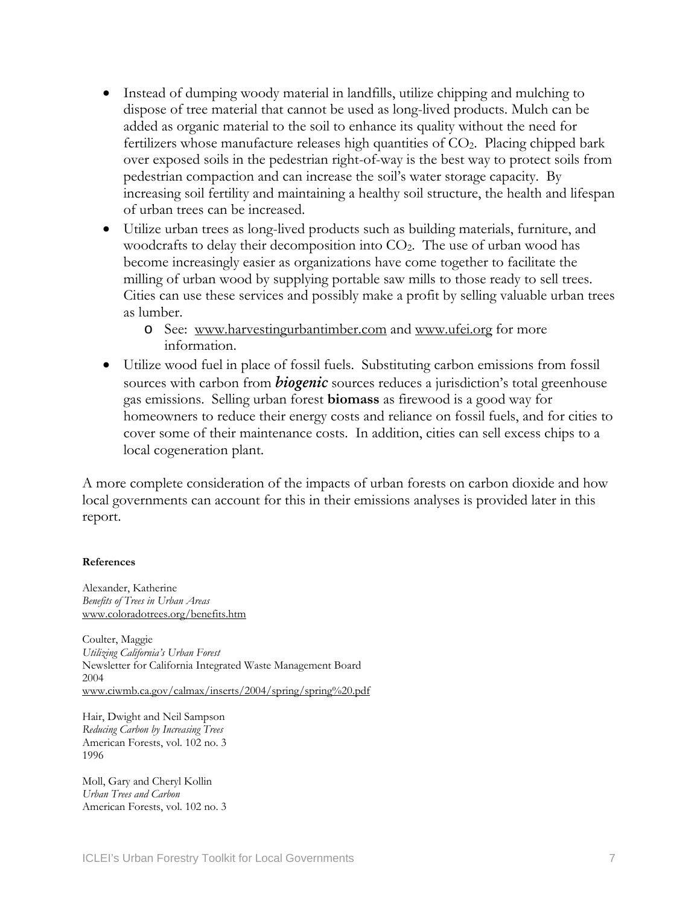- Instead of dumping woody material in landfills, utilize chipping and mulching to dispose of tree material that cannot be used as long-lived products. Mulch can be added as organic material to the soil to enhance its quality without the need for fertilizers whose manufacture releases high quantities of $CO_2$. Placing chipped bark over exposed soils in the pedestrian right-of-way is the best way to protect soils from pedestrian compaction and can increase the soil's water storage capacity. By increasing soil fertility and maintaining a healthy soil structure, the health and lifespan of urban trees can be increased.
- Utilize urban trees as long-lived products such as building materials, furniture, and woodcrafts to delay their decomposition into $CO_2$. The use of urban wood has become increasingly easier as organizations have come together to facilitate the milling of urban wood by supplying portable saw mills to those ready to sell trees. Cities can use these services and possibly make a profit by selling valuable urban trees as lumber.
  - See: www.harvestingurbantimber.com and www.ufei.org for more information.
- Utilize wood fuel in place of fossil fuels. Substituting carbon emissions from fossil sources with carbon from ***biogenic*** sources reduces a jurisdiction's total greenhouse gas emissions. Selling urban forest **biomass** as firewood is a good way for homeowners to reduce their energy costs and reliance on fossil fuels, and for cities to cover some of their maintenance costs. In addition, cities can sell excess chips to a local cogeneration plant.

A more complete consideration of the impacts of urban forests on carbon dioxide and how local governments can account for this in their emissions analyses is provided later in this report.

**References**

Alexander, Katherine
*Benefits of Trees in Urban Areas*
www.coloradotrees.org/benefits.htm

Coulter, Maggie
*Utilizing California's Urban Forest*
Newsletter for California Integrated Waste Management Board
2004
www.ciwmb.ca.gov/calmax/inserts/2004/spring/spring%20.pdf

Hair, Dwight and Neil Sampson
*Reducing Carbon by Increasing Trees*
American Forests, vol. 102 no. 3
1996

Moll, Gary and Cheryl Kollin
*Urban Trees and Carbon*
American Forests, vol. 102 no. 3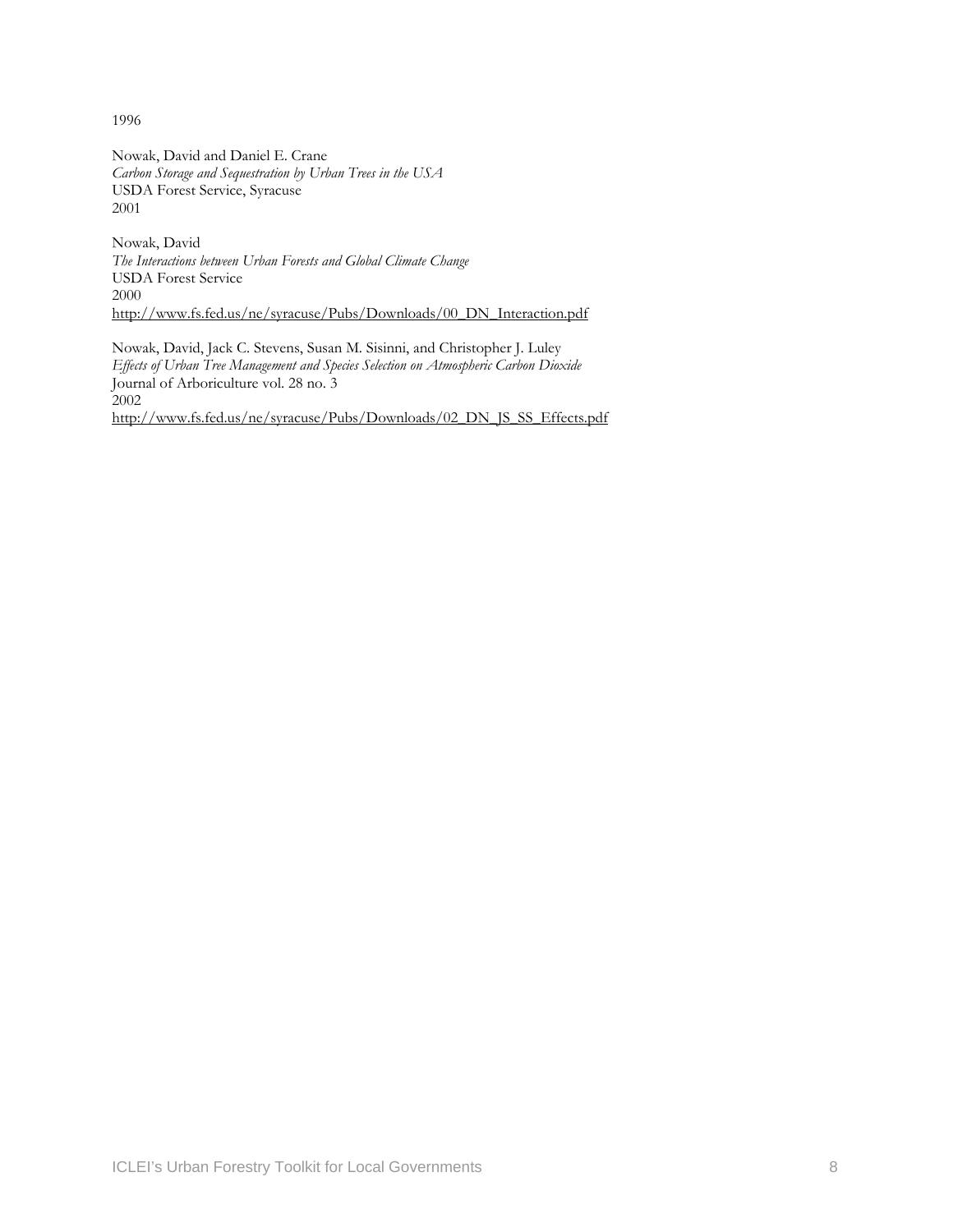1996

Nowak, David and Daniel E. Crane  
*Carbon Storage and Sequestration by Urban Trees in the USA*  
USDA Forest Service, Syracuse  
2001

Nowak, David  
*The Interactions between Urban Forests and Global Climate Change*  
USDA Forest Service  
2000  
http://www.fs.fed.us/ne/syracuse/Pubs/Downloads/00_DN_Interaction.pdf

Nowak, David, Jack C. Stevens, Susan M. Sisinni, and Christopher J. Luley  
*Effects of Urban Tree Management and Species Selection on Atmospheric Carbon Dioxide*  
Journal of Arboriculture vol. 28 no. 3  
2002  
http://www.fs.fed.us/ne/syracuse/Pubs/Downloads/02_DN_JS_SS_Effects.pdf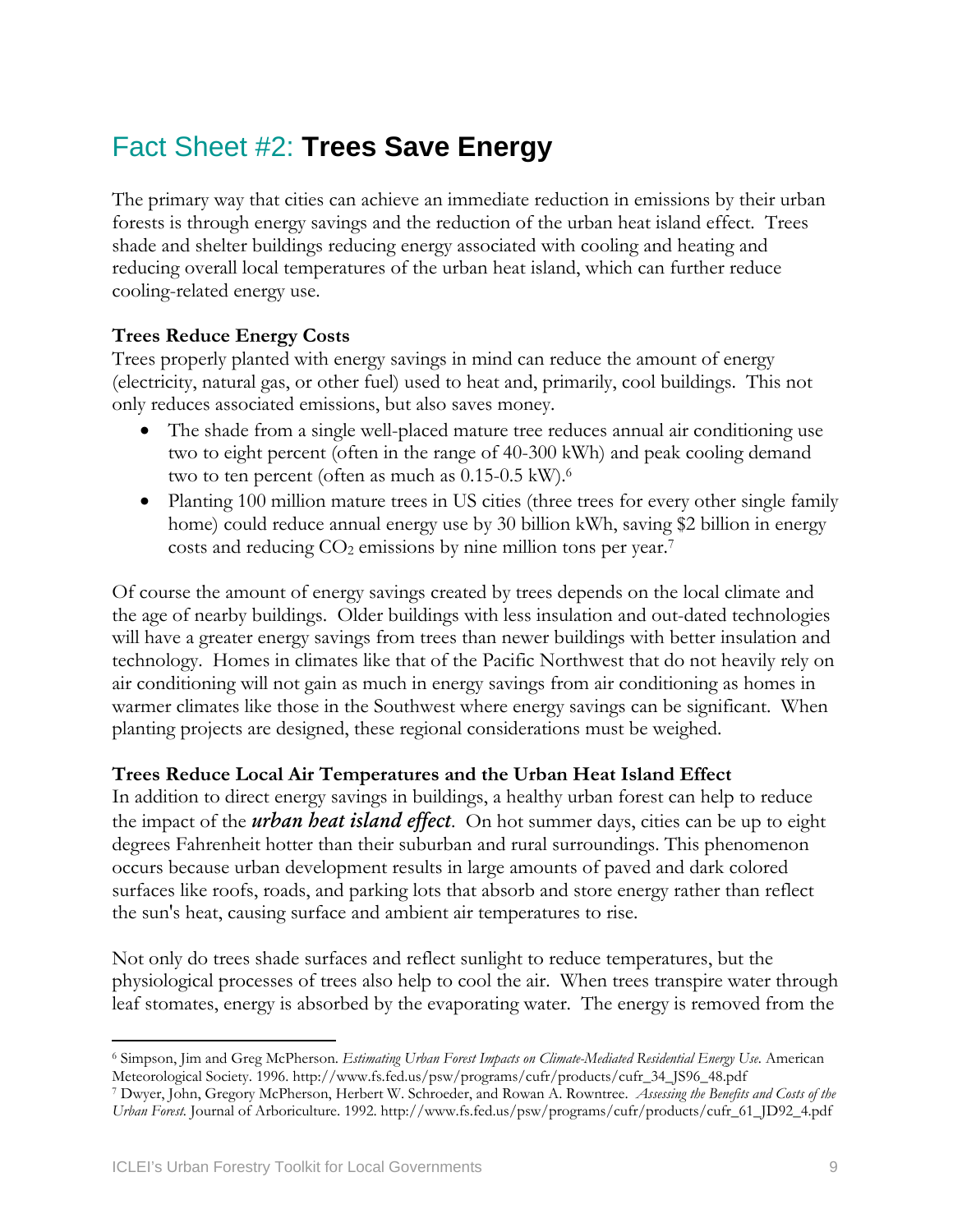# Fact Sheet #2: **Trees Save Energy**

The primary way that cities can achieve an immediate reduction in emissions by their urban forests is through energy savings and the reduction of the urban heat island effect. Trees shade and shelter buildings reducing energy associated with cooling and heating and reducing overall local temperatures of the urban heat island, which can further reduce cooling-related energy use.

**Trees Reduce Energy Costs**

Trees properly planted with energy savings in mind can reduce the amount of energy (electricity, natural gas, or other fuel) used to heat and, primarily, cool buildings. This not only reduces associated emissions, but also saves money.

- The shade from a single well-placed mature tree reduces annual air conditioning use two to eight percent (often in the range of 40-300 kWh) and peak cooling demand two to ten percent (often as much as 0.15-0.5 kW).[6]
- Planting 100 million mature trees in US cities (three trees for every other single family home) could reduce annual energy use by 30 billion kWh, saving $2 billion in energy costs and reducing $CO_2$ emissions by nine million tons per year.[7]

Of course the amount of energy savings created by trees depends on the local climate and the age of nearby buildings. Older buildings with less insulation and out-dated technologies will have a greater energy savings from trees than newer buildings with better insulation and technology. Homes in climates like that of the Pacific Northwest that do not heavily rely on air conditioning will not gain as much in energy savings from air conditioning as homes in warmer climates like those in the Southwest where energy savings can be significant. When planting projects are designed, these regional considerations must be weighed.

**Trees Reduce Local Air Temperatures and the Urban Heat Island Effect**

In addition to direct energy savings in buildings, a healthy urban forest can help to reduce the impact of the ***urban heat island effect***. On hot summer days, cities can be up to eight degrees Fahrenheit hotter than their suburban and rural surroundings. This phenomenon occurs because urban development results in large amounts of paved and dark colored surfaces like roofs, roads, and parking lots that absorb and store energy rather than reflect the sun's heat, causing surface and ambient air temperatures to rise.

Not only do trees shade surfaces and reflect sunlight to reduce temperatures, but the physiological processes of trees also help to cool the air. When trees transpire water through leaf stomates, energy is absorbed by the evaporating water. The energy is removed from the

---

[6] Simpson, Jim and Greg McPherson. *Estimating Urban Forest Impacts on Climate-Mediated Residential Energy Use.* American Meteorological Society. 1996. http://www.fs.fed.us/psw/programs/cufr/products/cufr_34_JS96_48.pdf

[7] Dwyer, John, Gregory McPherson, Herbert W. Schroeder, and Rowan A. Rowntree. *Assessing the Benefits and Costs of the Urban Forest.* Journal of Arboriculture. 1992. http://www.fs.fed.us/psw/programs/cufr/products/cufr_61_JD92_4.pdf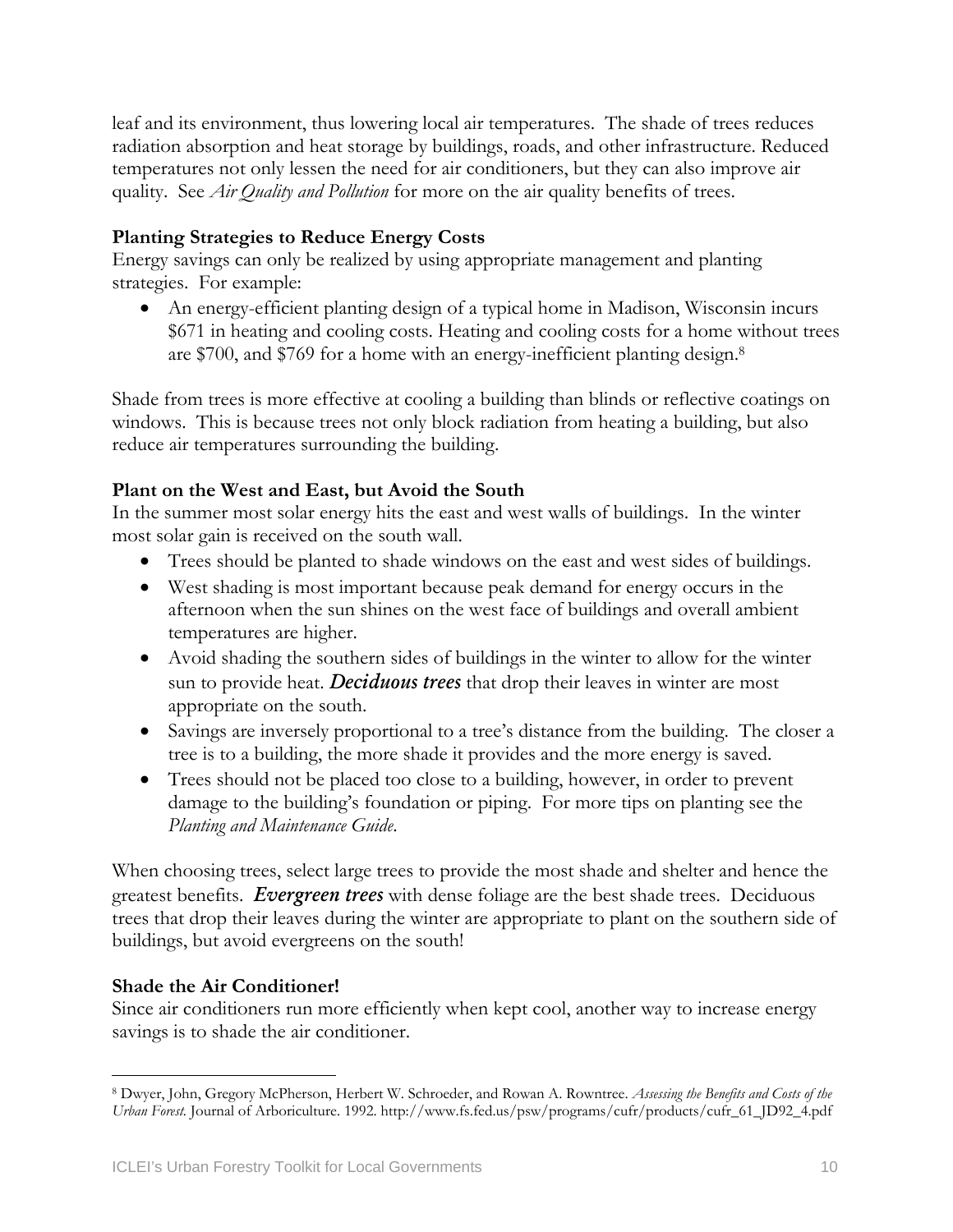leaf and its environment, thus lowering local air temperatures. The shade of trees reduces radiation absorption and heat storage by buildings, roads, and other infrastructure. Reduced temperatures not only lessen the need for air conditioners, but they can also improve air quality. See *Air Quality and Pollution* for more on the air quality benefits of trees.

**Planting Strategies to Reduce Energy Costs**

Energy savings can only be realized by using appropriate management and planting strategies. For example:

- An energy-efficient planting design of a typical home in Madison, Wisconsin incurs $671 in heating and cooling costs. Heating and cooling costs for a home without trees are $700, and $769 for a home with an energy-inefficient planting design.[8]

Shade from trees is more effective at cooling a building than blinds or reflective coatings on windows. This is because trees not only block radiation from heating a building, but also reduce air temperatures surrounding the building.

**Plant on the West and East, but Avoid the South**

In the summer most solar energy hits the east and west walls of buildings. In the winter most solar gain is received on the south wall.

- Trees should be planted to shade windows on the east and west sides of buildings.
- West shading is most important because peak demand for energy occurs in the afternoon when the sun shines on the west face of buildings and overall ambient temperatures are higher.
- Avoid shading the southern sides of buildings in the winter to allow for the winter sun to provide heat. ***Deciduous trees*** that drop their leaves in winter are most appropriate on the south.
- Savings are inversely proportional to a tree's distance from the building. The closer a tree is to a building, the more shade it provides and the more energy is saved.
- Trees should not be placed too close to a building, however, in order to prevent damage to the building's foundation or piping. For more tips on planting see the *Planting and Maintenance Guide*.

When choosing trees, select large trees to provide the most shade and shelter and hence the greatest benefits. ***Evergreen trees*** with dense foliage are the best shade trees. Deciduous trees that drop their leaves during the winter are appropriate to plant on the southern side of buildings, but avoid evergreens on the south!

**Shade the Air Conditioner!**

Since air conditioners run more efficiently when kept cool, another way to increase energy savings is to shade the air conditioner.

---

[8] Dwyer, John, Gregory McPherson, Herbert W. Schroeder, and Rowan A. Rowntree. *Assessing the Benefits and Costs of the Urban Forest.* Journal of Arboriculture. 1992. http://www.fs.fed.us/psw/programs/cufr/products/cufr_61_JD92_4.pdf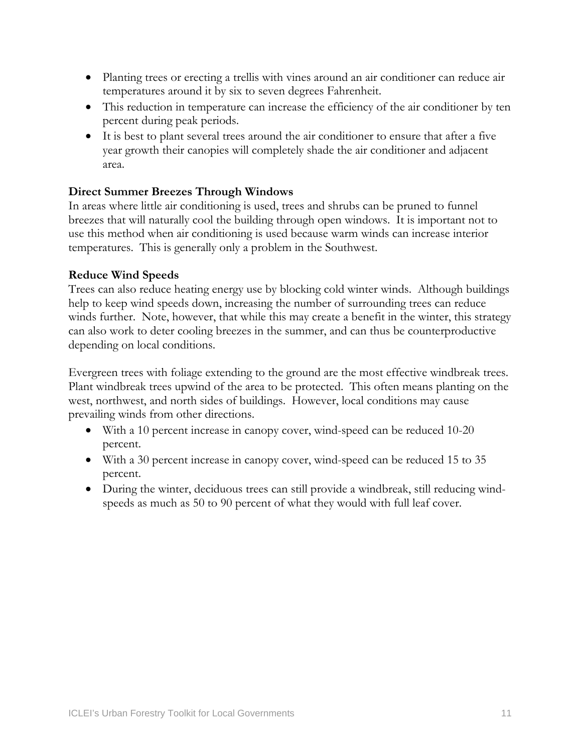- Planting trees or erecting a trellis with vines around an air conditioner can reduce air temperatures around it by six to seven degrees Fahrenheit.
- This reduction in temperature can increase the efficiency of the air conditioner by ten percent during peak periods.
- It is best to plant several trees around the air conditioner to ensure that after a five year growth their canopies will completely shade the air conditioner and adjacent area.

**Direct Summer Breezes Through Windows**

In areas where little air conditioning is used, trees and shrubs can be pruned to funnel breezes that will naturally cool the building through open windows. It is important not to use this method when air conditioning is used because warm winds can increase interior temperatures. This is generally only a problem in the Southwest.

**Reduce Wind Speeds**

Trees can also reduce heating energy use by blocking cold winter winds. Although buildings help to keep wind speeds down, increasing the number of surrounding trees can reduce winds further. Note, however, that while this may create a benefit in the winter, this strategy can also work to deter cooling breezes in the summer, and can thus be counterproductive depending on local conditions.

Evergreen trees with foliage extending to the ground are the most effective windbreak trees. Plant windbreak trees upwind of the area to be protected. This often means planting on the west, northwest, and north sides of buildings. However, local conditions may cause prevailing winds from other directions.

- With a 10 percent increase in canopy cover, wind-speed can be reduced 10-20 percent.
- With a 30 percent increase in canopy cover, wind-speed can be reduced 15 to 35 percent.
- During the winter, deciduous trees can still provide a windbreak, still reducing wind-speeds as much as 50 to 90 percent of what they would with full leaf cover.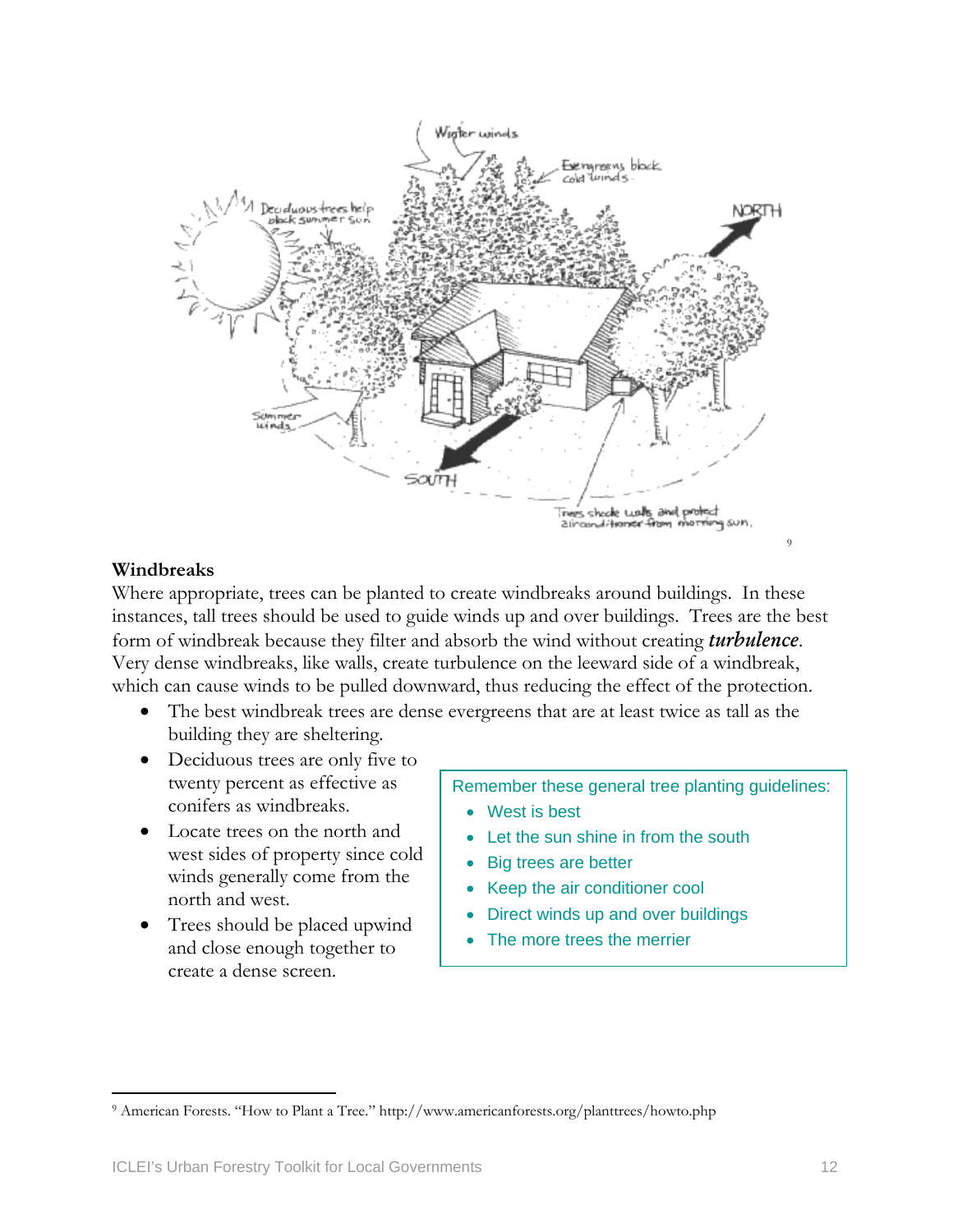## Windbreaks

Where appropriate, trees can be planted to create windbreaks around buildings. In these instances, tall trees should be used to guide winds up and over buildings. Trees are the best form of windbreak because they filter and absorb the wind without creating ***turbulence***. Very dense windbreaks, like walls, create turbulence on the leeward side of a windbreak, which can cause winds to be pulled downward, thus reducing the effect of the protection.

- The best windbreak trees are dense evergreens that are at least twice as tall as the building they are sheltering.
- Deciduous trees are only five to twenty percent as effective as conifers as windbreaks.
- Locate trees on the north and west sides of property since cold winds generally come from the north and west.
- Trees should be placed upwind and close enough together to create a dense screen.

Remember these general tree planting guidelines:

- West is best
- Let the sun shine in from the south
- Big trees are better
- Keep the air conditioner cool
- Direct winds up and over buildings
- The more trees the merrier

[9] American Forests. "How to Plant a Tree." http://www.americanforests.org/planttrees/howto.php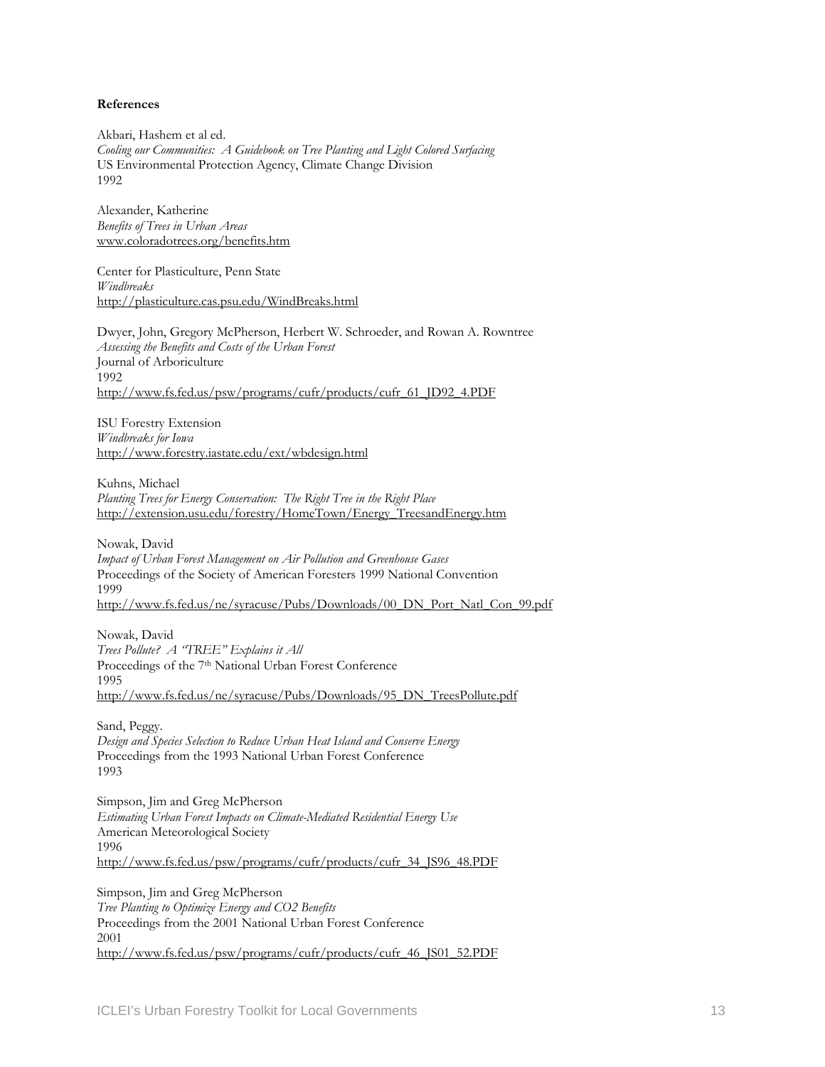**References**

Akbari, Hashem et al ed.
*Cooling our Communities: A Guidebook on Tree Planting and Light Colored Surfacing*
US Environmental Protection Agency, Climate Change Division
1992

Alexander, Katherine
*Benefits of Trees in Urban Areas*
www.coloradotrees.org/benefits.htm

Center for Plasticulture, Penn State
*Windbreaks*
http://plasticulture.cas.psu.edu/WindBreaks.html

Dwyer, John, Gregory McPherson, Herbert W. Schroeder, and Rowan A. Rowntree
*Assessing the Benefits and Costs of the Urban Forest*
Journal of Arboriculture
1992
http://www.fs.fed.us/psw/programs/cufr/products/cufr_61_JD92_4.PDF

ISU Forestry Extension
*Windbreaks for Iowa*
http://www.forestry.iastate.edu/ext/wbdesign.html

Kuhns, Michael
*Planting Trees for Energy Conservation: The Right Tree in the Right Place*
http://extension.usu.edu/forestry/HomeTown/Energy_TreesandEnergy.htm

Nowak, David
*Impact of Urban Forest Management on Air Pollution and Greenhouse Gases*
Proceedings of the Society of American Foresters 1999 National Convention
1999
http://www.fs.fed.us/ne/syracuse/Pubs/Downloads/00_DN_Port_Natl_Con_99.pdf

Nowak, David
*Trees Pollute? A "TREE" Explains it All*
Proceedings of the 7th National Urban Forest Conference
1995
http://www.fs.fed.us/ne/syracuse/Pubs/Downloads/95_DN_TreesPollute.pdf

Sand, Peggy.
*Design and Species Selection to Reduce Urban Heat Island and Conserve Energy*
Proceedings from the 1993 National Urban Forest Conference
1993

Simpson, Jim and Greg McPherson
*Estimating Urban Forest Impacts on Climate-Mediated Residential Energy Use*
American Meteorological Society
1996
http://www.fs.fed.us/psw/programs/cufr/products/cufr_34_JS96_48.PDF

Simpson, Jim and Greg McPherson
*Tree Planting to Optimize Energy and CO2 Benefits*
Proceedings from the 2001 National Urban Forest Conference
2001
http://www.fs.fed.us/psw/programs/cufr/products/cufr_46_JS01_52.PDF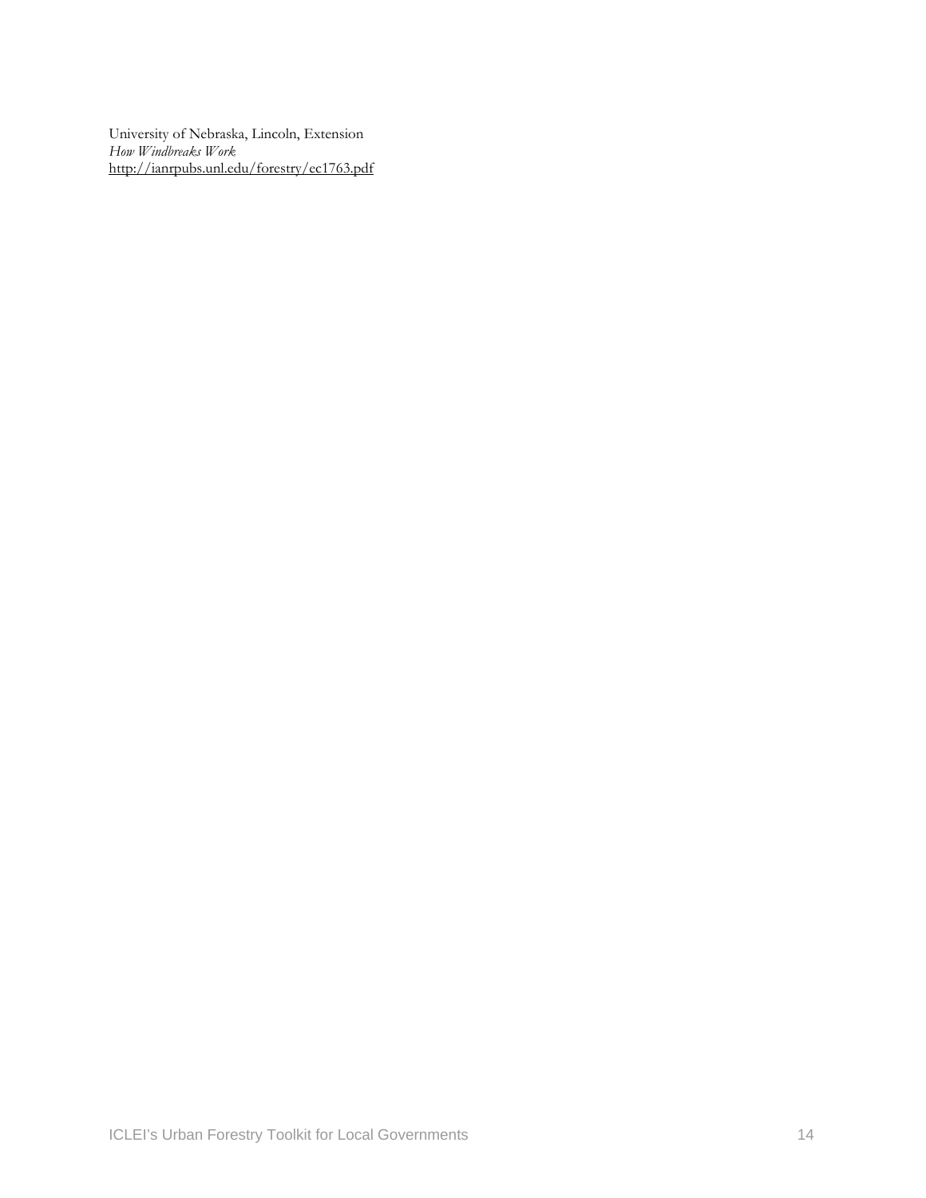University of Nebraska, Lincoln, Extension
*How Windbreaks Work*
http://ianrpubs.unl.edu/forestry/ec1763.pdf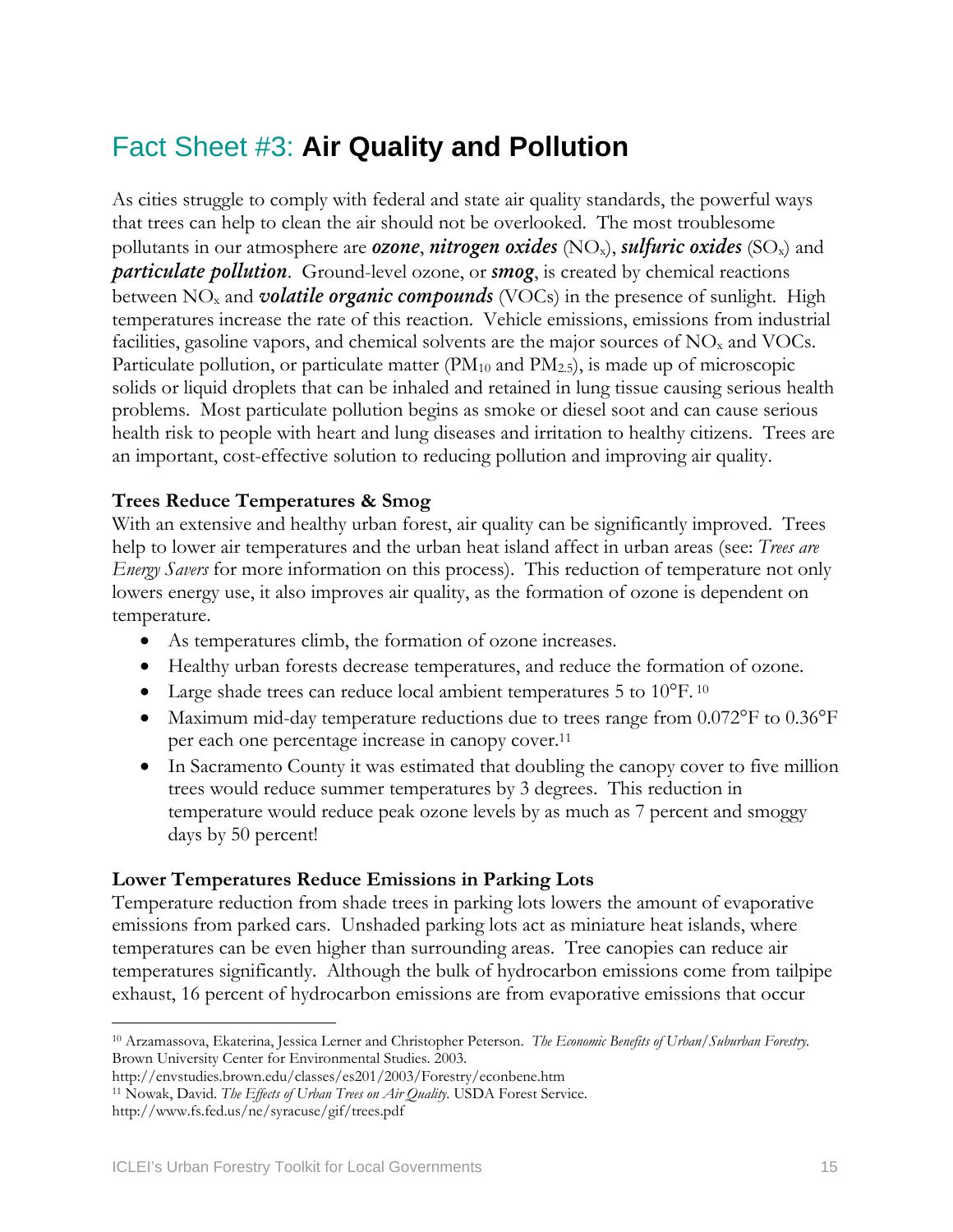# Fact Sheet #3: **Air Quality and Pollution**

As cities struggle to comply with federal and state air quality standards, the powerful ways that trees can help to clean the air should not be overlooked. The most troublesome pollutants in our atmosphere are ***ozone***, ***nitrogen oxides*** ($NO_x$), ***sulfuric oxides*** ($SO_x$) and ***particulate pollution***. Ground-level ozone, or ***smog***, is created by chemical reactions between $NO_x$ and ***volatile organic compounds*** (VOCs) in the presence of sunlight. High temperatures increase the rate of this reaction. Vehicle emissions, emissions from industrial facilities, gasoline vapors, and chemical solvents are the major sources of $NO_x$ and VOCs. Particulate pollution, or particulate matter ($PM_{10}$ and $PM_{2.5}$), is made up of microscopic solids or liquid droplets that can be inhaled and retained in lung tissue causing serious health problems. Most particulate pollution begins as smoke or diesel soot and can cause serious health risk to people with heart and lung diseases and irritation to healthy citizens. Trees are an important, cost-effective solution to reducing pollution and improving air quality.

### Trees Reduce Temperatures & Smog

With an extensive and healthy urban forest, air quality can be significantly improved. Trees help to lower air temperatures and the urban heat island affect in urban areas (see: *Trees are Energy Savers* for more information on this process). This reduction of temperature not only lowers energy use, it also improves air quality, as the formation of ozone is dependent on temperature.

- As temperatures climb, the formation of ozone increases.
- Healthy urban forests decrease temperatures, and reduce the formation of ozone.
- Large shade trees can reduce local ambient temperatures 5 to 10°F. [10]
- Maximum mid-day temperature reductions due to trees range from 0.072°F to 0.36°F per each one percentage increase in canopy cover.[11]
- In Sacramento County it was estimated that doubling the canopy cover to five million trees would reduce summer temperatures by 3 degrees. This reduction in temperature would reduce peak ozone levels by as much as 7 percent and smoggy days by 50 percent!

### Lower Temperatures Reduce Emissions in Parking Lots

Temperature reduction from shade trees in parking lots lowers the amount of evaporative emissions from parked cars. Unshaded parking lots act as miniature heat islands, where temperatures can be even higher than surrounding areas. Tree canopies can reduce air temperatures significantly. Although the bulk of hydrocarbon emissions come from tailpipe exhaust, 16 percent of hydrocarbon emissions are from evaporative emissions that occur

---

[10] Arzamassova, Ekaterina, Jessica Lerner and Christopher Peterson. *The Economic Benefits of Urban/Suburban Forestry.* Brown University Center for Environmental Studies. 2003. http://envstudies.brown.edu/classes/es201/2003/Forestry/econbene.htm

[11] Nowak, David. *The Effects of Urban Trees on Air Quality.* USDA Forest Service. http://www.fs.fed.us/ne/syracuse/gif/trees.pdf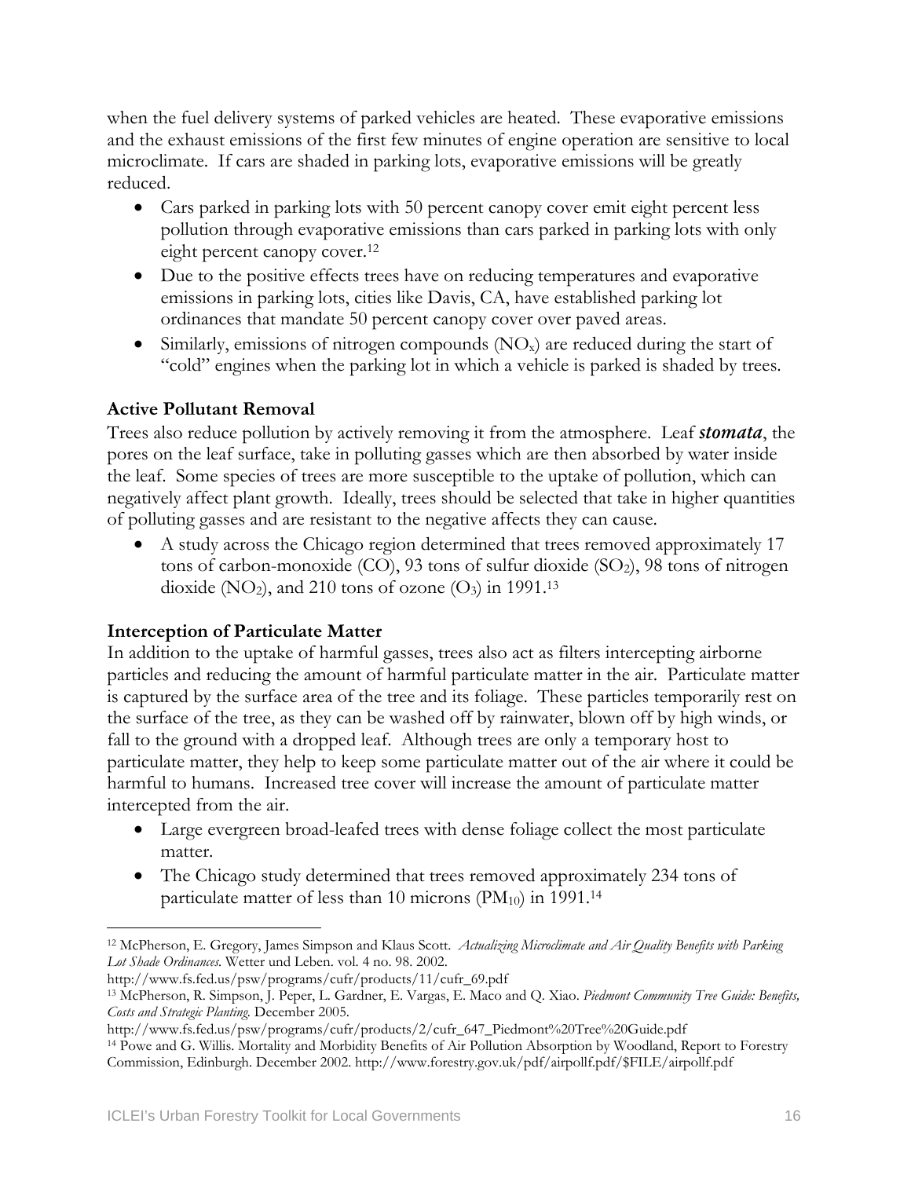when the fuel delivery systems of parked vehicles are heated. These evaporative emissions and the exhaust emissions of the first few minutes of engine operation are sensitive to local microclimate. If cars are shaded in parking lots, evaporative emissions will be greatly reduced.

- Cars parked in parking lots with 50 percent canopy cover emit eight percent less pollution through evaporative emissions than cars parked in parking lots with only eight percent canopy cover.[12]
- Due to the positive effects trees have on reducing temperatures and evaporative emissions in parking lots, cities like Davis, CA, have established parking lot ordinances that mandate 50 percent canopy cover over paved areas.
- Similarly, emissions of nitrogen compounds ($NO_x$) are reduced during the start of "cold" engines when the parking lot in which a vehicle is parked is shaded by trees.

**Active Pollutant Removal**

Trees also reduce pollution by actively removing it from the atmosphere. Leaf ***stomata***, the pores on the leaf surface, take in polluting gasses which are then absorbed by water inside the leaf. Some species of trees are more susceptible to the uptake of pollution, which can negatively affect plant growth. Ideally, trees should be selected that take in higher quantities of polluting gasses and are resistant to the negative affects they can cause.

- A study across the Chicago region determined that trees removed approximately 17 tons of carbon-monoxide ($CO$), 93 tons of sulfur dioxide ($SO_2$), 98 tons of nitrogen dioxide ($NO_2$), and 210 tons of ozone ($O_3$) in 1991.[13]

**Interception of Particulate Matter**

In addition to the uptake of harmful gasses, trees also act as filters intercepting airborne particles and reducing the amount of harmful particulate matter in the air. Particulate matter is captured by the surface area of the tree and its foliage. These particles temporarily rest on the surface of the tree, as they can be washed off by rainwater, blown off by high winds, or fall to the ground with a dropped leaf. Although trees are only a temporary host to particulate matter, they help to keep some particulate matter out of the air where it could be harmful to humans. Increased tree cover will increase the amount of particulate matter intercepted from the air.

- Large evergreen broad-leafed trees with dense foliage collect the most particulate matter.
- The Chicago study determined that trees removed approximately 234 tons of particulate matter of less than 10 microns ($PM_{10}$) in 1991.[14]

---

[12] McPherson, E. Gregory, James Simpson and Klaus Scott. *Actualizing Microclimate and Air Quality Benefits with Parking Lot Shade Ordinances*. Wetter und Leben. vol. 4 no. 98. 2002. http://www.fs.fed.us/psw/programs/cufr/products/11/cufr_69.pdf

[13] McPherson, R. Simpson, J. Peper, L. Gardner, E. Vargas, E. Maco and Q. Xiao. *Piedmont Community Tree Guide: Benefits, Costs and Strategic Planting*. December 2005. http://www.fs.fed.us/psw/programs/cufr/products/2/cufr_647_Piedmont%20Tree%20Guide.pdf

[14] Powe and G. Willis. Mortality and Morbidity Benefits of Air Pollution Absorption by Woodland, Report to Forestry Commission, Edinburgh. December 2002. http://www.forestry.gov.uk/pdf/airpollf.pdf/$FILE/airpollf.pdf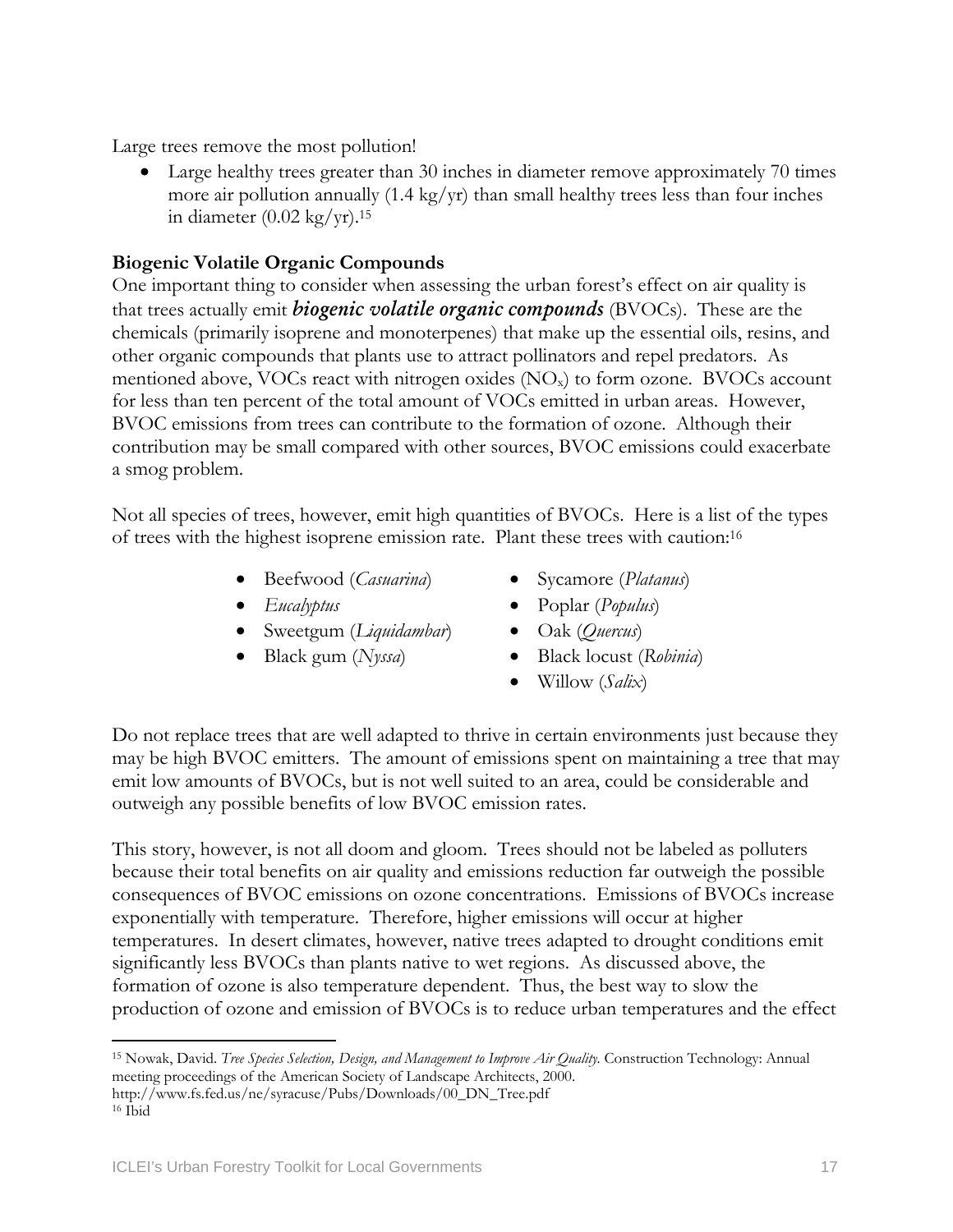Large trees remove the most pollution!

- Large healthy trees greater than 30 inches in diameter remove approximately 70 times more air pollution annually (1.4 kg/yr) than small healthy trees less than four inches in diameter (0.02 kg/yr).[15]

**Biogenic Volatile Organic Compounds**

One important thing to consider when assessing the urban forest's effect on air quality is that trees actually emit ***biogenic volatile organic compounds*** (BVOCs). These are the chemicals (primarily isoprene and monoterpenes) that make up the essential oils, resins, and other organic compounds that plants use to attract pollinators and repel predators. As mentioned above, VOCs react with nitrogen oxides ($NO_x$) to form ozone. BVOCs account for less than ten percent of the total amount of VOCs emitted in urban areas. However, BVOC emissions from trees can contribute to the formation of ozone. Although their contribution may be small compared with other sources, BVOC emissions could exacerbate a smog problem.

Not all species of trees, however, emit high quantities of BVOCs. Here is a list of the types of trees with the highest isoprene emission rate. Plant these trees with caution:[16]

- Beefwood (*Casuarina*)
- *Eucalyptus*
- Sweetgum (*Liquidambar*)
- Black gum (*Nyssa*)
- Sycamore (*Platanus*)
- Poplar (*Populus*)
- Oak (*Quercus*)
- Black locust (*Robinia*)
- Willow (*Salix*)

Do not replace trees that are well adapted to thrive in certain environments just because they may be high BVOC emitters. The amount of emissions spent on maintaining a tree that may emit low amounts of BVOCs, but is not well suited to an area, could be considerable and outweigh any possible benefits of low BVOC emission rates.

This story, however, is not all doom and gloom. Trees should not be labeled as polluters because their total benefits on air quality and emissions reduction far outweigh the possible consequences of BVOC emissions on ozone concentrations. Emissions of BVOCs increase exponentially with temperature. Therefore, higher emissions will occur at higher temperatures. In desert climates, however, native trees adapted to drought conditions emit significantly less BVOCs than plants native to wet regions. As discussed above, the formation of ozone is also temperature dependent. Thus, the best way to slow the production of ozone and emission of BVOCs is to reduce urban temperatures and the effect

---

[15] Nowak, David. *Tree Species Selection, Design, and Management to Improve Air Quality.* Construction Technology: Annual meeting proceedings of the American Society of Landscape Architects, 2000. http://www.fs.fed.us/ne/syracuse/Pubs/Downloads/00_DN_Tree.pdf

[16] Ibid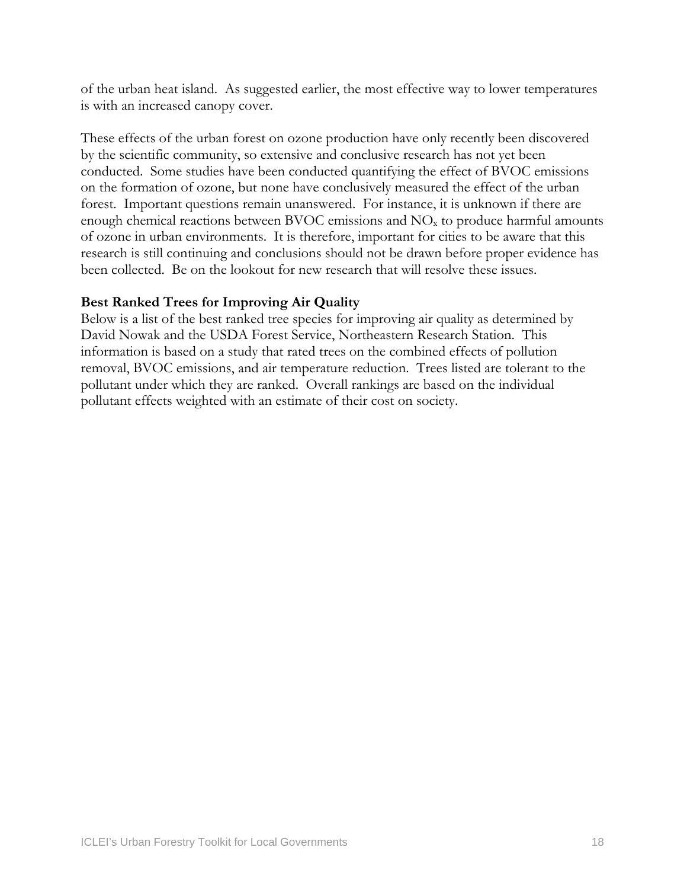of the urban heat island. As suggested earlier, the most effective way to lower temperatures is with an increased canopy cover.

These effects of the urban forest on ozone production have only recently been discovered by the scientific community, so extensive and conclusive research has not yet been conducted. Some studies have been conducted quantifying the effect of BVOC emissions on the formation of ozone, but none have conclusively measured the effect of the urban forest. Important questions remain unanswered. For instance, it is unknown if there are enough chemical reactions between BVOC emissions and $NO_x$ to produce harmful amounts of ozone in urban environments. It is therefore, important for cities to be aware that this research is still continuing and conclusions should not be drawn before proper evidence has been collected. Be on the lookout for new research that will resolve these issues.

**Best Ranked Trees for Improving Air Quality**

Below is a list of the best ranked tree species for improving air quality as determined by David Nowak and the USDA Forest Service, Northeastern Research Station. This information is based on a study that rated trees on the combined effects of pollution removal, BVOC emissions, and air temperature reduction. Trees listed are tolerant to the pollutant under which they are ranked. Overall rankings are based on the individual pollutant effects weighted with an estimate of their cost on society.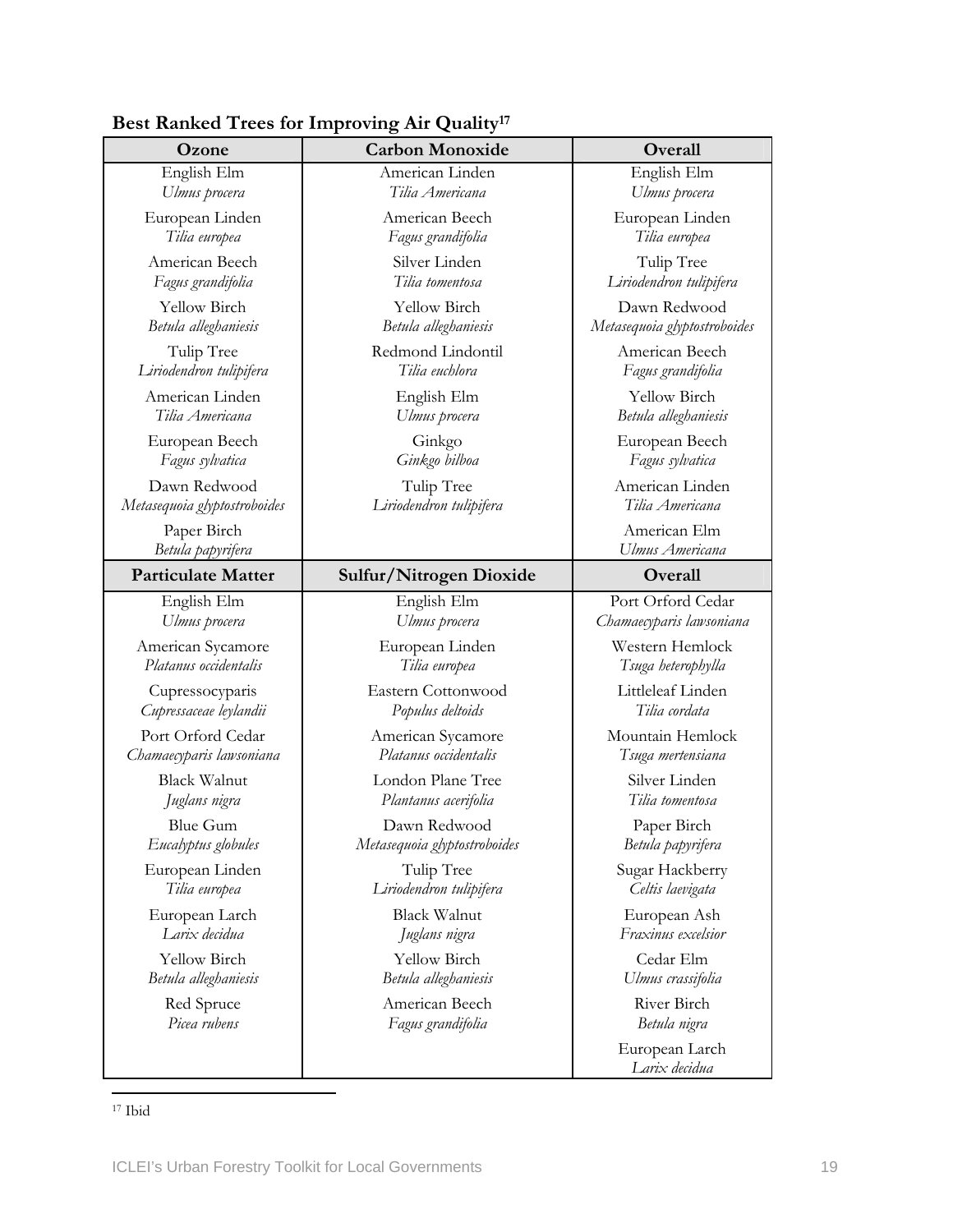**Best Ranked Trees for Improving Air Quality[17]**

| Ozone | Carbon Monoxide | Overall |
|---|---|---|
| English Elm *Ulmus procera* | American Linden *Tilia Americana* | English Elm *Ulmus procera* |
| European Linden *Tilia europea* | American Beech *Fagus grandifolia* | European Linden *Tilia europea* |
| American Beech *Fagus grandifolia* | Silver Linden *Tilia tomentosa* | Tulip Tree *Liriodendron tulipifera* |
| Yellow Birch *Betula alleghaniesis* | Yellow Birch *Betula alleghaniesis* | Dawn Redwood *Metasequoia glyptostroboides* |
| Tulip Tree *Liriodendron tulipifera* | Redmond Lindontil *Tilia euchlora* | American Beech *Fagus grandifolia* |
| American Linden *Tilia Americana* | English Elm *Ulmus procera* | Yellow Birch *Betula alleghaniesis* |
| European Beech *Fagus sylvatica* | Ginkgo *Ginkgo bilboa* | European Beech *Fagus sylvatica* |
| Dawn Redwood *Metasequoia glyptostroboides* | Tulip Tree *Liriodendron tulipifera* | American Linden *Tilia Americana* |
| Paper Birch *Betula papyrifera* | | American Elm *Ulmus Americana* |
| **Particulate Matter** | **Sulfur/Nitrogen Dioxide** | **Overall** |
| English Elm *Ulmus procera* | English Elm *Ulmus procera* | Port Orford Cedar *Chamaecyparis lawsoniana* |
| American Sycamore *Platanus occidentalis* | European Linden *Tilia europea* | Western Hemlock *Tsuga heterophylla* |
| Cupressocyparis *Cupressaceae leylandii* | Eastern Cottonwood *Populus deltoids* | Littleleaf Linden *Tilia cordata* |
| Port Orford Cedar *Chamaecyparis lawsoniana* | American Sycamore *Platanus occidentalis* | Mountain Hemlock *Tsuga mertensiana* |
| Black Walnut *Juglans nigra* | London Plane Tree *Plantanus acerifolia* | Silver Linden *Tilia tomentosa* |
| Blue Gum *Eucalyptus globules* | Dawn Redwood *Metasequoia glyptostroboides* | Paper Birch *Betula papyrifera* |
| European Linden *Tilia europea* | Tulip Tree *Liriodendron tulipifera* | Sugar Hackberry *Celtis laevigata* |
| European Larch *Larix decidua* | Black Walnut *Juglans nigra* | European Ash *Fraxinus excelsior* |
| Yellow Birch *Betula alleghaniesis* | Yellow Birch *Betula alleghaniesis* | Cedar Elm *Ulmus crassifolia* |
| Red Spruce *Picea rubens* | American Beech *Fagus grandifolia* | River Birch *Betula nigra* |
| | | European Larch *Larix decidua* |

[17] Ibid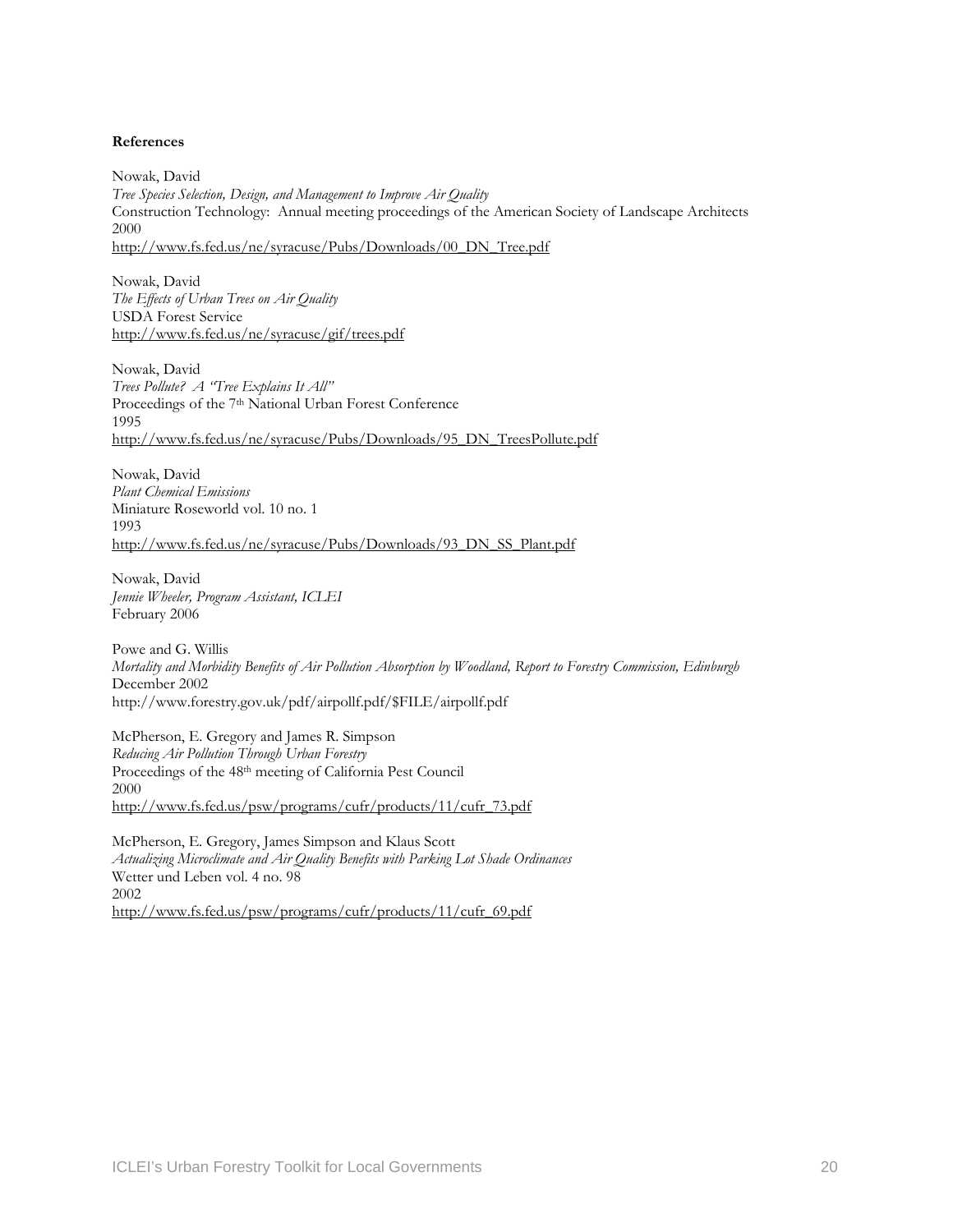**References**

Nowak, David
*Tree Species Selection, Design, and Management to Improve Air Quality*
Construction Technology: Annual meeting proceedings of the American Society of Landscape Architects
2000
http://www.fs.fed.us/ne/syracuse/Pubs/Downloads/00_DN_Tree.pdf

Nowak, David
*The Effects of Urban Trees on Air Quality*
USDA Forest Service
http://www.fs.fed.us/ne/syracuse/gif/trees.pdf

Nowak, David
*Trees Pollute? A "Tree Explains It All"*
Proceedings of the 7th National Urban Forest Conference
1995
http://www.fs.fed.us/ne/syracuse/Pubs/Downloads/95_DN_TreesPollute.pdf

Nowak, David
*Plant Chemical Emissions*
Miniature Roseworld vol. 10 no. 1
1993
http://www.fs.fed.us/ne/syracuse/Pubs/Downloads/93_DN_SS_Plant.pdf

Nowak, David
*Jennie Wheeler, Program Assistant, ICLEI*
February 2006

Powe and G. Willis
*Mortality and Morbidity Benefits of Air Pollution Absorption by Woodland, Report to Forestry Commission, Edinburgh*
December 2002
http://www.forestry.gov.uk/pdf/airpollf.pdf/$FILE/airpollf.pdf

McPherson, E. Gregory and James R. Simpson
*Reducing Air Pollution Through Urban Forestry*
Proceedings of the 48th meeting of California Pest Council
2000
http://www.fs.fed.us/psw/programs/cufr/products/11/cufr_73.pdf

McPherson, E. Gregory, James Simpson and Klaus Scott
*Actualizing Microclimate and Air Quality Benefits with Parking Lot Shade Ordinances*
Wetter und Leben vol. 4 no. 98
2002
http://www.fs.fed.us/psw/programs/cufr/products/11/cufr_69.pdf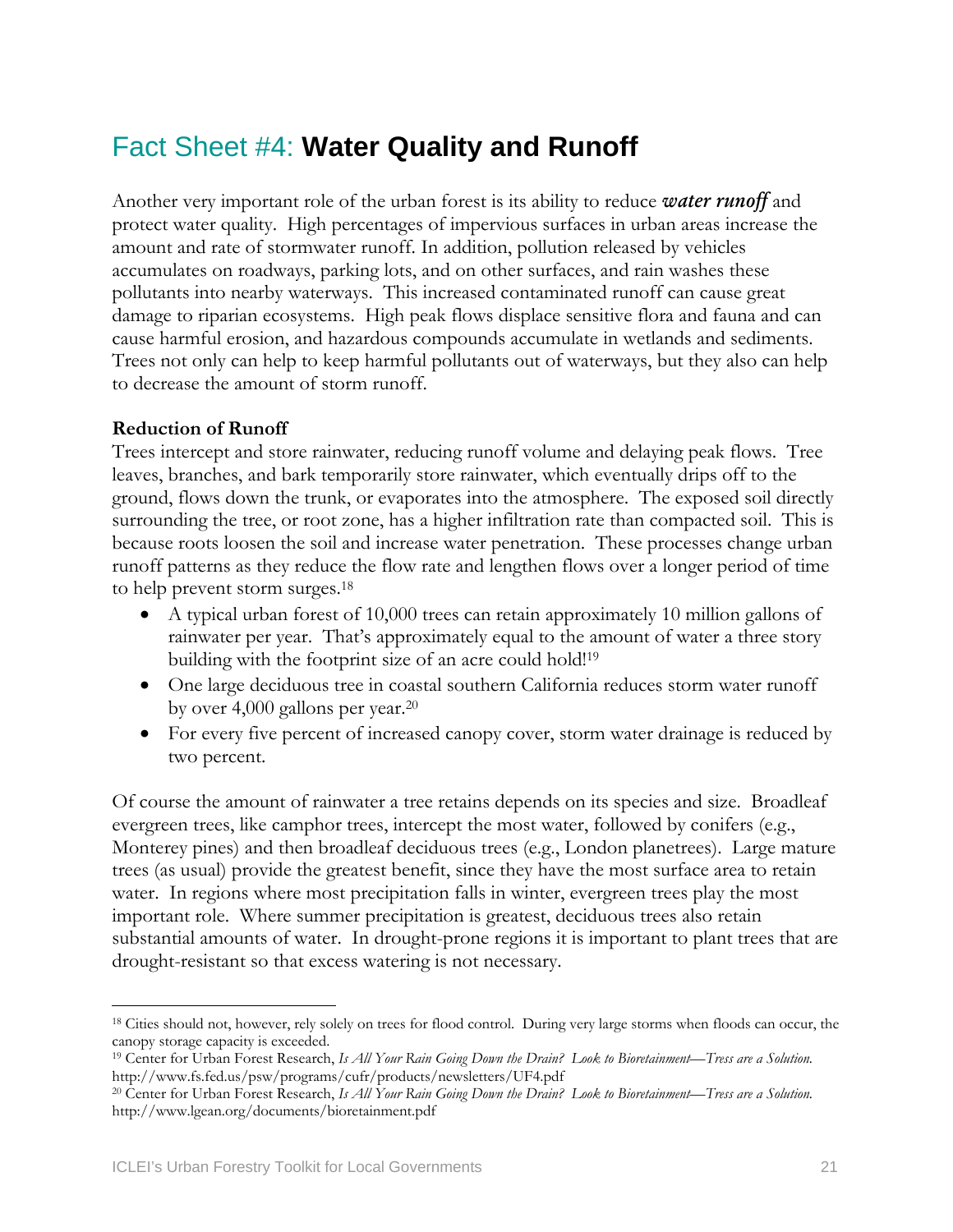# Fact Sheet #4: **Water Quality and Runoff**

Another very important role of the urban forest is its ability to reduce ***water runoff*** and protect water quality. High percentages of impervious surfaces in urban areas increase the amount and rate of stormwater runoff. In addition, pollution released by vehicles accumulates on roadways, parking lots, and on other surfaces, and rain washes these pollutants into nearby waterways. This increased contaminated runoff can cause great damage to riparian ecosystems. High peak flows displace sensitive flora and fauna and can cause harmful erosion, and hazardous compounds accumulate in wetlands and sediments. Trees not only can help to keep harmful pollutants out of waterways, but they also can help to decrease the amount of storm runoff.

**Reduction of Runoff**

Trees intercept and store rainwater, reducing runoff volume and delaying peak flows. Tree leaves, branches, and bark temporarily store rainwater, which eventually drips off to the ground, flows down the trunk, or evaporates into the atmosphere. The exposed soil directly surrounding the tree, or root zone, has a higher infiltration rate than compacted soil. This is because roots loosen the soil and increase water penetration. These processes change urban runoff patterns as they reduce the flow rate and lengthen flows over a longer period of time to help prevent storm surges.[18]

- A typical urban forest of 10,000 trees can retain approximately 10 million gallons of rainwater per year. That's approximately equal to the amount of water a three story building with the footprint size of an acre could hold![19]
- One large deciduous tree in coastal southern California reduces storm water runoff by over 4,000 gallons per year.[20]
- For every five percent of increased canopy cover, storm water drainage is reduced by two percent.

Of course the amount of rainwater a tree retains depends on its species and size. Broadleaf evergreen trees, like camphor trees, intercept the most water, followed by conifers (e.g., Monterey pines) and then broadleaf deciduous trees (e.g., London planetrees). Large mature trees (as usual) provide the greatest benefit, since they have the most surface area to retain water. In regions where most precipitation falls in winter, evergreen trees play the most important role. Where summer precipitation is greatest, deciduous trees also retain substantial amounts of water. In drought-prone regions it is important to plant trees that are drought-resistant so that excess watering is not necessary.

---

[18] Cities should not, however, rely solely on trees for flood control. During very large storms when floods can occur, the canopy storage capacity is exceeded.

[19] Center for Urban Forest Research, *Is All Your Rain Going Down the Drain? Look to Bioretainment—Tress are a Solution.* http://www.fs.fed.us/psw/programs/cufr/products/newsletters/UF4.pdf

[20] Center for Urban Forest Research, *Is All Your Rain Going Down the Drain? Look to Bioretainment—Tress are a Solution.* http://www.lgean.org/documents/bioretainment.pdf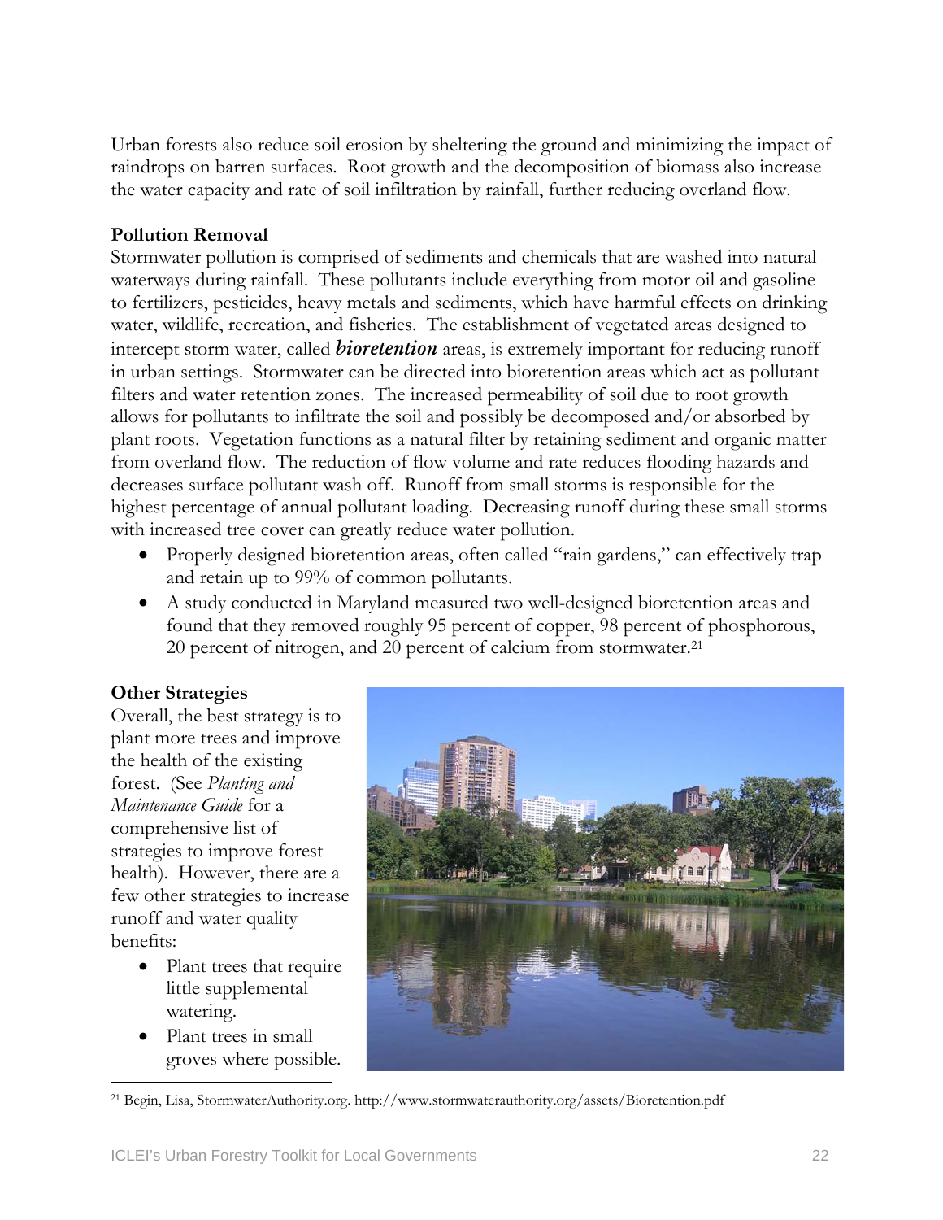Urban forests also reduce soil erosion by sheltering the ground and minimizing the impact of raindrops on barren surfaces. Root growth and the decomposition of biomass also increase the water capacity and rate of soil infiltration by rainfall, further reducing overland flow.

**Pollution Removal**

Stormwater pollution is comprised of sediments and chemicals that are washed into natural waterways during rainfall. These pollutants include everything from motor oil and gasoline to fertilizers, pesticides, heavy metals and sediments, which have harmful effects on drinking water, wildlife, recreation, and fisheries. The establishment of vegetated areas designed to intercept storm water, called ***bioretention*** areas, is extremely important for reducing runoff in urban settings. Stormwater can be directed into bioretention areas which act as pollutant filters and water retention zones. The increased permeability of soil due to root growth allows for pollutants to infiltrate the soil and possibly be decomposed and/or absorbed by plant roots. Vegetation functions as a natural filter by retaining sediment and organic matter from overland flow. The reduction of flow volume and rate reduces flooding hazards and decreases surface pollutant wash off. Runoff from small storms is responsible for the highest percentage of annual pollutant loading. Decreasing runoff during these small storms with increased tree cover can greatly reduce water pollution.

- Properly designed bioretention areas, often called "rain gardens," can effectively trap and retain up to 99% of common pollutants.
- A study conducted in Maryland measured two well-designed bioretention areas and found that they removed roughly 95 percent of copper, 98 percent of phosphorous, 20 percent of nitrogen, and 20 percent of calcium from stormwater.[21]

**Other Strategies**

Overall, the best strategy is to plant more trees and improve the health of the existing forest. (See *Planting and Maintenance Guide* for a comprehensive list of strategies to improve forest health). However, there are a few other strategies to increase runoff and water quality benefits:

- Plant trees that require little supplemental watering.
- Plant trees in small groves where possible.

[21] Begin, Lisa, StormwaterAuthority.org. http://www.stormwaterauthority.org/assets/Bioretention.pdf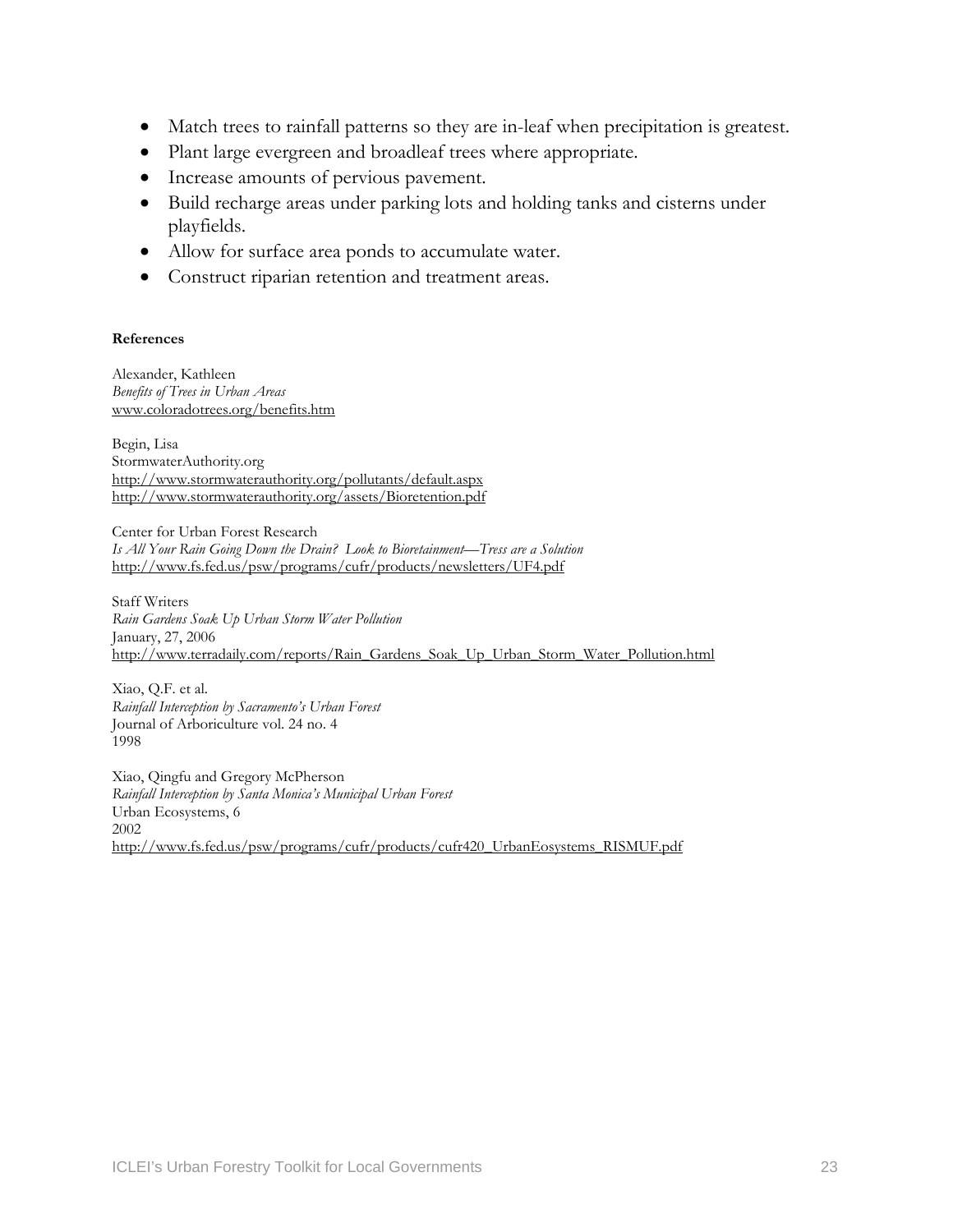- Match trees to rainfall patterns so they are in-leaf when precipitation is greatest.
- Plant large evergreen and broadleaf trees where appropriate.
- Increase amounts of pervious pavement.
- Build recharge areas under parking lots and holding tanks and cisterns under playfields.
- Allow for surface area ponds to accumulate water.
- Construct riparian retention and treatment areas.

**References**

Alexander, Kathleen
*Benefits of Trees in Urban Areas*
www.coloradotrees.org/benefits.htm

Begin, Lisa
StormwaterAuthority.org
http://www.stormwaterauthority.org/pollutants/default.aspx
http://www.stormwaterauthority.org/assets/Bioretention.pdf

Center for Urban Forest Research
*Is All Your Rain Going Down the Drain? Look to Bioretainment—Tress are a Solution*
http://www.fs.fed.us/psw/programs/cufr/products/newsletters/UF4.pdf

Staff Writers
*Rain Gardens Soak Up Urban Storm Water Pollution*
January, 27, 2006
http://www.terradaily.com/reports/Rain_Gardens_Soak_Up_Urban_Storm_Water_Pollution.html

Xiao, Q.F. et al.
*Rainfall Interception by Sacramento's Urban Forest*
Journal of Arboriculture vol. 24 no. 4
1998

Xiao, Qingfu and Gregory McPherson
*Rainfall Interception by Santa Monica's Municipal Urban Forest*
Urban Ecosystems, 6
2002
http://www.fs.fed.us/psw/programs/cufr/products/cufr420_UrbanEosystems_RISMUF.pdf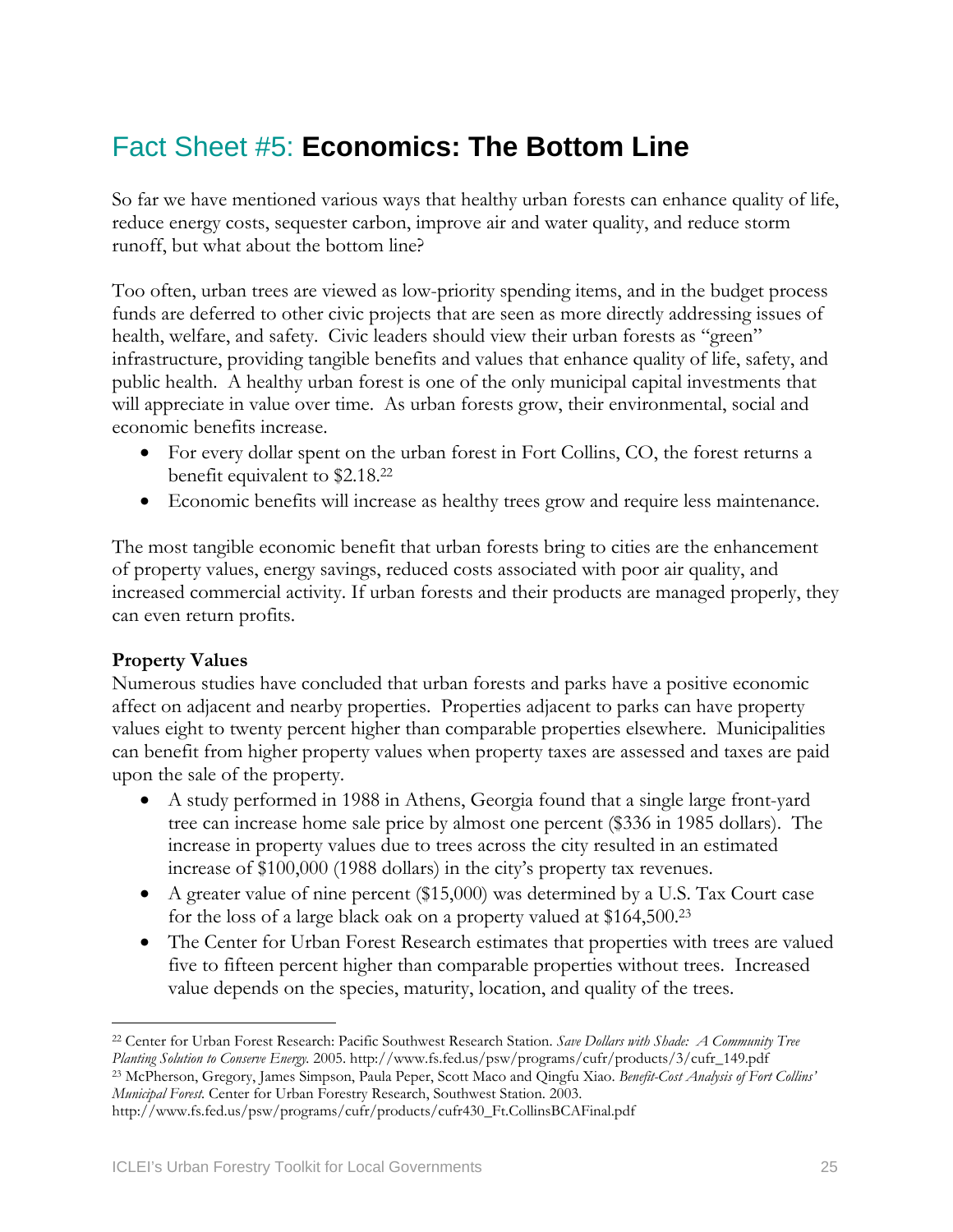# Fact Sheet #5: **Economics: The Bottom Line**

So far we have mentioned various ways that healthy urban forests can enhance quality of life, reduce energy costs, sequester carbon, improve air and water quality, and reduce storm runoff, but what about the bottom line?

Too often, urban trees are viewed as low-priority spending items, and in the budget process funds are deferred to other civic projects that are seen as more directly addressing issues of health, welfare, and safety. Civic leaders should view their urban forests as "green" infrastructure, providing tangible benefits and values that enhance quality of life, safety, and public health. A healthy urban forest is one of the only municipal capital investments that will appreciate in value over time. As urban forests grow, their environmental, social and economic benefits increase.

- For every dollar spent on the urban forest in Fort Collins, CO, the forest returns a benefit equivalent to $2.18.[22]
- Economic benefits will increase as healthy trees grow and require less maintenance.

The most tangible economic benefit that urban forests bring to cities are the enhancement of property values, energy savings, reduced costs associated with poor air quality, and increased commercial activity. If urban forests and their products are managed properly, they can even return profits.

**Property Values**

Numerous studies have concluded that urban forests and parks have a positive economic affect on adjacent and nearby properties. Properties adjacent to parks can have property values eight to twenty percent higher than comparable properties elsewhere. Municipalities can benefit from higher property values when property taxes are assessed and taxes are paid upon the sale of the property.

- A study performed in 1988 in Athens, Georgia found that a single large front-yard tree can increase home sale price by almost one percent ($336 in 1985 dollars). The increase in property values due to trees across the city resulted in an estimated increase of $100,000 (1988 dollars) in the city's property tax revenues.
- A greater value of nine percent ($15,000) was determined by a U.S. Tax Court case for the loss of a large black oak on a property valued at $164,500.[23]
- The Center for Urban Forest Research estimates that properties with trees are valued five to fifteen percent higher than comparable properties without trees. Increased value depends on the species, maturity, location, and quality of the trees.

---

[22] Center for Urban Forest Research: Pacific Southwest Research Station. *Save Dollars with Shade: A Community Tree Planting Solution to Conserve Energy.* 2005. http://www.fs.fed.us/psw/programs/cufr/products/3/cufr_149.pdf

[23] McPherson, Gregory, James Simpson, Paula Peper, Scott Maco and Qingfu Xiao. *Benefit-Cost Analysis of Fort Collins' Municipal Forest.* Center for Urban Forestry Research, Southwest Station. 2003. http://www.fs.fed.us/psw/programs/cufr/products/cufr430_Ft.CollinsBCAFinal.pdf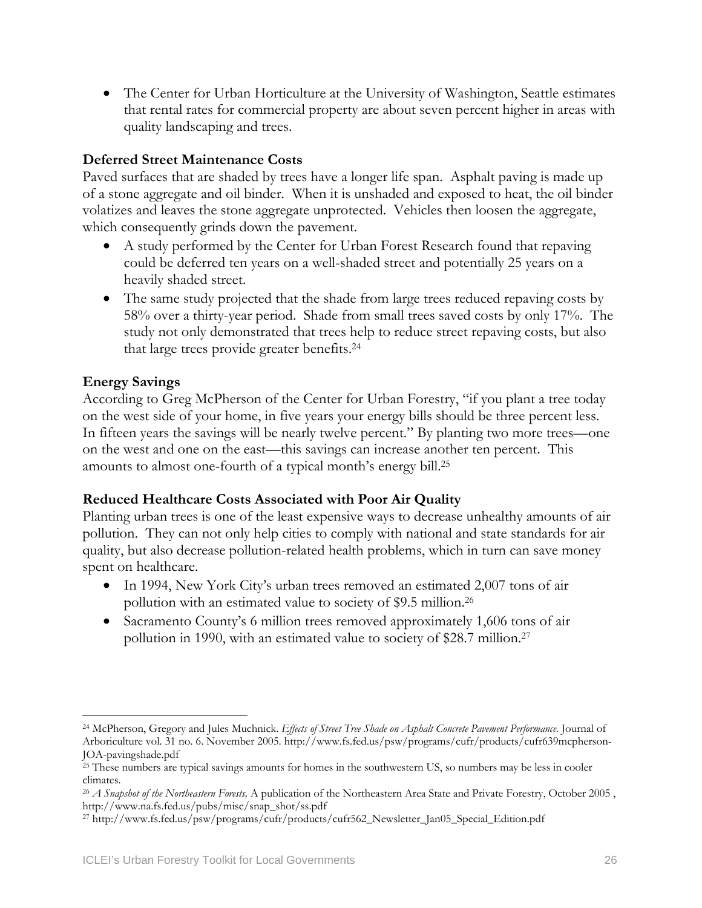- The Center for Urban Horticulture at the University of Washington, Seattle estimates that rental rates for commercial property are about seven percent higher in areas with quality landscaping and trees.

**Deferred Street Maintenance Costs**

Paved surfaces that are shaded by trees have a longer life span. Asphalt paving is made up of a stone aggregate and oil binder. When it is unshaded and exposed to heat, the oil binder volatizes and leaves the stone aggregate unprotected. Vehicles then loosen the aggregate, which consequently grinds down the pavement.

- A study performed by the Center for Urban Forest Research found that repaving could be deferred ten years on a well-shaded street and potentially 25 years on a heavily shaded street.
- The same study projected that the shade from large trees reduced repaving costs by 58% over a thirty-year period. Shade from small trees saved costs by only 17%. The study not only demonstrated that trees help to reduce street repaving costs, but also that large trees provide greater benefits.[24]

**Energy Savings**

According to Greg McPherson of the Center for Urban Forestry, "if you plant a tree today on the west side of your home, in five years your energy bills should be three percent less. In fifteen years the savings will be nearly twelve percent." By planting two more trees—one on the west and one on the east—this savings can increase another ten percent. This amounts to almost one-fourth of a typical month's energy bill.[25]

**Reduced Healthcare Costs Associated with Poor Air Quality**

Planting urban trees is one of the least expensive ways to decrease unhealthy amounts of air pollution. They can not only help cities to comply with national and state standards for air quality, but also decrease pollution-related health problems, which in turn can save money spent on healthcare.

- In 1994, New York City's urban trees removed an estimated 2,007 tons of air pollution with an estimated value to society of \$9.5 million.[26]
- Sacramento County's 6 million trees removed approximately 1,606 tons of air pollution in 1990, with an estimated value to society of \$28.7 million.[27]

---

[24] McPherson, Gregory and Jules Muchnick. *Effects of Street Tree Shade on Asphalt Concrete Pavement Performance*. Journal of Arboriculture vol. 31 no. 6. November 2005. http://www.fs.fed.us/psw/programs/cufr/products/cufr639mcpherson-JOA-pavingshade.pdf

[25] These numbers are typical savings amounts for homes in the southwestern US, so numbers may be less in cooler climates.

[26] *A Snapshot of the Northeastern Forests,* A publication of the Northeastern Area State and Private Forestry, October 2005 , http://www.na.fs.fed.us/pubs/misc/snap_shot/ss.pdf

[27] http://www.fs.fed.us/psw/programs/cufr/products/cufr562_Newsletter_Jan05_Special_Edition.pdf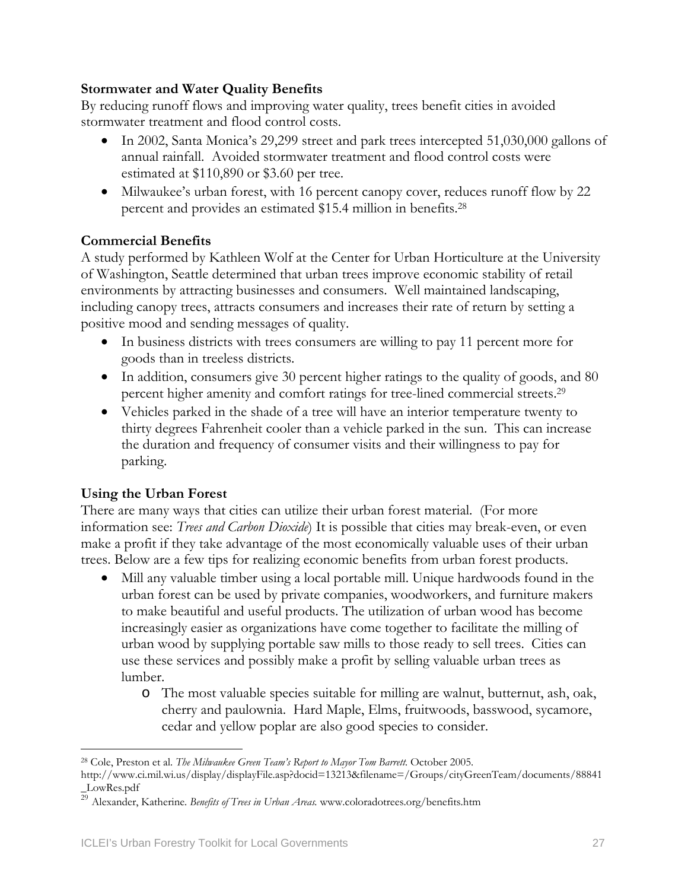**Stormwater and Water Quality Benefits**

By reducing runoff flows and improving water quality, trees benefit cities in avoided stormwater treatment and flood control costs.

- In 2002, Santa Monica's 29,299 street and park trees intercepted 51,030,000 gallons of annual rainfall. Avoided stormwater treatment and flood control costs were estimated at $110,890 or $3.60 per tree.
- Milwaukee's urban forest, with 16 percent canopy cover, reduces runoff flow by 22 percent and provides an estimated $15.4 million in benefits.[28]

**Commercial Benefits**

A study performed by Kathleen Wolf at the Center for Urban Horticulture at the University of Washington, Seattle determined that urban trees improve economic stability of retail environments by attracting businesses and consumers. Well maintained landscaping, including canopy trees, attracts consumers and increases their rate of return by setting a positive mood and sending messages of quality.

- In business districts with trees consumers are willing to pay 11 percent more for goods than in treeless districts.
- In addition, consumers give 30 percent higher ratings to the quality of goods, and 80 percent higher amenity and comfort ratings for tree-lined commercial streets.[29]
- Vehicles parked in the shade of a tree will have an interior temperature twenty to thirty degrees Fahrenheit cooler than a vehicle parked in the sun. This can increase the duration and frequency of consumer visits and their willingness to pay for parking.

**Using the Urban Forest**

There are many ways that cities can utilize their urban forest material. (For more information see: *Trees and Carbon Dioxide*) It is possible that cities may break-even, or even make a profit if they take advantage of the most economically valuable uses of their urban trees. Below are a few tips for realizing economic benefits from urban forest products.

- Mill any valuable timber using a local portable mill. Unique hardwoods found in the urban forest can be used by private companies, woodworkers, and furniture makers to make beautiful and useful products. The utilization of urban wood has become increasingly easier as organizations have come together to facilitate the milling of urban wood by supplying portable saw mills to those ready to sell trees. Cities can use these services and possibly make a profit by selling valuable urban trees as lumber.
  - The most valuable species suitable for milling are walnut, butternut, ash, oak, cherry and paulownia. Hard Maple, Elms, fruitwoods, basswood, sycamore, cedar and yellow poplar are also good species to consider.

---

[28] Cole, Preston et al. *The Milwaukee Green Team's Report to Mayor Tom Barrett.* October 2005. http://www.ci.mil.wi.us/display/displayFile.asp?docid=13213&filename=/Groups/cityGreenTeam/documents/88841_LowRes.pdf

[29] Alexander, Katherine. *Benefits of Trees in Urban Areas.* www.coloradotrees.org/benefits.htm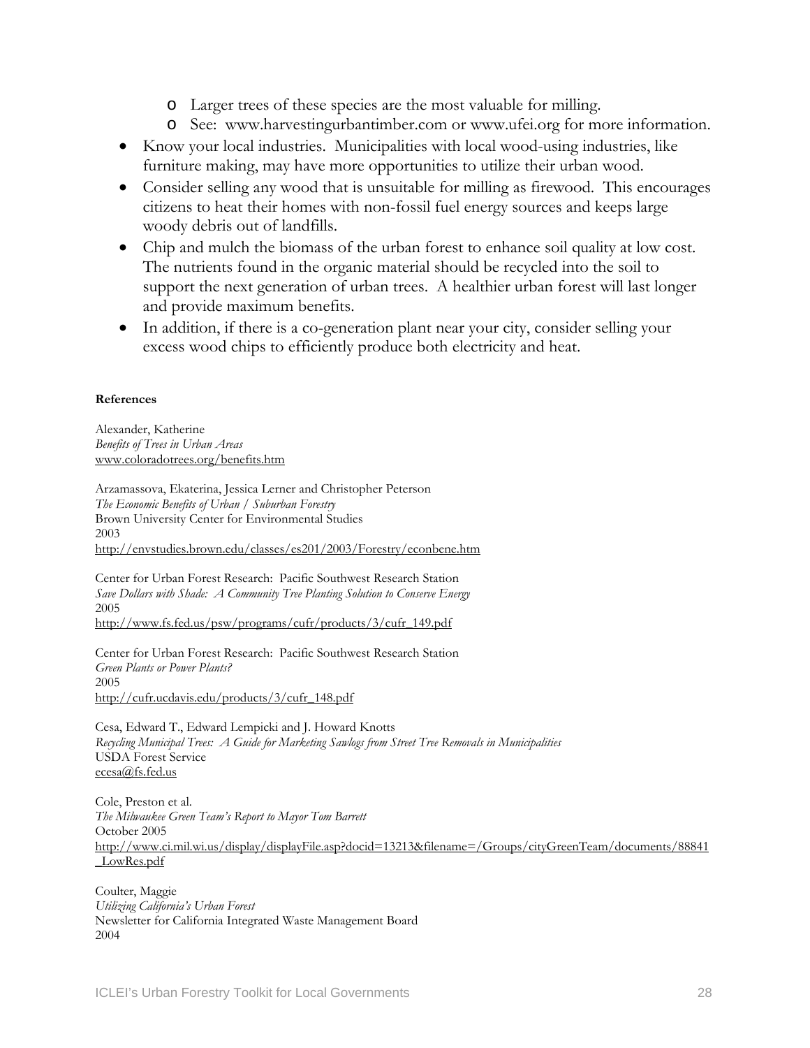- Larger trees of these species are the most valuable for milling.
  - See: www.harvestingurbantimber.com or www.ufei.org for more information.
- Know your local industries. Municipalities with local wood-using industries, like furniture making, may have more opportunities to utilize their urban wood.
- Consider selling any wood that is unsuitable for milling as firewood. This encourages citizens to heat their homes with non-fossil fuel energy sources and keeps large woody debris out of landfills.
- Chip and mulch the biomass of the urban forest to enhance soil quality at low cost. The nutrients found in the organic material should be recycled into the soil to support the next generation of urban trees. A healthier urban forest will last longer and provide maximum benefits.
- In addition, if there is a co-generation plant near your city, consider selling your excess wood chips to efficiently produce both electricity and heat.

**References**

Alexander, Katherine
*Benefits of Trees in Urban Areas*
www.coloradotrees.org/benefits.htm

Arzamassova, Ekaterina, Jessica Lerner and Christopher Peterson
*The Economic Benefits of Urban / Suburban Forestry*
Brown University Center for Environmental Studies
2003
http://envstudies.brown.edu/classes/es201/2003/Forestry/econbene.htm

Center for Urban Forest Research: Pacific Southwest Research Station
*Save Dollars with Shade: A Community Tree Planting Solution to Conserve Energy*
2005
http://www.fs.fed.us/psw/programs/cufr/products/3/cufr_149.pdf

Center for Urban Forest Research: Pacific Southwest Research Station
*Green Plants or Power Plants?*
2005
http://cufr.ucdavis.edu/products/3/cufr_148.pdf

Cesa, Edward T., Edward Lempicki and J. Howard Knotts
*Recycling Municipal Trees: A Guide for Marketing Sawlogs from Street Tree Removals in Municipalities*
USDA Forest Service
ecesa@fs.fed.us

Cole, Preston et al.
*The Milwaukee Green Team's Report to Mayor Tom Barrett*
October 2005
http://www.ci.mil.wi.us/display/displayFile.asp?docid=13213&filename=/Groups/cityGreenTeam/documents/88841_LowRes.pdf

Coulter, Maggie
*Utilizing California's Urban Forest*
Newsletter for California Integrated Waste Management Board
2004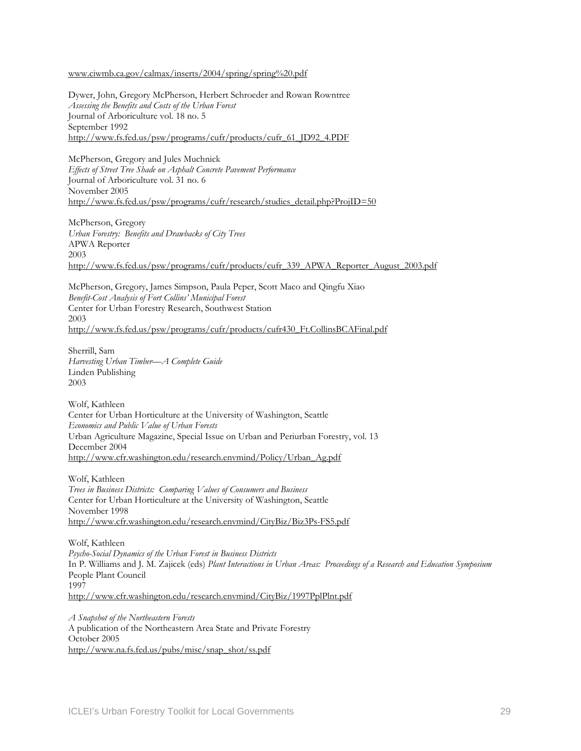www.ciwmb.ca.gov/calmax/inserts/2004/spring/spring%20.pdf

Dywer, John, Gregory McPherson, Herbert Schroeder and Rowan Rowntree
*Assessing the Benefits and Costs of the Urban Forest*
Journal of Arboriculture vol. 18 no. 5
September 1992
http://www.fs.fed.us/psw/programs/cufr/products/cufr_61_JD92_4.PDF

McPherson, Gregory and Jules Muchnick
*Effects of Street Tree Shade on Asphalt Concrete Pavement Performance*
Journal of Arboriculture vol. 31 no. 6
November 2005
http://www.fs.fed.us/psw/programs/cufr/research/studies_detail.php?ProjID=50

McPherson, Gregory
*Urban Forestry: Benefits and Drawbacks of City Trees*
APWA Reporter
2003
http://www.fs.fed.us/psw/programs/cufr/products/cufr_339_APWA_Reporter_August_2003.pdf

McPherson, Gregory, James Simpson, Paula Peper, Scott Maco and Qingfu Xiao
*Benefit-Cost Analysis of Fort Collins' Municipal Forest*
Center for Urban Forestry Research, Southwest Station
2003
http://www.fs.fed.us/psw/programs/cufr/products/cufr430_Ft.CollinsBCAFinal.pdf

Sherrill, Sam
*Harvesting Urban Timber—A Complete Guide*
Linden Publishing
2003

Wolf, Kathleen
Center for Urban Horticulture at the University of Washington, Seattle
*Economics and Public Value of Urban Forests*
Urban Agriculture Magazine, Special Issue on Urban and Periurban Forestry, vol. 13
December 2004
http://www.cfr.washington.edu/research.envmind/Policy/Urban_Ag.pdf

Wolf, Kathleen
*Trees in Business Districts: Comparing Values of Consumers and Business*
Center for Urban Horticulture at the University of Washington, Seattle
November 1998
http://www.cfr.washington.edu/research.envmind/CityBiz/Biz3Ps-FS5.pdf

Wolf, Kathleen
*Psycho-Social Dynamics of the Urban Forest in Business Districts*
In P. Williams and J. M. Zajicek (eds) *Plant Interactions in Urban Areas: Proceedings of a Research and Education Symposium*
People Plant Council
1997
http://www.cfr.washington.edu/research.envmind/CityBiz/1997PplPlnt.pdf

*A Snapshot of the Northeastern Forests*
A publication of the Northeastern Area State and Private Forestry
October 2005
http://www.na.fs.fed.us/pubs/misc/snap_shot/ss.pdf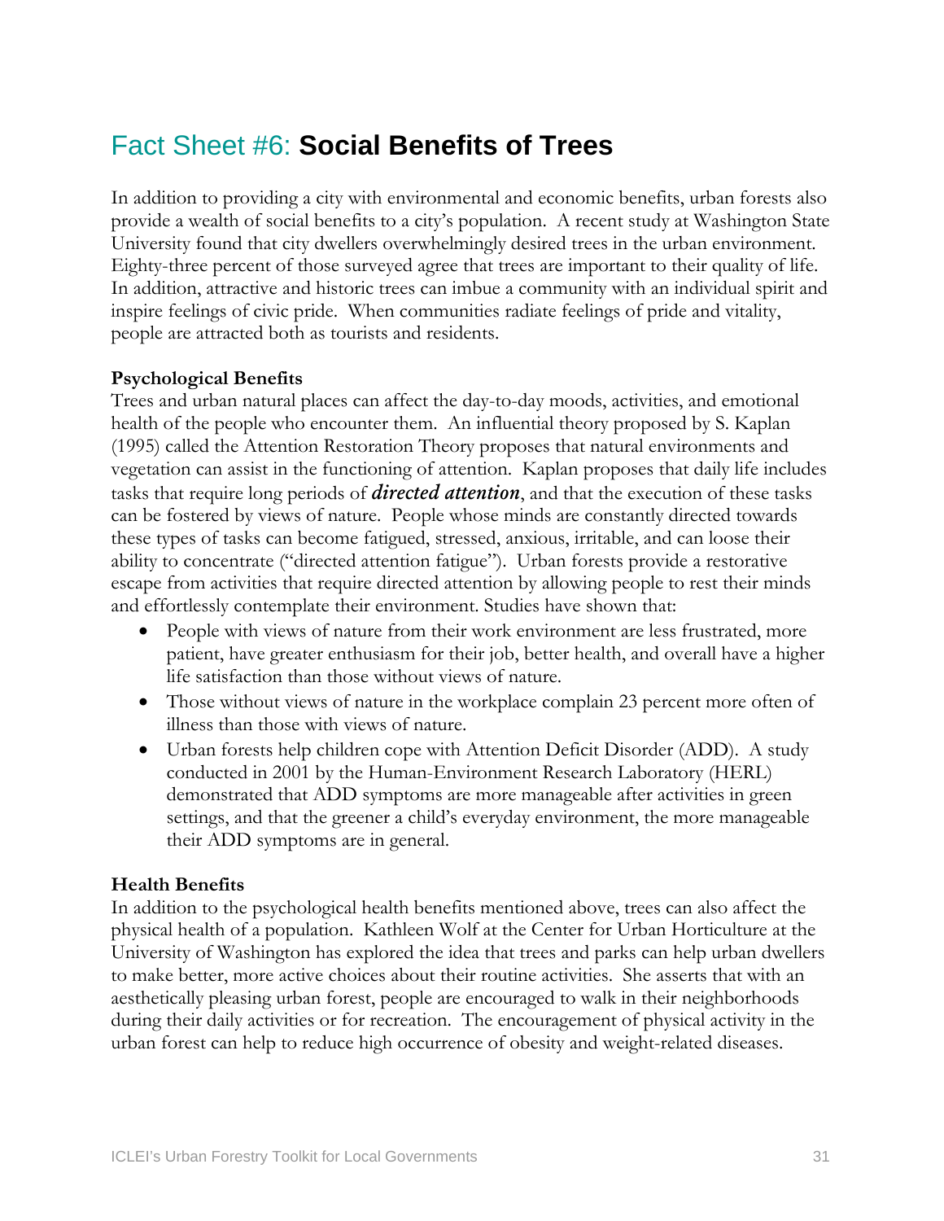# Fact Sheet #6: **Social Benefits of Trees**

In addition to providing a city with environmental and economic benefits, urban forests also provide a wealth of social benefits to a city's population. A recent study at Washington State University found that city dwellers overwhelmingly desired trees in the urban environment. Eighty-three percent of those surveyed agree that trees are important to their quality of life. In addition, attractive and historic trees can imbue a community with an individual spirit and inspire feelings of civic pride. When communities radiate feelings of pride and vitality, people are attracted both as tourists and residents.

**Psychological Benefits**

Trees and urban natural places can affect the day-to-day moods, activities, and emotional health of the people who encounter them. An influential theory proposed by S. Kaplan (1995) called the Attention Restoration Theory proposes that natural environments and vegetation can assist in the functioning of attention. Kaplan proposes that daily life includes tasks that require long periods of ***directed attention***, and that the execution of these tasks can be fostered by views of nature. People whose minds are constantly directed towards these types of tasks can become fatigued, stressed, anxious, irritable, and can loose their ability to concentrate ("directed attention fatigue"). Urban forests provide a restorative escape from activities that require directed attention by allowing people to rest their minds and effortlessly contemplate their environment. Studies have shown that:

- People with views of nature from their work environment are less frustrated, more patient, have greater enthusiasm for their job, better health, and overall have a higher life satisfaction than those without views of nature.
- Those without views of nature in the workplace complain 23 percent more often of illness than those with views of nature.
- Urban forests help children cope with Attention Deficit Disorder (ADD). A study conducted in 2001 by the Human-Environment Research Laboratory (HERL) demonstrated that ADD symptoms are more manageable after activities in green settings, and that the greener a child's everyday environment, the more manageable their ADD symptoms are in general.

**Health Benefits**

In addition to the psychological health benefits mentioned above, trees can also affect the physical health of a population. Kathleen Wolf at the Center for Urban Horticulture at the University of Washington has explored the idea that trees and parks can help urban dwellers to make better, more active choices about their routine activities. She asserts that with an aesthetically pleasing urban forest, people are encouraged to walk in their neighborhoods during their daily activities or for recreation. The encouragement of physical activity in the urban forest can help to reduce high occurrence of obesity and weight-related diseases.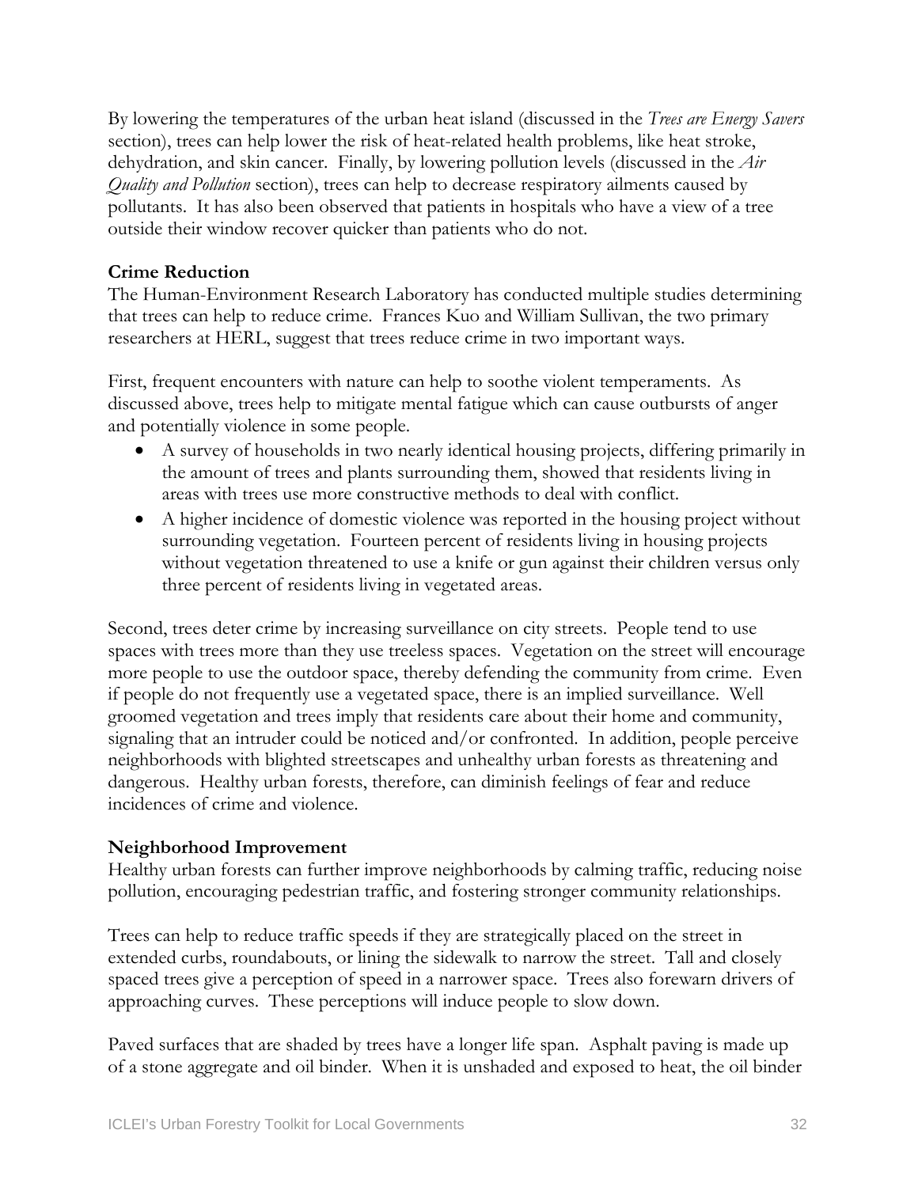By lowering the temperatures of the urban heat island (discussed in the *Trees are Energy Savers* section), trees can help lower the risk of heat-related health problems, like heat stroke, dehydration, and skin cancer. Finally, by lowering pollution levels (discussed in the *Air Quality and Pollution* section), trees can help to decrease respiratory ailments caused by pollutants. It has also been observed that patients in hospitals who have a view of a tree outside their window recover quicker than patients who do not.

**Crime Reduction**

The Human-Environment Research Laboratory has conducted multiple studies determining that trees can help to reduce crime. Frances Kuo and William Sullivan, the two primary researchers at HERL, suggest that trees reduce crime in two important ways.

First, frequent encounters with nature can help to soothe violent temperaments. As discussed above, trees help to mitigate mental fatigue which can cause outbursts of anger and potentially violence in some people.

- A survey of households in two nearly identical housing projects, differing primarily in the amount of trees and plants surrounding them, showed that residents living in areas with trees use more constructive methods to deal with conflict.
- A higher incidence of domestic violence was reported in the housing project without surrounding vegetation. Fourteen percent of residents living in housing projects without vegetation threatened to use a knife or gun against their children versus only three percent of residents living in vegetated areas.

Second, trees deter crime by increasing surveillance on city streets. People tend to use spaces with trees more than they use treeless spaces. Vegetation on the street will encourage more people to use the outdoor space, thereby defending the community from crime. Even if people do not frequently use a vegetated space, there is an implied surveillance. Well groomed vegetation and trees imply that residents care about their home and community, signaling that an intruder could be noticed and/or confronted. In addition, people perceive neighborhoods with blighted streetscapes and unhealthy urban forests as threatening and dangerous. Healthy urban forests, therefore, can diminish feelings of fear and reduce incidences of crime and violence.

**Neighborhood Improvement**

Healthy urban forests can further improve neighborhoods by calming traffic, reducing noise pollution, encouraging pedestrian traffic, and fostering stronger community relationships.

Trees can help to reduce traffic speeds if they are strategically placed on the street in extended curbs, roundabouts, or lining the sidewalk to narrow the street. Tall and closely spaced trees give a perception of speed in a narrower space. Trees also forewarn drivers of approaching curves. These perceptions will induce people to slow down.

Paved surfaces that are shaded by trees have a longer life span. Asphalt paving is made up of a stone aggregate and oil binder. When it is unshaded and exposed to heat, the oil binder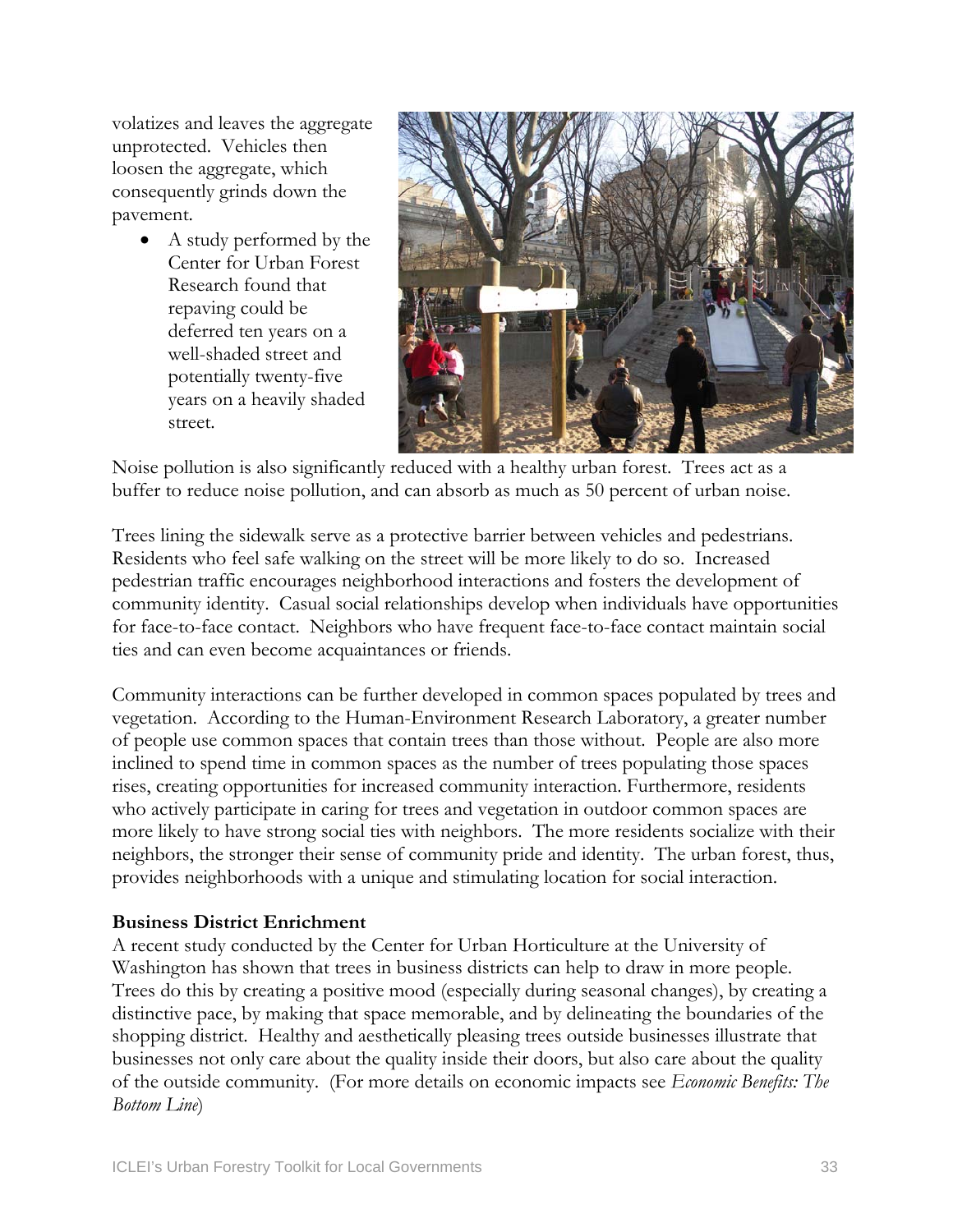volatizes and leaves the aggregate unprotected. Vehicles then loosen the aggregate, which consequently grinds down the pavement.

- A study performed by the Center for Urban Forest Research found that repaving could be deferred ten years on a well-shaded street and potentially twenty-five years on a heavily shaded street.

Noise pollution is also significantly reduced with a healthy urban forest. Trees act as a buffer to reduce noise pollution, and can absorb as much as 50 percent of urban noise.

Trees lining the sidewalk serve as a protective barrier between vehicles and pedestrians. Residents who feel safe walking on the street will be more likely to do so. Increased pedestrian traffic encourages neighborhood interactions and fosters the development of community identity. Casual social relationships develop when individuals have opportunities for face-to-face contact. Neighbors who have frequent face-to-face contact maintain social ties and can even become acquaintances or friends.

Community interactions can be further developed in common spaces populated by trees and vegetation. According to the Human-Environment Research Laboratory, a greater number of people use common spaces that contain trees than those without. People are also more inclined to spend time in common spaces as the number of trees populating those spaces rises, creating opportunities for increased community interaction. Furthermore, residents who actively participate in caring for trees and vegetation in outdoor common spaces are more likely to have strong social ties with neighbors. The more residents socialize with their neighbors, the stronger their sense of community pride and identity. The urban forest, thus, provides neighborhoods with a unique and stimulating location for social interaction.

**Business District Enrichment**

A recent study conducted by the Center for Urban Horticulture at the University of Washington has shown that trees in business districts can help to draw in more people. Trees do this by creating a positive mood (especially during seasonal changes), by creating a distinctive pace, by making that space memorable, and by delineating the boundaries of the shopping district. Healthy and aesthetically pleasing trees outside businesses illustrate that businesses not only care about the quality inside their doors, but also care about the quality of the outside community. (For more details on economic impacts see *Economic Benefits: The Bottom Line*)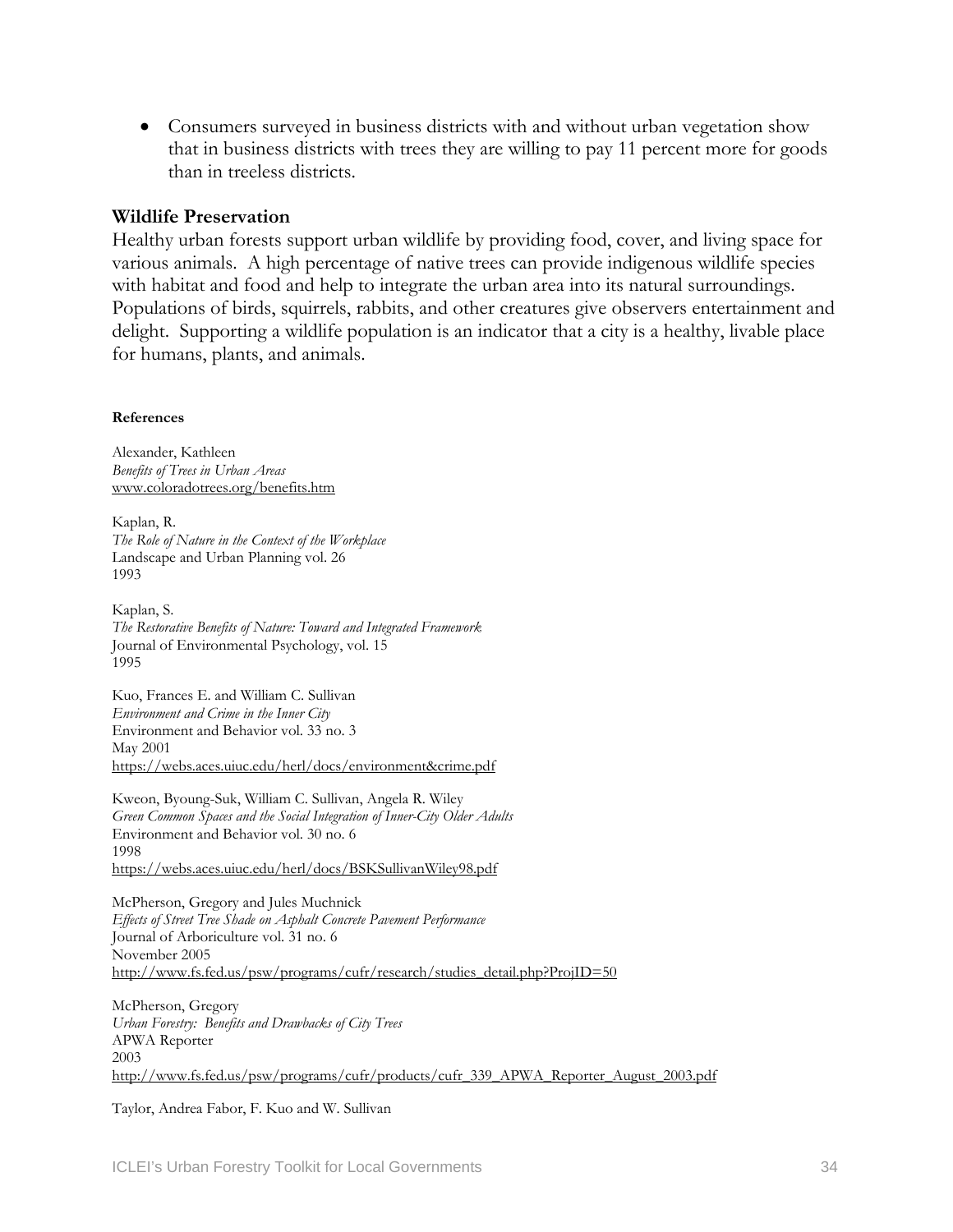- Consumers surveyed in business districts with and without urban vegetation show that in business districts with trees they are willing to pay 11 percent more for goods than in treeless districts.

## Wildlife Preservation

Healthy urban forests support urban wildlife by providing food, cover, and living space for various animals. A high percentage of native trees can provide indigenous wildlife species with habitat and food and help to integrate the urban area into its natural surroundings. Populations of birds, squirrels, rabbits, and other creatures give observers entertainment and delight. Supporting a wildlife population is an indicator that a city is a healthy, livable place for humans, plants, and animals.

#### References

Alexander, Kathleen
*Benefits of Trees in Urban Areas*
www.coloradotrees.org/benefits.htm

Kaplan, R.
*The Role of Nature in the Context of the Workplace*
Landscape and Urban Planning vol. 26
1993

Kaplan, S.
*The Restorative Benefits of Nature: Toward and Integrated Framework*
Journal of Environmental Psychology, vol. 15
1995

Kuo, Frances E. and William C. Sullivan
*Environment and Crime in the Inner City*
Environment and Behavior vol. 33 no. 3
May 2001
https://webs.aces.uiuc.edu/herl/docs/environment&crime.pdf

Kweon, Byoung-Suk, William C. Sullivan, Angela R. Wiley
*Green Common Spaces and the Social Integration of Inner-City Older Adults*
Environment and Behavior vol. 30 no. 6
1998
https://webs.aces.uiuc.edu/herl/docs/BSKSullivanWiley98.pdf

McPherson, Gregory and Jules Muchnick
*Effects of Street Tree Shade on Asphalt Concrete Pavement Performance*
Journal of Arboriculture vol. 31 no. 6
November 2005
http://www.fs.fed.us/psw/programs/cufr/research/studies_detail.php?ProjID=50

McPherson, Gregory
*Urban Forestry: Benefits and Drawbacks of City Trees*
APWA Reporter
2003
http://www.fs.fed.us/psw/programs/cufr/products/cufr_339_APWA_Reporter_August_2003.pdf

Taylor, Andrea Fabor, F. Kuo and W. Sullivan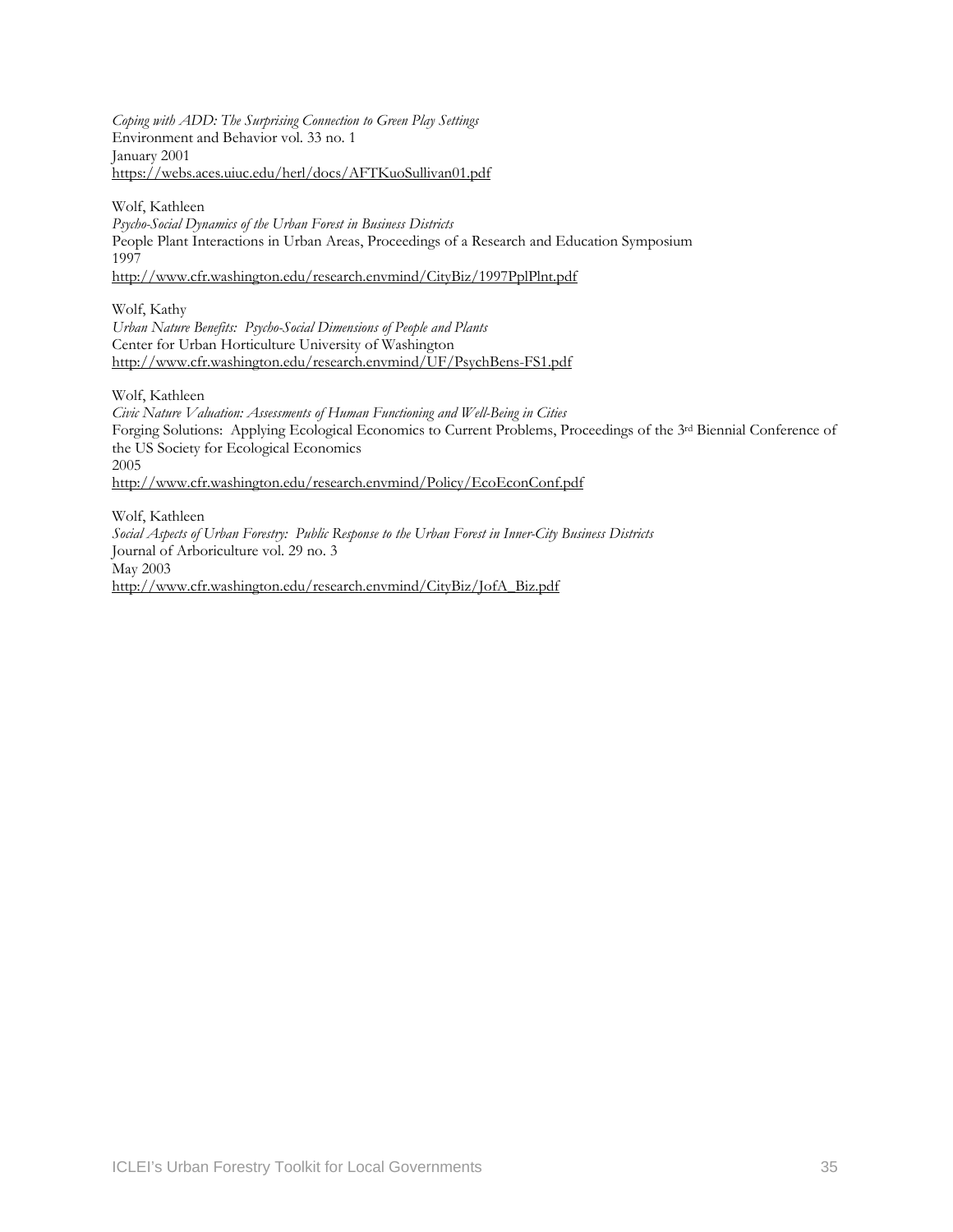*Coping with ADD: The Surprising Connection to Green Play Settings*
Environment and Behavior vol. 33 no. 1
January 2001
https://webs.aces.uiuc.edu/herl/docs/AFTKuoSullivan01.pdf

Wolf, Kathleen
*Psycho-Social Dynamics of the Urban Forest in Business Districts*
People Plant Interactions in Urban Areas, Proceedings of a Research and Education Symposium
1997
http://www.cfr.washington.edu/research.envmind/CityBiz/1997PplPlnt.pdf

Wolf, Kathy
*Urban Nature Benefits: Psycho-Social Dimensions of People and Plants*
Center for Urban Horticulture University of Washington
http://www.cfr.washington.edu/research.envmind/UF/PsychBens-FS1.pdf

Wolf, Kathleen
*Civic Nature Valuation: Assessments of Human Functioning and Well-Being in Cities*
Forging Solutions: Applying Ecological Economics to Current Problems, Proceedings of the 3rd Biennial Conference of the US Society for Ecological Economics
2005
http://www.cfr.washington.edu/research.envmind/Policy/EcoEconConf.pdf

Wolf, Kathleen
*Social Aspects of Urban Forestry: Public Response to the Urban Forest in Inner-City Business Districts*
Journal of Arboriculture vol. 29 no. 3
May 2003
http://www.cfr.washington.edu/research.envmind/CityBiz/JofA_Biz.pdf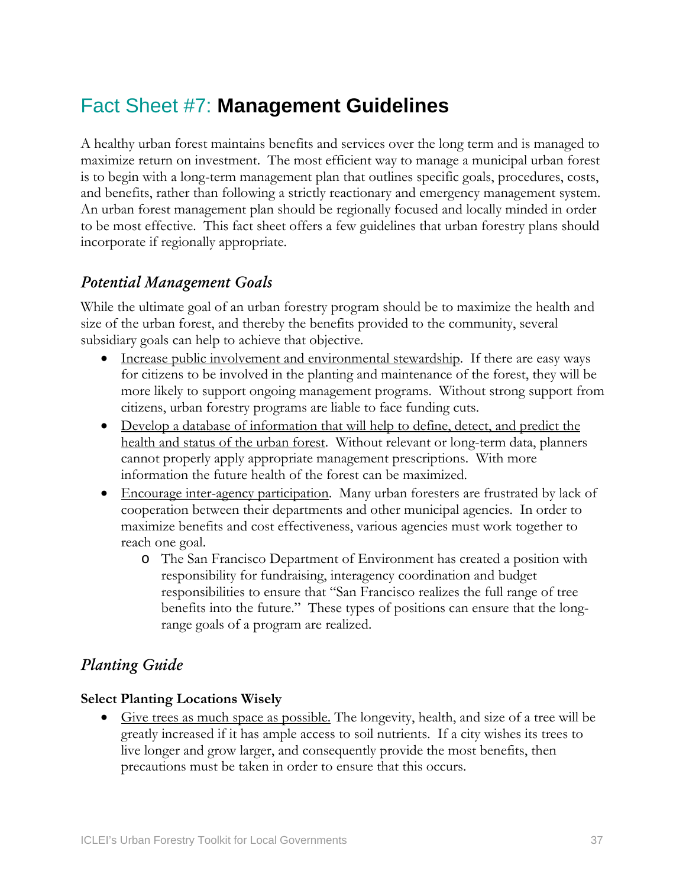# Fact Sheet #7: **Management Guidelines**

A healthy urban forest maintains benefits and services over the long term and is managed to maximize return on investment. The most efficient way to manage a municipal urban forest is to begin with a long-term management plan that outlines specific goals, procedures, costs, and benefits, rather than following a strictly reactionary and emergency management system. An urban forest management plan should be regionally focused and locally minded in order to be most effective. This fact sheet offers a few guidelines that urban forestry plans should incorporate if regionally appropriate.

## *Potential Management Goals*

While the ultimate goal of an urban forestry program should be to maximize the health and size of the urban forest, and thereby the benefits provided to the community, several subsidiary goals can help to achieve that objective.

- Increase public involvement and environmental stewardship. If there are easy ways for citizens to be involved in the planting and maintenance of the forest, they will be more likely to support ongoing management programs. Without strong support from citizens, urban forestry programs are liable to face funding cuts.
- Develop a database of information that will help to define, detect, and predict the health and status of the urban forest. Without relevant or long-term data, planners cannot properly apply appropriate management prescriptions. With more information the future health of the forest can be maximized.
- Encourage inter-agency participation. Many urban foresters are frustrated by lack of cooperation between their departments and other municipal agencies. In order to maximize benefits and cost effectiveness, various agencies must work together to reach one goal.
  - The San Francisco Department of Environment has created a position with responsibility for fundraising, interagency coordination and budget responsibilities to ensure that "San Francisco realizes the full range of tree benefits into the future." These types of positions can ensure that the long-range goals of a program are realized.

## *Planting Guide*

**Select Planting Locations Wisely**

- Give trees as much space as possible. The longevity, health, and size of a tree will be greatly increased if it has ample access to soil nutrients. If a city wishes its trees to live longer and grow larger, and consequently provide the most benefits, then precautions must be taken in order to ensure that this occurs.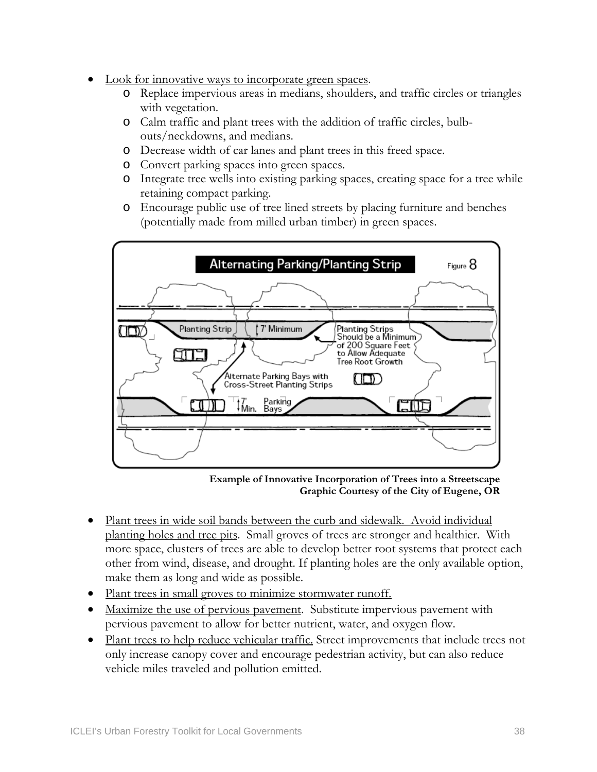- Look for innovative ways to incorporate green spaces.
    - Replace impervious areas in medians, shoulders, and traffic circles or triangles with vegetation.
    - Calm traffic and plant trees with the addition of traffic circles, bulb-outs/neckdowns, and medians.
    - Decrease width of car lanes and plant trees in this freed space.
    - Convert parking spaces into green spaces.
    - Integrate tree wells into existing parking spaces, creating space for a tree while retaining compact parking.
    - Encourage public use of tree lined streets by placing furniture and benches (potentially made from milled urban timber) in green spaces.

**Example of Innovative Incorporation of Trees into a Streetscape**
**Graphic Courtesy of the City of Eugene, OR**

- Plant trees in wide soil bands between the curb and sidewalk. Avoid individual planting holes and tree pits. Small groves of trees are stronger and healthier. With more space, clusters of trees are able to develop better root systems that protect each other from wind, disease, and drought. If planting holes are the only available option, make them as long and wide as possible.
- Plant trees in small groves to minimize stormwater runoff.
- Maximize the use of pervious pavement. Substitute impervious pavement with pervious pavement to allow for better nutrient, water, and oxygen flow.
- Plant trees to help reduce vehicular traffic. Street improvements that include trees not only increase canopy cover and encourage pedestrian activity, but can also reduce vehicle miles traveled and pollution emitted.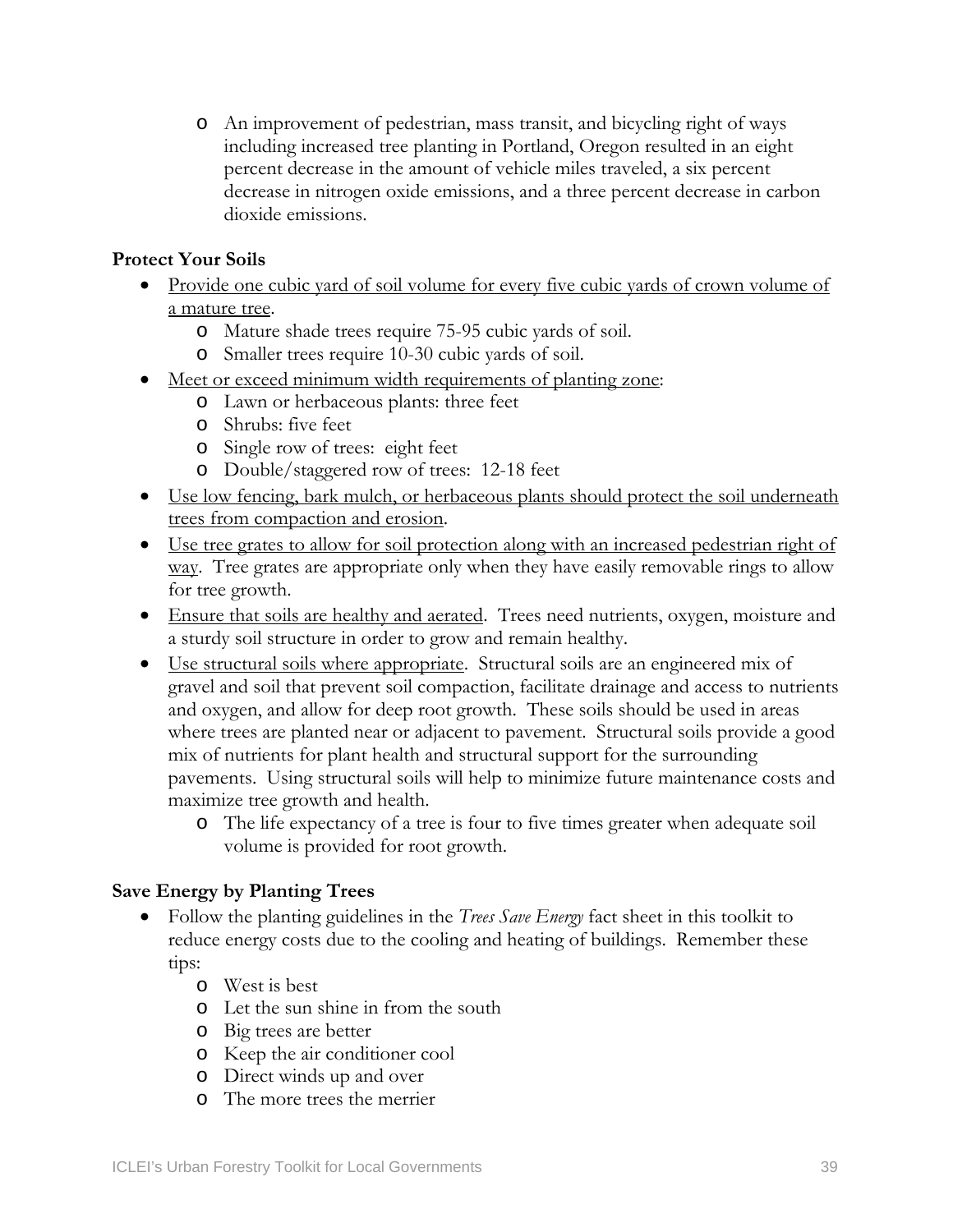- An improvement of pedestrian, mass transit, and bicycling right of ways including increased tree planting in Portland, Oregon resulted in an eight percent decrease in the amount of vehicle miles traveled, a six percent decrease in nitrogen oxide emissions, and a three percent decrease in carbon dioxide emissions.

**Protect Your Soils**

- <u>Provide one cubic yard of soil volume for every five cubic yards of crown volume of a mature tree</u>.
  - Mature shade trees require 75-95 cubic yards of soil.
  - Smaller trees require 10-30 cubic yards of soil.
- <u>Meet or exceed minimum width requirements of planting zone</u>:
  - Lawn or herbaceous plants: three feet
  - Shrubs: five feet
  - Single row of trees: eight feet
  - Double/staggered row of trees: 12-18 feet
- <u>Use low fencing, bark mulch, or herbaceous plants should protect the soil underneath trees from compaction and erosion</u>.
- <u>Use tree grates to allow for soil protection along with an increased pedestrian right of way</u>. Tree grates are appropriate only when they have easily removable rings to allow for tree growth.
- <u>Ensure that soils are healthy and aerated</u>. Trees need nutrients, oxygen, moisture and a sturdy soil structure in order to grow and remain healthy.
- <u>Use structural soils where appropriate</u>. Structural soils are an engineered mix of gravel and soil that prevent soil compaction, facilitate drainage and access to nutrients and oxygen, and allow for deep root growth. These soils should be used in areas where trees are planted near or adjacent to pavement. Structural soils provide a good mix of nutrients for plant health and structural support for the surrounding pavements. Using structural soils will help to minimize future maintenance costs and maximize tree growth and health.
  - The life expectancy of a tree is four to five times greater when adequate soil volume is provided for root growth.

**Save Energy by Planting Trees**

- Follow the planting guidelines in the *Trees Save Energy* fact sheet in this toolkit to reduce energy costs due to the cooling and heating of buildings. Remember these tips:
  - West is best
  - Let the sun shine in from the south
  - Big trees are better
  - Keep the air conditioner cool
  - Direct winds up and over
  - The more trees the merrier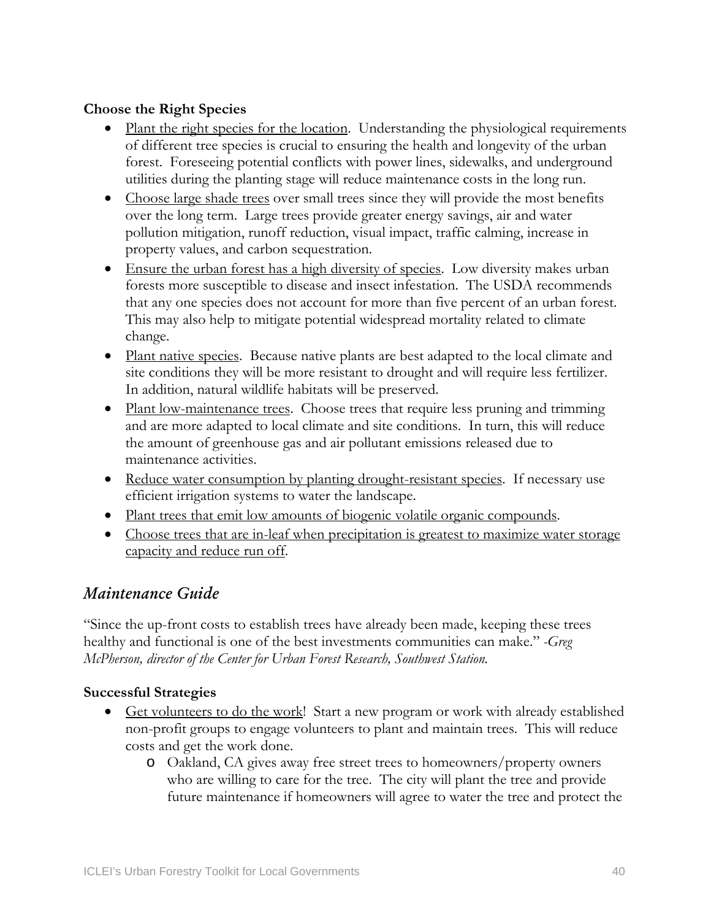**Choose the Right Species**

- <u>Plant the right species for the location</u>. Understanding the physiological requirements of different tree species is crucial to ensuring the health and longevity of the urban forest. Foreseeing potential conflicts with power lines, sidewalks, and underground utilities during the planting stage will reduce maintenance costs in the long run.
- <u>Choose large shade trees</u> over small trees since they will provide the most benefits over the long term. Large trees provide greater energy savings, air and water pollution mitigation, runoff reduction, visual impact, traffic calming, increase in property values, and carbon sequestration.
- <u>Ensure the urban forest has a high diversity of species</u>. Low diversity makes urban forests more susceptible to disease and insect infestation. The USDA recommends that any one species does not account for more than five percent of an urban forest. This may also help to mitigate potential widespread mortality related to climate change.
- <u>Plant native species</u>. Because native plants are best adapted to the local climate and site conditions they will be more resistant to drought and will require less fertilizer. In addition, natural wildlife habitats will be preserved.
- <u>Plant low-maintenance trees</u>. Choose trees that require less pruning and trimming and are more adapted to local climate and site conditions. In turn, this will reduce the amount of greenhouse gas and air pollutant emissions released due to maintenance activities.
- <u>Reduce water consumption by planting drought-resistant species</u>. If necessary use efficient irrigation systems to water the landscape.
- <u>Plant trees that emit low amounts of biogenic volatile organic compounds</u>.
- <u>Choose trees that are in-leaf when precipitation is greatest to maximize water storage capacity and reduce run off</u>.

## *Maintenance Guide*

"Since the up-front costs to establish trees have already been made, keeping these trees healthy and functional is one of the best investments communities can make." *-Greg McPherson, director of the Center for Urban Forest Research, Southwest Station.*

**Successful Strategies**

- <u>Get volunteers to do the work</u>! Start a new program or work with already established non-profit groups to engage volunteers to plant and maintain trees. This will reduce costs and get the work done.
    - Oakland, CA gives away free street trees to homeowners/property owners who are willing to care for the tree. The city will plant the tree and provide future maintenance if homeowners will agree to water the tree and protect the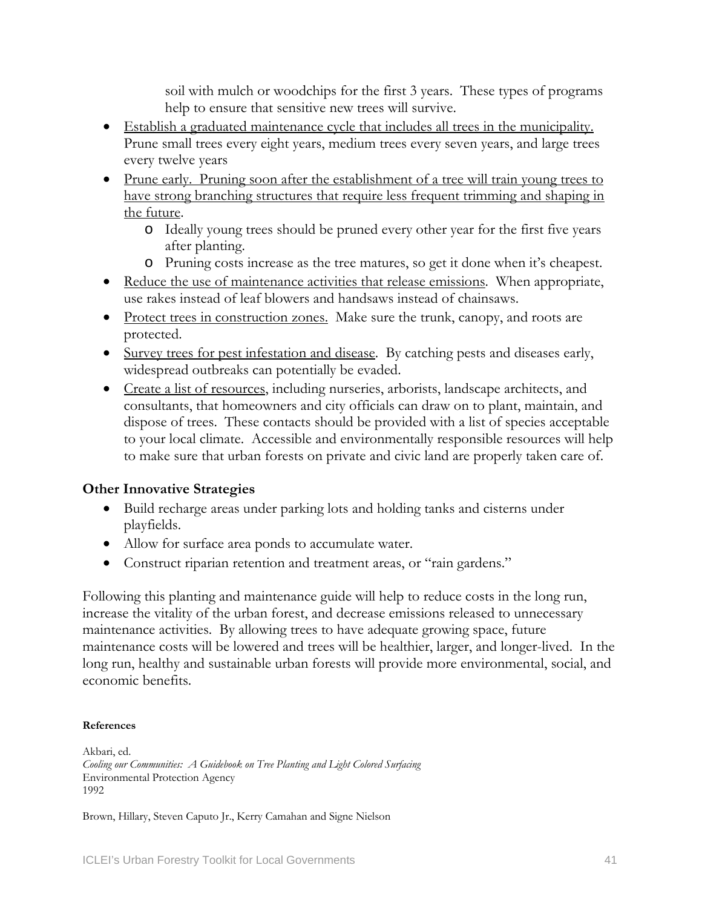soil with mulch or woodchips for the first 3 years. These types of programs help to ensure that sensitive new trees will survive.

- <u>Establish a graduated maintenance cycle that includes all trees in the municipality.</u> Prune small trees every eight years, medium trees every seven years, and large trees every twelve years
- <u>Prune early. Pruning soon after the establishment of a tree will train young trees to have strong branching structures that require less frequent trimming and shaping in the future</u>.
  - Ideally young trees should be pruned every other year for the first five years after planting.
  - Pruning costs increase as the tree matures, so get it done when it's cheapest.
- <u>Reduce the use of maintenance activities that release emissions</u>. When appropriate, use rakes instead of leaf blowers and handsaws instead of chainsaws.
- <u>Protect trees in construction zones.</u> Make sure the trunk, canopy, and roots are protected.
- <u>Survey trees for pest infestation and disease</u>. By catching pests and diseases early, widespread outbreaks can potentially be evaded.
- <u>Create a list of resources</u>, including nurseries, arborists, landscape architects, and consultants, that homeowners and city officials can draw on to plant, maintain, and dispose of trees. These contacts should be provided with a list of species acceptable to your local climate. Accessible and environmentally responsible resources will help to make sure that urban forests on private and civic land are properly taken care of.

### Other Innovative Strategies

- Build recharge areas under parking lots and holding tanks and cisterns under playfields.
- Allow for surface area ponds to accumulate water.
- Construct riparian retention and treatment areas, or "rain gardens."

Following this planting and maintenance guide will help to reduce costs in the long run, increase the vitality of the urban forest, and decrease emissions released to unnecessary maintenance activities. By allowing trees to have adequate growing space, future maintenance costs will be lowered and trees will be healthier, larger, and longer-lived. In the long run, healthy and sustainable urban forests will provide more environmental, social, and economic benefits.

**References**

Akbari, ed.
*Cooling our Communities: A Guidebook on Tree Planting and Light Colored Surfacing*
Environmental Protection Agency
1992

Brown, Hillary, Steven Caputo Jr., Kerry Camahan and Signe Nielson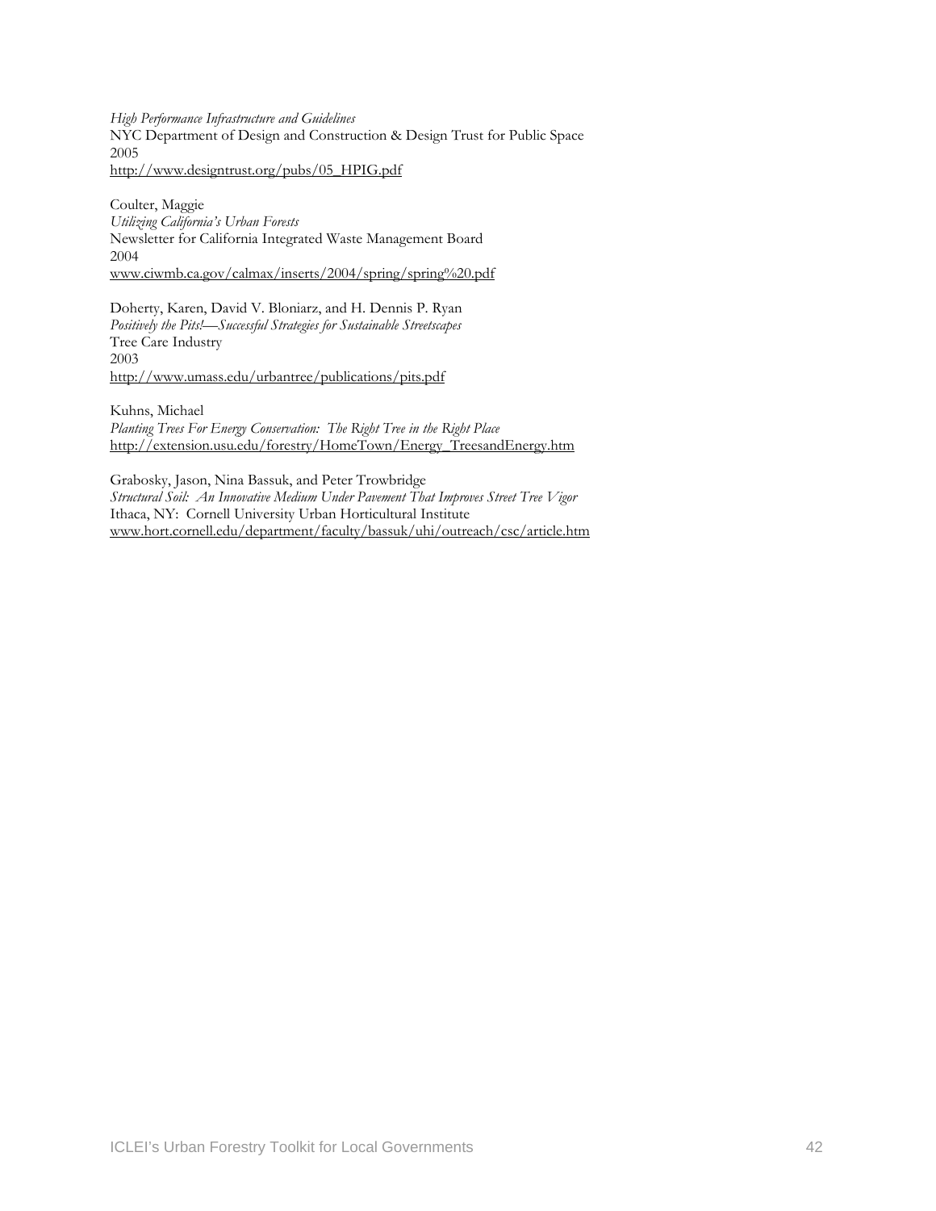*High Performance Infrastructure and Guidelines*
NYC Department of Design and Construction & Design Trust for Public Space
2005
http://www.designtrust.org/pubs/05_HPIG.pdf

Coulter, Maggie
*Utilizing California's Urban Forests*
Newsletter for California Integrated Waste Management Board
2004
www.ciwmb.ca.gov/calmax/inserts/2004/spring/spring%20.pdf

Doherty, Karen, David V. Bloniarz, and H. Dennis P. Ryan
*Positively the Pits!—Successful Strategies for Sustainable Streetscapes*
Tree Care Industry
2003
http://www.umass.edu/urbantree/publications/pits.pdf

Kuhns, Michael
*Planting Trees For Energy Conservation: The Right Tree in the Right Place*
http://extension.usu.edu/forestry/HomeTown/Energy_TreesandEnergy.htm

Grabosky, Jason, Nina Bassuk, and Peter Trowbridge
*Structural Soil: An Innovative Medium Under Pavement That Improves Street Tree Vigor*
Ithaca, NY: Cornell University Urban Horticultural Institute
www.hort.cornell.edu/department/faculty/bassuk/uhi/outreach/csc/article.htm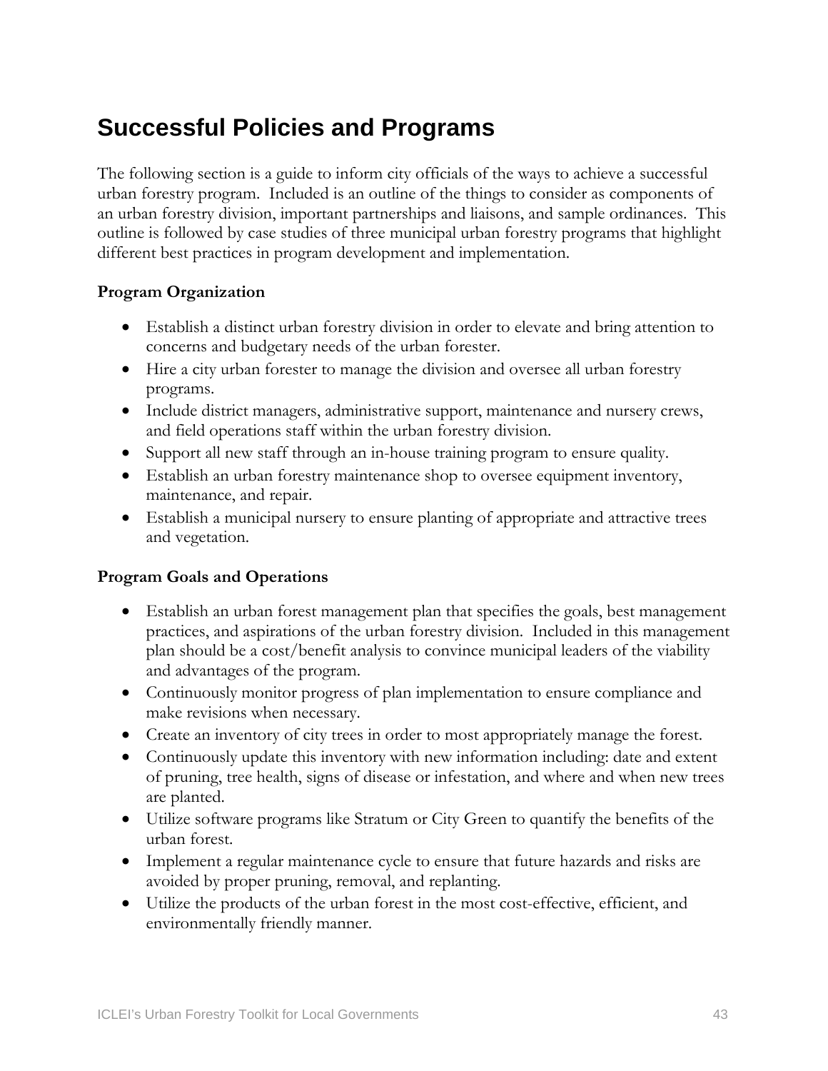## Successful Policies and Programs

The following section is a guide to inform city officials of the ways to achieve a successful urban forestry program. Included is an outline of the things to consider as components of an urban forestry division, important partnerships and liaisons, and sample ordinances. This outline is followed by case studies of three municipal urban forestry programs that highlight different best practices in program development and implementation.

**Program Organization**

- Establish a distinct urban forestry division in order to elevate and bring attention to concerns and budgetary needs of the urban forester.
- Hire a city urban forester to manage the division and oversee all urban forestry programs.
- Include district managers, administrative support, maintenance and nursery crews, and field operations staff within the urban forestry division.
- Support all new staff through an in-house training program to ensure quality.
- Establish an urban forestry maintenance shop to oversee equipment inventory, maintenance, and repair.
- Establish a municipal nursery to ensure planting of appropriate and attractive trees and vegetation.

**Program Goals and Operations**

- Establish an urban forest management plan that specifies the goals, best management practices, and aspirations of the urban forestry division. Included in this management plan should be a cost/benefit analysis to convince municipal leaders of the viability and advantages of the program.
- Continuously monitor progress of plan implementation to ensure compliance and make revisions when necessary.
- Create an inventory of city trees in order to most appropriately manage the forest.
- Continuously update this inventory with new information including: date and extent of pruning, tree health, signs of disease or infestation, and where and when new trees are planted.
- Utilize software programs like Stratum or City Green to quantify the benefits of the urban forest.
- Implement a regular maintenance cycle to ensure that future hazards and risks are avoided by proper pruning, removal, and replanting.
- Utilize the products of the urban forest in the most cost-effective, efficient, and environmentally friendly manner.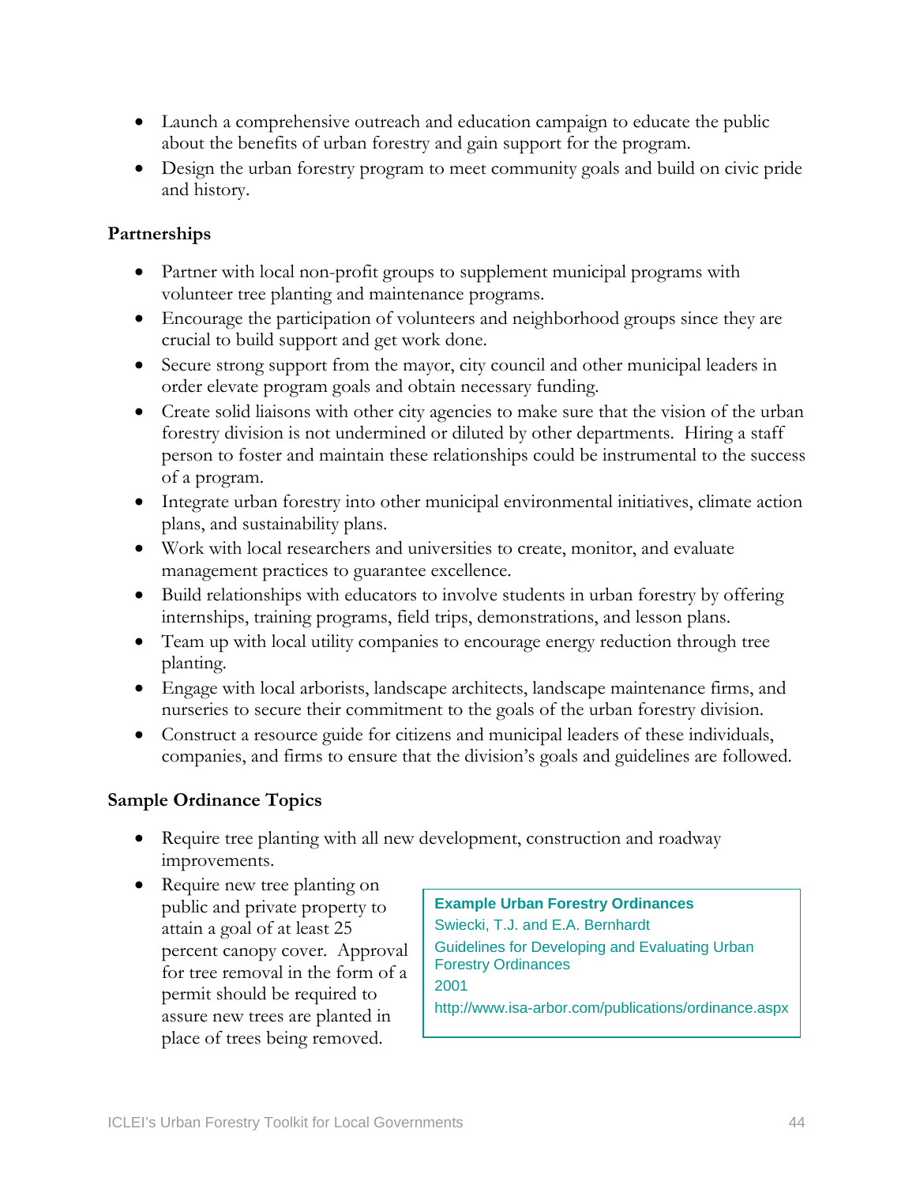- Launch a comprehensive outreach and education campaign to educate the public about the benefits of urban forestry and gain support for the program.
- Design the urban forestry program to meet community goals and build on civic pride and history.

**Partnerships**

- Partner with local non-profit groups to supplement municipal programs with volunteer tree planting and maintenance programs.
- Encourage the participation of volunteers and neighborhood groups since they are crucial to build support and get work done.
- Secure strong support from the mayor, city council and other municipal leaders in order elevate program goals and obtain necessary funding.
- Create solid liaisons with other city agencies to make sure that the vision of the urban forestry division is not undermined or diluted by other departments. Hiring a staff person to foster and maintain these relationships could be instrumental to the success of a program.
- Integrate urban forestry into other municipal environmental initiatives, climate action plans, and sustainability plans.
- Work with local researchers and universities to create, monitor, and evaluate management practices to guarantee excellence.
- Build relationships with educators to involve students in urban forestry by offering internships, training programs, field trips, demonstrations, and lesson plans.
- Team up with local utility companies to encourage energy reduction through tree planting.
- Engage with local arborists, landscape architects, landscape maintenance firms, and nurseries to secure their commitment to the goals of the urban forestry division.
- Construct a resource guide for citizens and municipal leaders of these individuals, companies, and firms to ensure that the division's goals and guidelines are followed.

**Sample Ordinance Topics**

- Require tree planting with all new development, construction and roadway improvements.
- Require new tree planting on public and private property to attain a goal of at least 25 percent canopy cover. Approval for tree removal in the form of a permit should be required to assure new trees are planted in place of trees being removed.

**Example Urban Forestry Ordinances**
Swiecki, T.J. and E.A. Bernhardt
Guidelines for Developing and Evaluating Urban Forestry Ordinances
2001
http://www.isa-arbor.com/publications/ordinance.aspx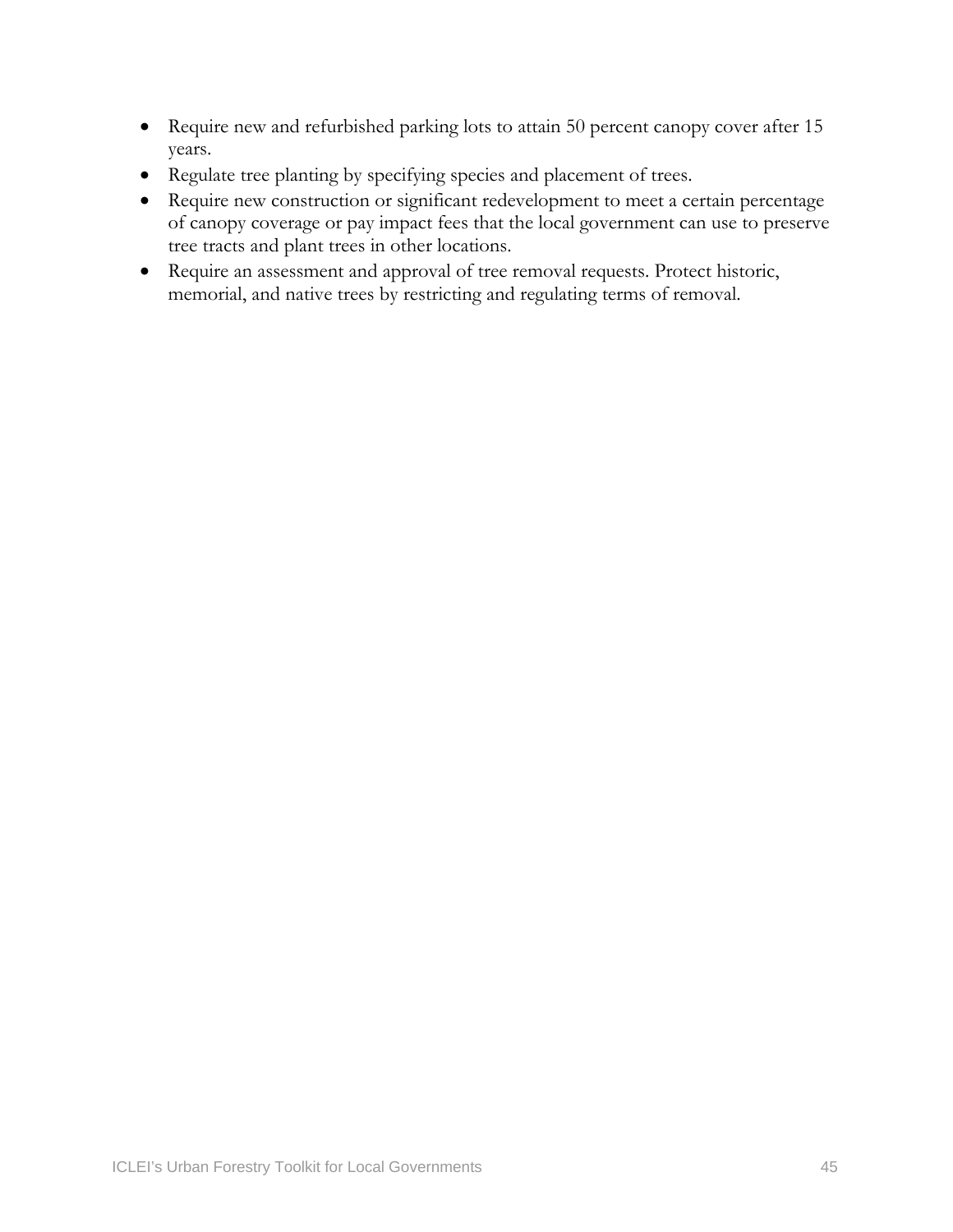- Require new and refurbished parking lots to attain 50 percent canopy cover after 15 years.
- Regulate tree planting by specifying species and placement of trees.
- Require new construction or significant redevelopment to meet a certain percentage of canopy coverage or pay impact fees that the local government can use to preserve tree tracts and plant trees in other locations.
- Require an assessment and approval of tree removal requests. Protect historic, memorial, and native trees by restricting and regulating terms of removal.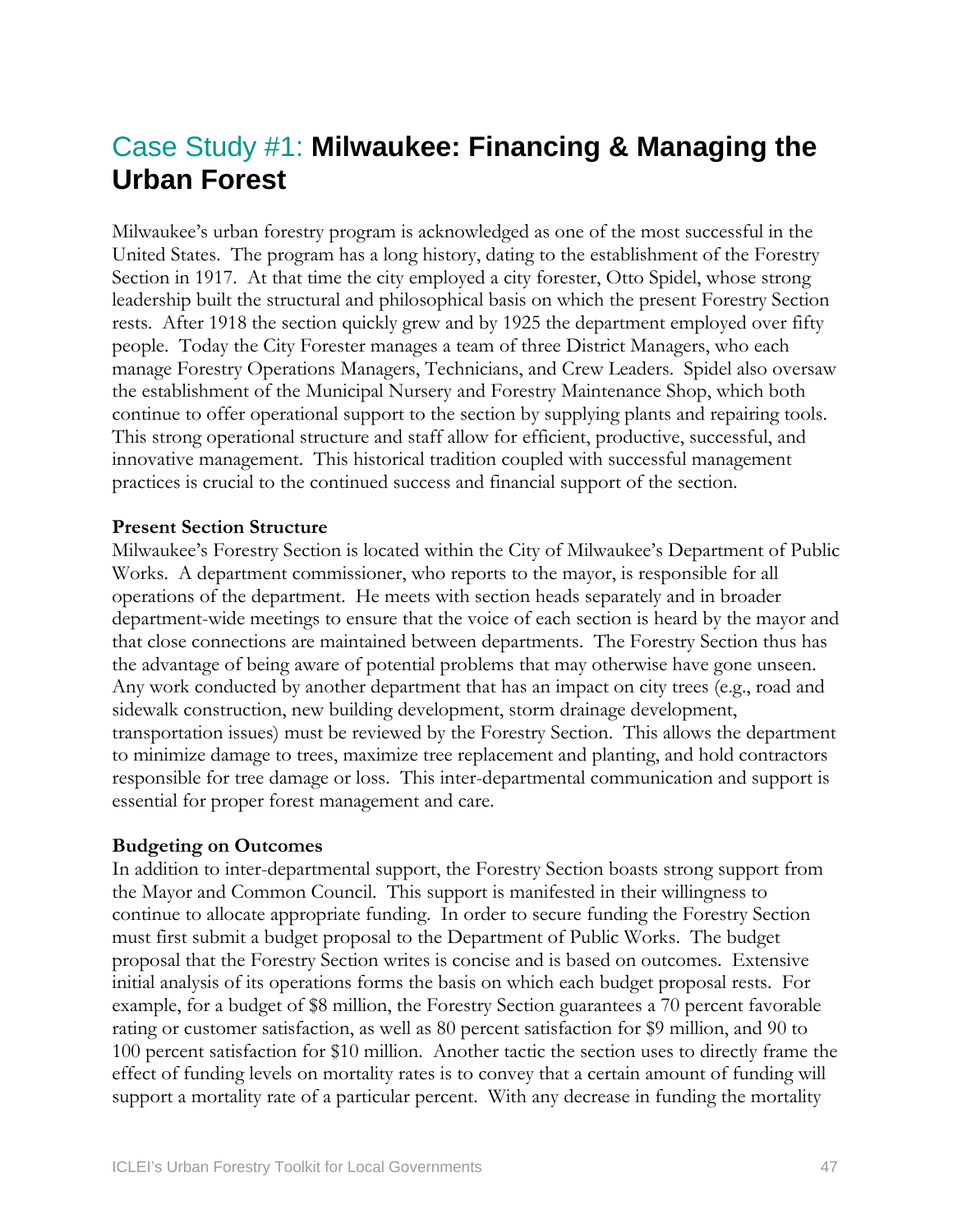# Case Study #1: **Milwaukee: Financing & Managing the Urban Forest**

Milwaukee's urban forestry program is acknowledged as one of the most successful in the United States. The program has a long history, dating to the establishment of the Forestry Section in 1917. At that time the city employed a city forester, Otto Spidel, whose strong leadership built the structural and philosophical basis on which the present Forestry Section rests. After 1918 the section quickly grew and by 1925 the department employed over fifty people. Today the City Forester manages a team of three District Managers, who each manage Forestry Operations Managers, Technicians, and Crew Leaders. Spidel also oversaw the establishment of the Municipal Nursery and Forestry Maintenance Shop, which both continue to offer operational support to the section by supplying plants and repairing tools. This strong operational structure and staff allow for efficient, productive, successful, and innovative management. This historical tradition coupled with successful management practices is crucial to the continued success and financial support of the section.

**Present Section Structure**

Milwaukee's Forestry Section is located within the City of Milwaukee's Department of Public Works. A department commissioner, who reports to the mayor, is responsible for all operations of the department. He meets with section heads separately and in broader department-wide meetings to ensure that the voice of each section is heard by the mayor and that close connections are maintained between departments. The Forestry Section thus has the advantage of being aware of potential problems that may otherwise have gone unseen. Any work conducted by another department that has an impact on city trees (e.g., road and sidewalk construction, new building development, storm drainage development, transportation issues) must be reviewed by the Forestry Section. This allows the department to minimize damage to trees, maximize tree replacement and planting, and hold contractors responsible for tree damage or loss. This inter-departmental communication and support is essential for proper forest management and care.

**Budgeting on Outcomes**

In addition to inter-departmental support, the Forestry Section boasts strong support from the Mayor and Common Council. This support is manifested in their willingness to continue to allocate appropriate funding. In order to secure funding the Forestry Section must first submit a budget proposal to the Department of Public Works. The budget proposal that the Forestry Section writes is concise and is based on outcomes. Extensive initial analysis of its operations forms the basis on which each budget proposal rests. For example, for a budget of $8 million, the Forestry Section guarantees a 70 percent favorable rating or customer satisfaction, as well as 80 percent satisfaction for $9 million, and 90 to 100 percent satisfaction for $10 million. Another tactic the section uses to directly frame the effect of funding levels on mortality rates is to convey that a certain amount of funding will support a mortality rate of a particular percent. With any decrease in funding the mortality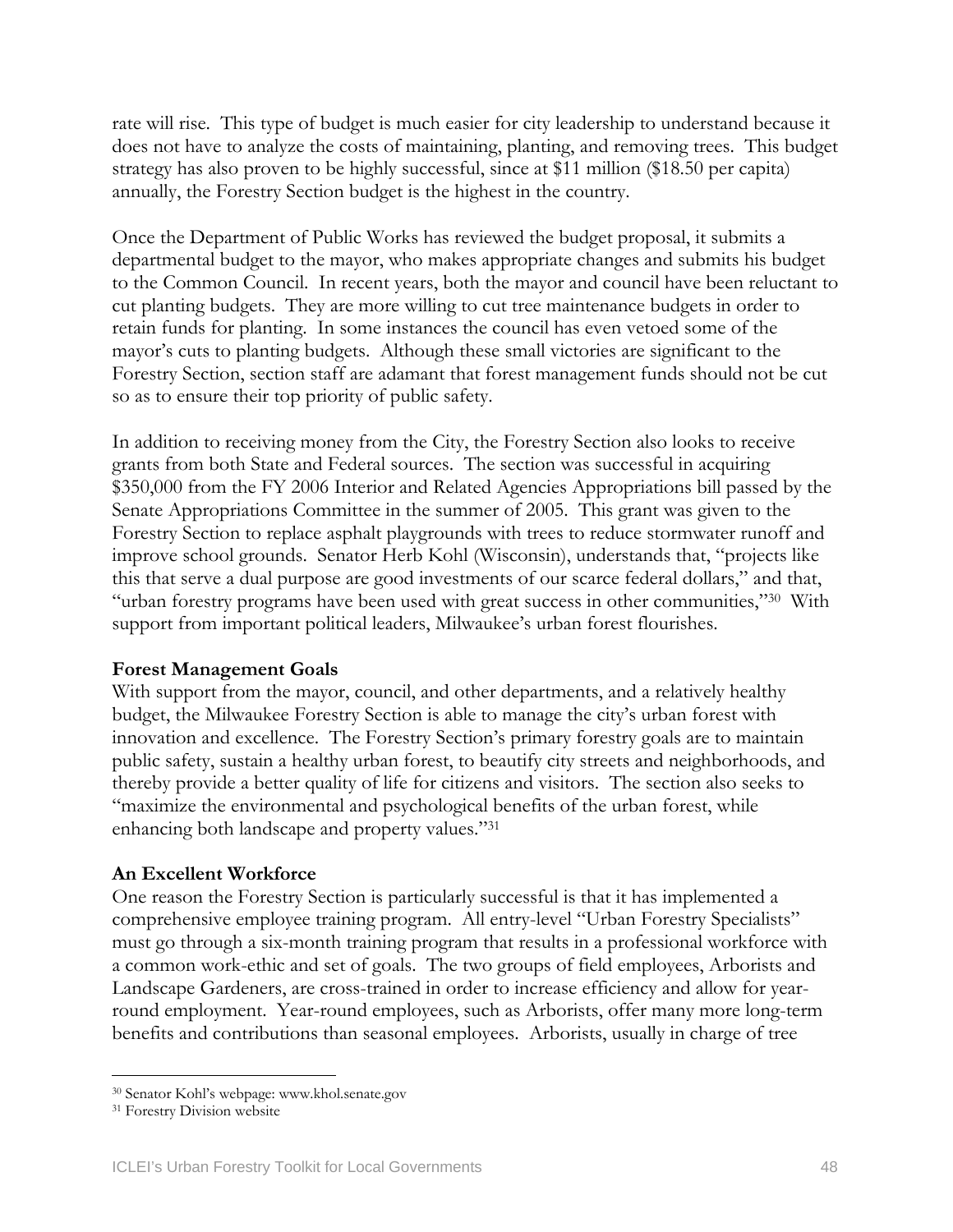rate will rise. This type of budget is much easier for city leadership to understand because it does not have to analyze the costs of maintaining, planting, and removing trees. This budget strategy has also proven to be highly successful, since at $11 million ($18.50 per capita) annually, the Forestry Section budget is the highest in the country.

Once the Department of Public Works has reviewed the budget proposal, it submits a departmental budget to the mayor, who makes appropriate changes and submits his budget to the Common Council. In recent years, both the mayor and council have been reluctant to cut planting budgets. They are more willing to cut tree maintenance budgets in order to retain funds for planting. In some instances the council has even vetoed some of the mayor's cuts to planting budgets. Although these small victories are significant to the Forestry Section, section staff are adamant that forest management funds should not be cut so as to ensure their top priority of public safety.

In addition to receiving money from the City, the Forestry Section also looks to receive grants from both State and Federal sources. The section was successful in acquiring $350,000 from the FY 2006 Interior and Related Agencies Appropriations bill passed by the Senate Appropriations Committee in the summer of 2005. This grant was given to the Forestry Section to replace asphalt playgrounds with trees to reduce stormwater runoff and improve school grounds. Senator Herb Kohl (Wisconsin), understands that, "projects like this that serve a dual purpose are good investments of our scarce federal dollars," and that, "urban forestry programs have been used with great success in other communities,"[30] With support from important political leaders, Milwaukee's urban forest flourishes.

**Forest Management Goals**

With support from the mayor, council, and other departments, and a relatively healthy budget, the Milwaukee Forestry Section is able to manage the city's urban forest with innovation and excellence. The Forestry Section's primary forestry goals are to maintain public safety, sustain a healthy urban forest, to beautify city streets and neighborhoods, and thereby provide a better quality of life for citizens and visitors. The section also seeks to "maximize the environmental and psychological benefits of the urban forest, while enhancing both landscape and property values."[31]

**An Excellent Workforce**

One reason the Forestry Section is particularly successful is that it has implemented a comprehensive employee training program. All entry-level "Urban Forestry Specialists" must go through a six-month training program that results in a professional workforce with a common work-ethic and set of goals. The two groups of field employees, Arborists and Landscape Gardeners, are cross-trained in order to increase efficiency and allow for year-round employment. Year-round employees, such as Arborists, offer many more long-term benefits and contributions than seasonal employees. Arborists, usually in charge of tree

---

[30] Senator Kohl's webpage: www.khol.senate.gov

[31] Forestry Division website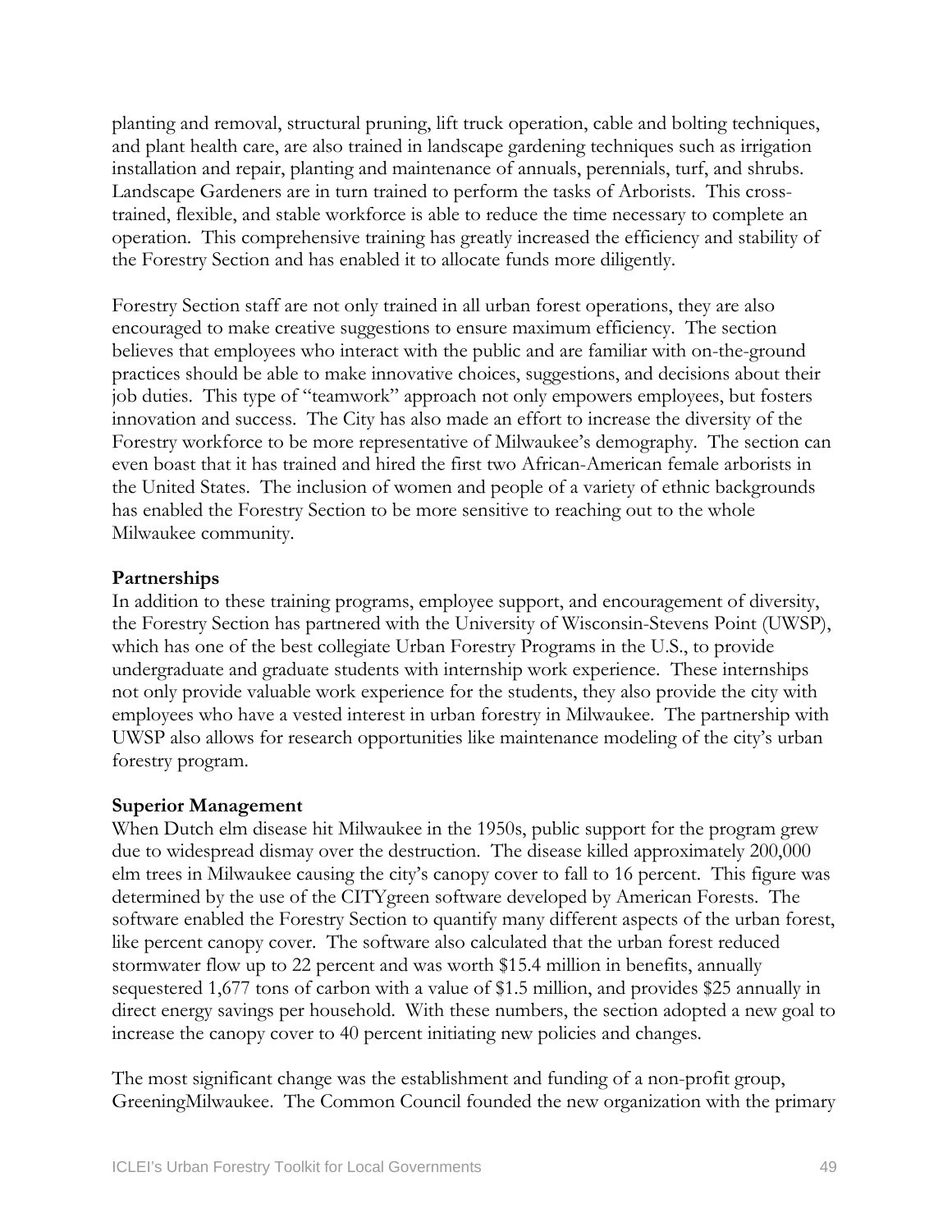planting and removal, structural pruning, lift truck operation, cable and bolting techniques, and plant health care, are also trained in landscape gardening techniques such as irrigation installation and repair, planting and maintenance of annuals, perennials, turf, and shrubs. Landscape Gardeners are in turn trained to perform the tasks of Arborists. This cross-trained, flexible, and stable workforce is able to reduce the time necessary to complete an operation. This comprehensive training has greatly increased the efficiency and stability of the Forestry Section and has enabled it to allocate funds more diligently.

Forestry Section staff are not only trained in all urban forest operations, they are also encouraged to make creative suggestions to ensure maximum efficiency. The section believes that employees who interact with the public and are familiar with on-the-ground practices should be able to make innovative choices, suggestions, and decisions about their job duties. This type of "teamwork" approach not only empowers employees, but fosters innovation and success. The City has also made an effort to increase the diversity of the Forestry workforce to be more representative of Milwaukee's demography. The section can even boast that it has trained and hired the first two African-American female arborists in the United States. The inclusion of women and people of a variety of ethnic backgrounds has enabled the Forestry Section to be more sensitive to reaching out to the whole Milwaukee community.

**Partnerships**

In addition to these training programs, employee support, and encouragement of diversity, the Forestry Section has partnered with the University of Wisconsin-Stevens Point (UWSP), which has one of the best collegiate Urban Forestry Programs in the U.S., to provide undergraduate and graduate students with internship work experience. These internships not only provide valuable work experience for the students, they also provide the city with employees who have a vested interest in urban forestry in Milwaukee. The partnership with UWSP also allows for research opportunities like maintenance modeling of the city's urban forestry program.

**Superior Management**

When Dutch elm disease hit Milwaukee in the 1950s, public support for the program grew due to widespread dismay over the destruction. The disease killed approximately 200,000 elm trees in Milwaukee causing the city's canopy cover to fall to 16 percent. This figure was determined by the use of the CITYgreen software developed by American Forests. The software enabled the Forestry Section to quantify many different aspects of the urban forest, like percent canopy cover. The software also calculated that the urban forest reduced stormwater flow up to 22 percent and was worth $15.4 million in benefits, annually sequestered 1,677 tons of carbon with a value of $1.5 million, and provides $25 annually in direct energy savings per household. With these numbers, the section adopted a new goal to increase the canopy cover to 40 percent initiating new policies and changes.

The most significant change was the establishment and funding of a non-profit group, GreeningMilwaukee. The Common Council founded the new organization with the primary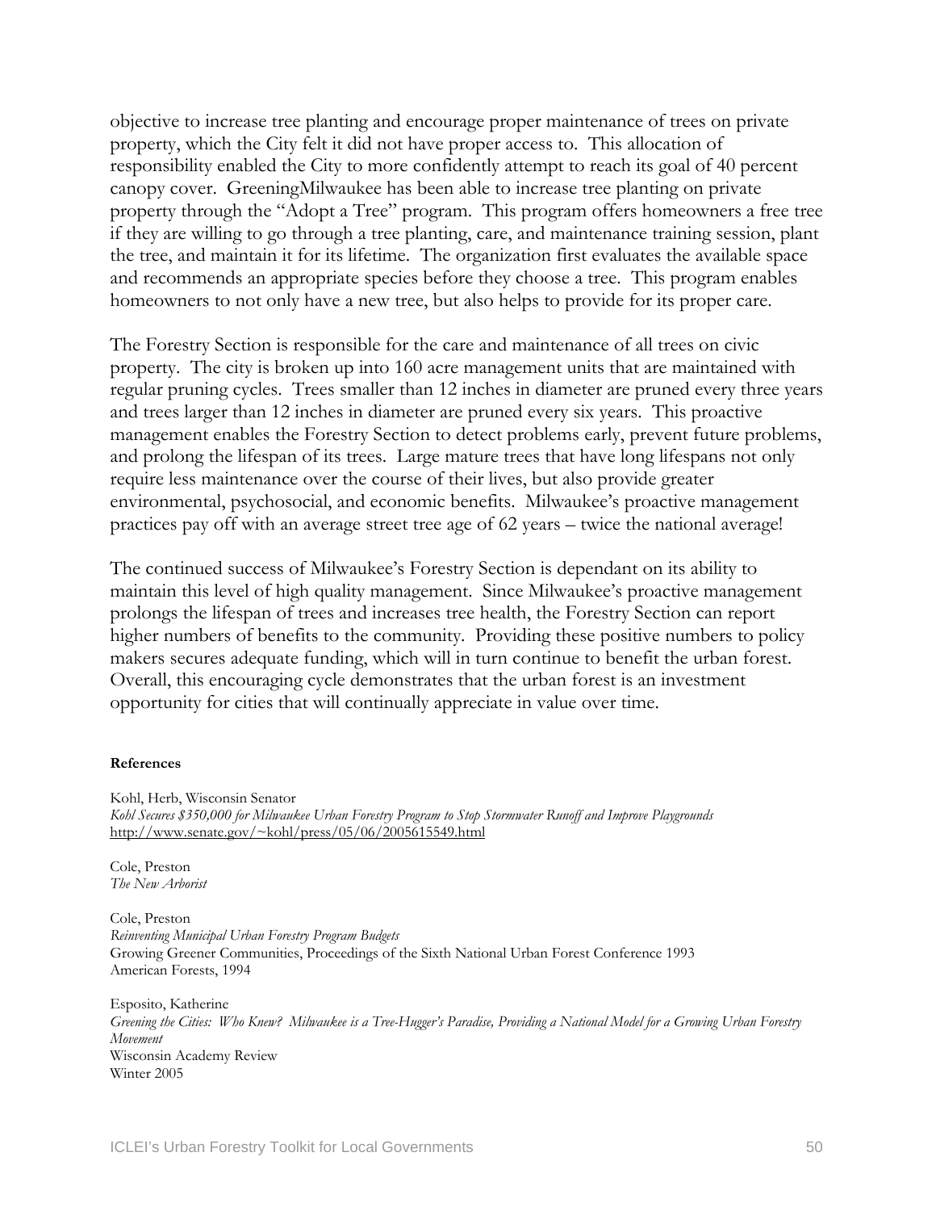objective to increase tree planting and encourage proper maintenance of trees on private property, which the City felt it did not have proper access to. This allocation of responsibility enabled the City to more confidently attempt to reach its goal of 40 percent canopy cover. GreeningMilwaukee has been able to increase tree planting on private property through the "Adopt a Tree" program. This program offers homeowners a free tree if they are willing to go through a tree planting, care, and maintenance training session, plant the tree, and maintain it for its lifetime. The organization first evaluates the available space and recommends an appropriate species before they choose a tree. This program enables homeowners to not only have a new tree, but also helps to provide for its proper care.

The Forestry Section is responsible for the care and maintenance of all trees on civic property. The city is broken up into 160 acre management units that are maintained with regular pruning cycles. Trees smaller than 12 inches in diameter are pruned every three years and trees larger than 12 inches in diameter are pruned every six years. This proactive management enables the Forestry Section to detect problems early, prevent future problems, and prolong the lifespan of its trees. Large mature trees that have long lifespans not only require less maintenance over the course of their lives, but also provide greater environmental, psychosocial, and economic benefits. Milwaukee's proactive management practices pay off with an average street tree age of 62 years – twice the national average!

The continued success of Milwaukee's Forestry Section is dependant on its ability to maintain this level of high quality management. Since Milwaukee's proactive management prolongs the lifespan of trees and increases tree health, the Forestry Section can report higher numbers of benefits to the community. Providing these positive numbers to policy makers secures adequate funding, which will in turn continue to benefit the urban forest. Overall, this encouraging cycle demonstrates that the urban forest is an investment opportunity for cities that will continually appreciate in value over time.

**References**

Kohl, Herb, Wisconsin Senator
*Kohl Secures $350,000 for Milwaukee Urban Forestry Program to Stop Stormwater Runoff and Improve Playgrounds*
http://www.senate.gov/~kohl/press/05/06/2005615549.html

Cole, Preston
*The New Arborist*

Cole, Preston
*Reinventing Municipal Urban Forestry Program Budgets*
Growing Greener Communities, Proceedings of the Sixth National Urban Forest Conference 1993
American Forests, 1994

Esposito, Katherine
*Greening the Cities: Who Knew? Milwaukee is a Tree-Hugger's Paradise, Providing a National Model for a Growing Urban Forestry Movement*
Wisconsin Academy Review
Winter 2005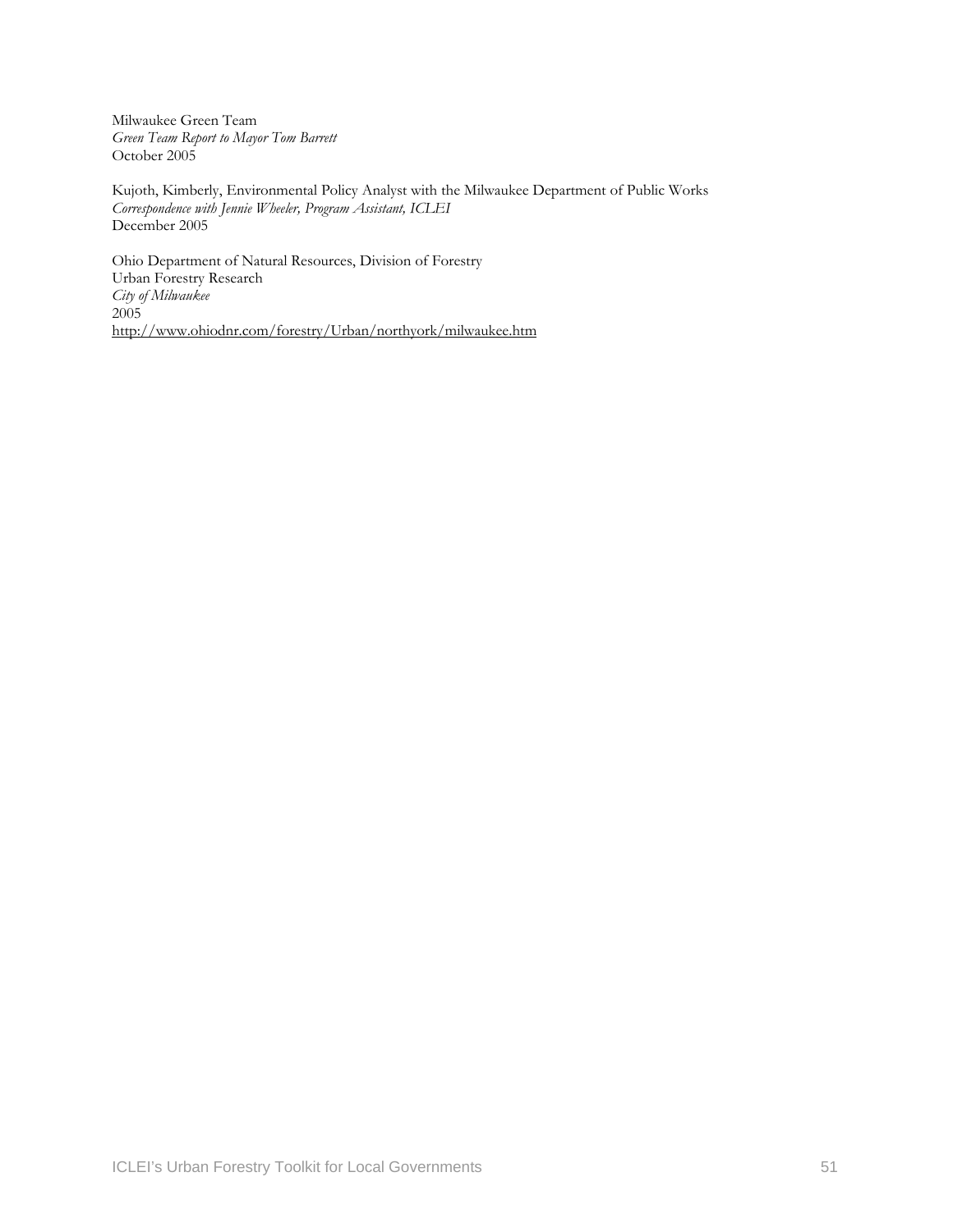Milwaukee Green Team
*Green Team Report to Mayor Tom Barrett*
October 2005

Kujoth, Kimberly, Environmental Policy Analyst with the Milwaukee Department of Public Works
*Correspondence with Jennie Wheeler, Program Assistant, ICLEI*
December 2005

Ohio Department of Natural Resources, Division of Forestry
Urban Forestry Research
*City of Milwaukee*
2005
http://www.ohiodnr.com/forestry/Urban/northyork/milwaukee.htm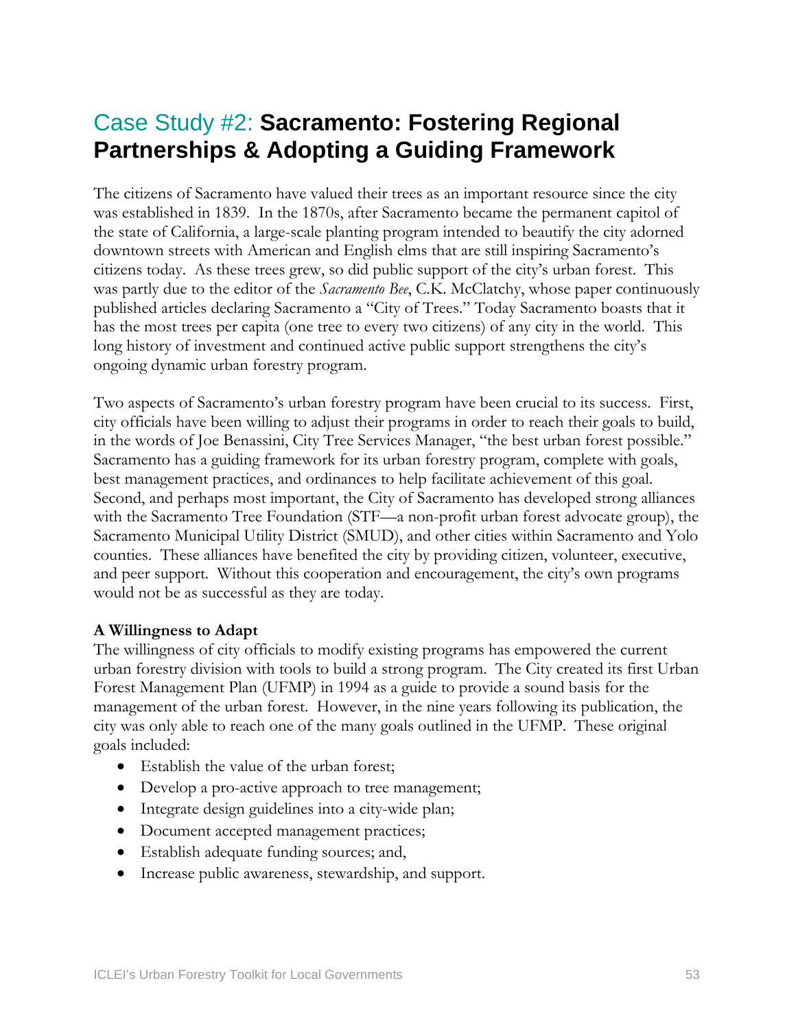# Case Study #2: **Sacramento: Fostering Regional Partnerships & Adopting a Guiding Framework**

The citizens of Sacramento have valued their trees as an important resource since the city was established in 1839. In the 1870s, after Sacramento became the permanent capitol of the state of California, a large-scale planting program intended to beautify the city adorned downtown streets with American and English elms that are still inspiring Sacramento's citizens today. As these trees grew, so did public support of the city's urban forest. This was partly due to the editor of the *Sacramento Bee*, C.K. McClatchy, whose paper continuously published articles declaring Sacramento a "City of Trees." Today Sacramento boasts that it has the most trees per capita (one tree to every two citizens) of any city in the world. This long history of investment and continued active public support strengthens the city's ongoing dynamic urban forestry program.

Two aspects of Sacramento's urban forestry program have been crucial to its success. First, city officials have been willing to adjust their programs in order to reach their goals to build, in the words of Joe Benassini, City Tree Services Manager, "the best urban forest possible." Sacramento has a guiding framework for its urban forestry program, complete with goals, best management practices, and ordinances to help facilitate achievement of this goal. Second, and perhaps most important, the City of Sacramento has developed strong alliances with the Sacramento Tree Foundation (STF—a non-profit urban forest advocate group), the Sacramento Municipal Utility District (SMUD), and other cities within Sacramento and Yolo counties. These alliances have benefited the city by providing citizen, volunteer, executive, and peer support. Without this cooperation and encouragement, the city's own programs would not be as successful as they are today.

**A Willingness to Adapt**

The willingness of city officials to modify existing programs has empowered the current urban forestry division with tools to build a strong program. The City created its first Urban Forest Management Plan (UFMP) in 1994 as a guide to provide a sound basis for the management of the urban forest. However, in the nine years following its publication, the city was only able to reach one of the many goals outlined in the UFMP. These original goals included:

- Establish the value of the urban forest;
- Develop a pro-active approach to tree management;
- Integrate design guidelines into a city-wide plan;
- Document accepted management practices;
- Establish adequate funding sources; and,
- Increase public awareness, stewardship, and support.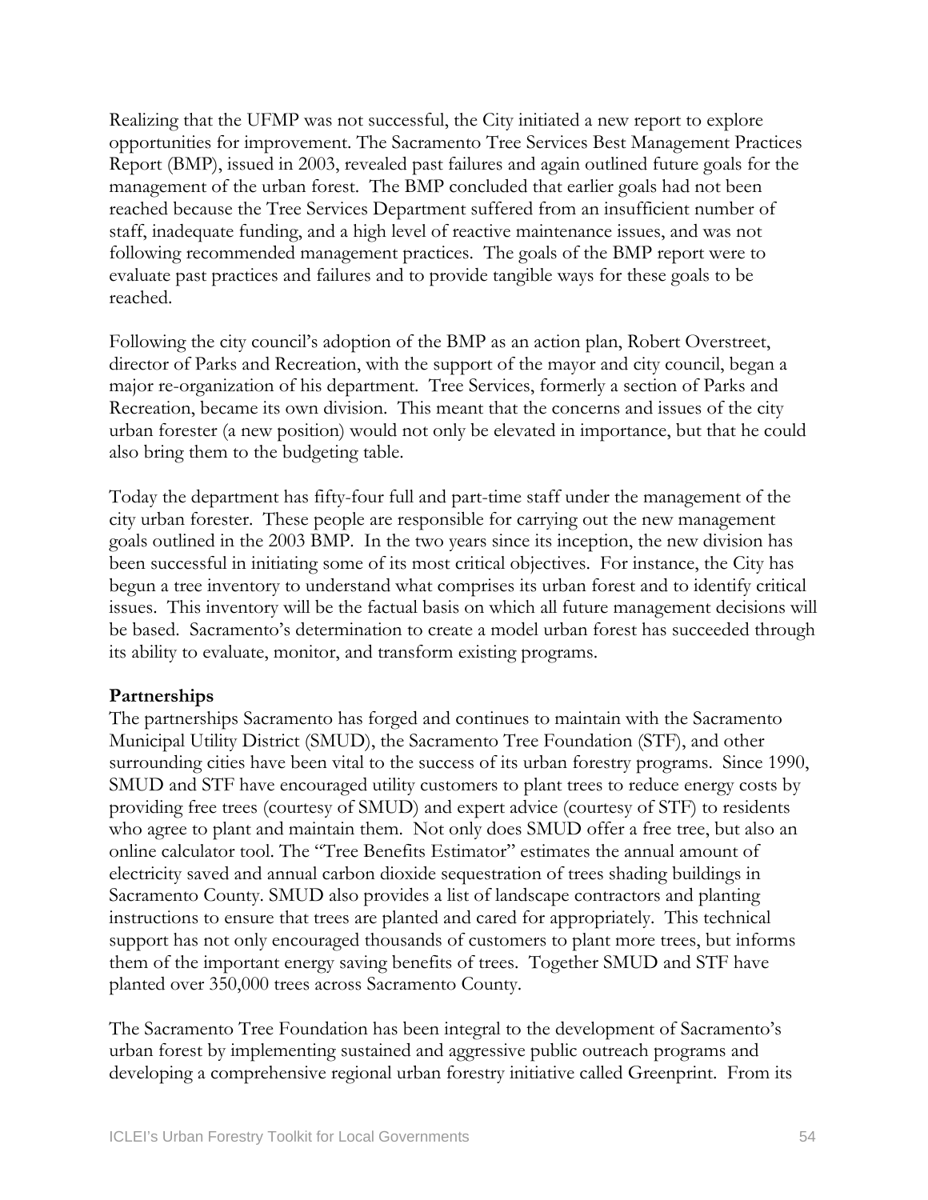Realizing that the UFMP was not successful, the City initiated a new report to explore opportunities for improvement. The Sacramento Tree Services Best Management Practices Report (BMP), issued in 2003, revealed past failures and again outlined future goals for the management of the urban forest. The BMP concluded that earlier goals had not been reached because the Tree Services Department suffered from an insufficient number of staff, inadequate funding, and a high level of reactive maintenance issues, and was not following recommended management practices. The goals of the BMP report were to evaluate past practices and failures and to provide tangible ways for these goals to be reached.

Following the city council's adoption of the BMP as an action plan, Robert Overstreet, director of Parks and Recreation, with the support of the mayor and city council, began a major re-organization of his department. Tree Services, formerly a section of Parks and Recreation, became its own division. This meant that the concerns and issues of the city urban forester (a new position) would not only be elevated in importance, but that he could also bring them to the budgeting table.

Today the department has fifty-four full and part-time staff under the management of the city urban forester. These people are responsible for carrying out the new management goals outlined in the 2003 BMP. In the two years since its inception, the new division has been successful in initiating some of its most critical objectives. For instance, the City has begun a tree inventory to understand what comprises its urban forest and to identify critical issues. This inventory will be the factual basis on which all future management decisions will be based. Sacramento's determination to create a model urban forest has succeeded through its ability to evaluate, monitor, and transform existing programs.

**Partnerships**

The partnerships Sacramento has forged and continues to maintain with the Sacramento Municipal Utility District (SMUD), the Sacramento Tree Foundation (STF), and other surrounding cities have been vital to the success of its urban forestry programs. Since 1990, SMUD and STF have encouraged utility customers to plant trees to reduce energy costs by providing free trees (courtesy of SMUD) and expert advice (courtesy of STF) to residents who agree to plant and maintain them. Not only does SMUD offer a free tree, but also an online calculator tool. The "Tree Benefits Estimator" estimates the annual amount of electricity saved and annual carbon dioxide sequestration of trees shading buildings in Sacramento County. SMUD also provides a list of landscape contractors and planting instructions to ensure that trees are planted and cared for appropriately. This technical support has not only encouraged thousands of customers to plant more trees, but informs them of the important energy saving benefits of trees. Together SMUD and STF have planted over 350,000 trees across Sacramento County.

The Sacramento Tree Foundation has been integral to the development of Sacramento's urban forest by implementing sustained and aggressive public outreach programs and developing a comprehensive regional urban forestry initiative called Greenprint. From its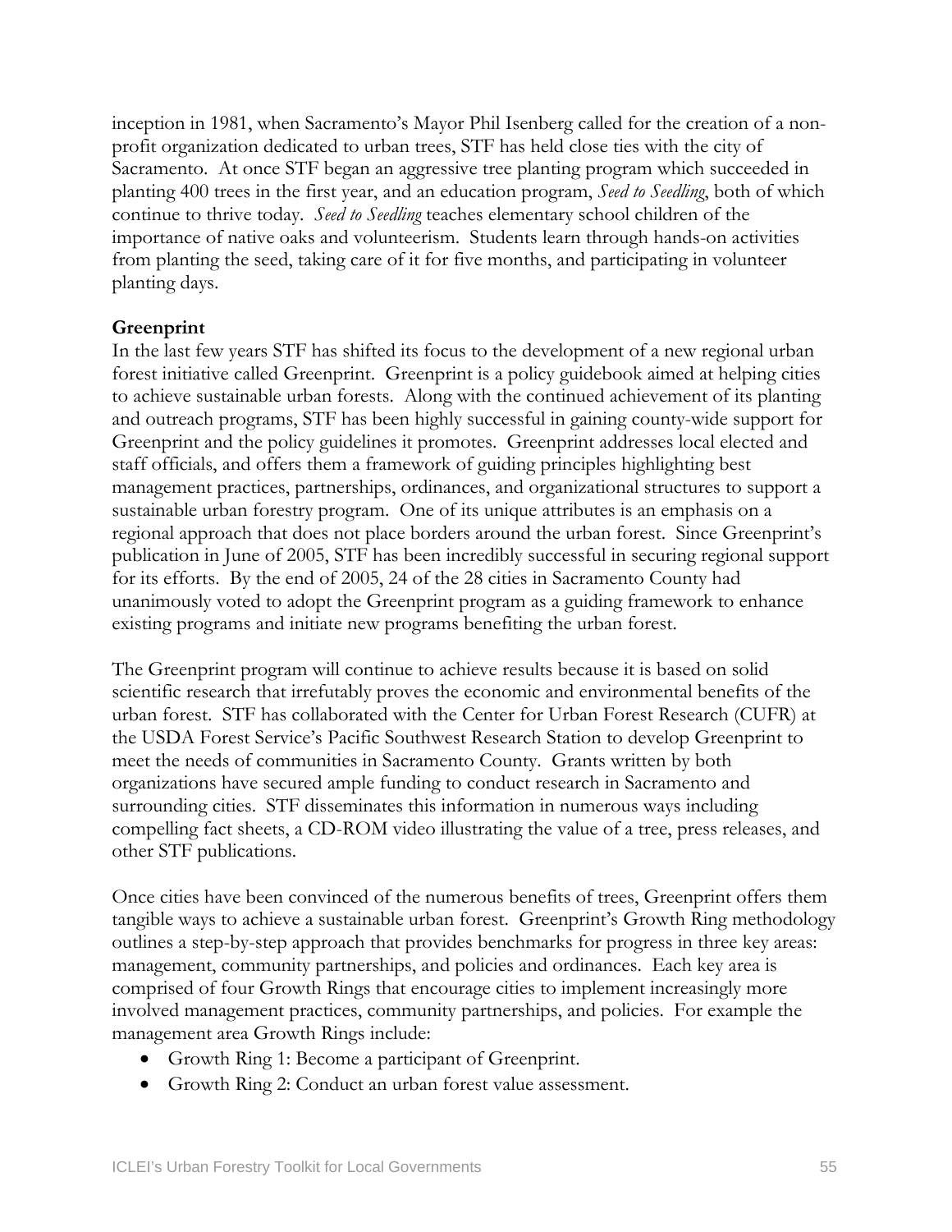inception in 1981, when Sacramento's Mayor Phil Isenberg called for the creation of a non-profit organization dedicated to urban trees, STF has held close ties with the city of Sacramento. At once STF began an aggressive tree planting program which succeeded in planting 400 trees in the first year, and an education program, *Seed to Seedling*, both of which continue to thrive today. *Seed to Seedling* teaches elementary school children of the importance of native oaks and volunteerism. Students learn through hands-on activities from planting the seed, taking care of it for five months, and participating in volunteer planting days.

**Greenprint**

In the last few years STF has shifted its focus to the development of a new regional urban forest initiative called Greenprint. Greenprint is a policy guidebook aimed at helping cities to achieve sustainable urban forests. Along with the continued achievement of its planting and outreach programs, STF has been highly successful in gaining county-wide support for Greenprint and the policy guidelines it promotes. Greenprint addresses local elected and staff officials, and offers them a framework of guiding principles highlighting best management practices, partnerships, ordinances, and organizational structures to support a sustainable urban forestry program. One of its unique attributes is an emphasis on a regional approach that does not place borders around the urban forest. Since Greenprint's publication in June of 2005, STF has been incredibly successful in securing regional support for its efforts. By the end of 2005, 24 of the 28 cities in Sacramento County had unanimously voted to adopt the Greenprint program as a guiding framework to enhance existing programs and initiate new programs benefiting the urban forest.

The Greenprint program will continue to achieve results because it is based on solid scientific research that irrefutably proves the economic and environmental benefits of the urban forest. STF has collaborated with the Center for Urban Forest Research (CUFR) at the USDA Forest Service's Pacific Southwest Research Station to develop Greenprint to meet the needs of communities in Sacramento County. Grants written by both organizations have secured ample funding to conduct research in Sacramento and surrounding cities. STF disseminates this information in numerous ways including compelling fact sheets, a CD-ROM video illustrating the value of a tree, press releases, and other STF publications.

Once cities have been convinced of the numerous benefits of trees, Greenprint offers them tangible ways to achieve a sustainable urban forest. Greenprint's Growth Ring methodology outlines a step-by-step approach that provides benchmarks for progress in three key areas: management, community partnerships, and policies and ordinances. Each key area is comprised of four Growth Rings that encourage cities to implement increasingly more involved management practices, community partnerships, and policies. For example the management area Growth Rings include:

- Growth Ring 1: Become a participant of Greenprint.
- Growth Ring 2: Conduct an urban forest value assessment.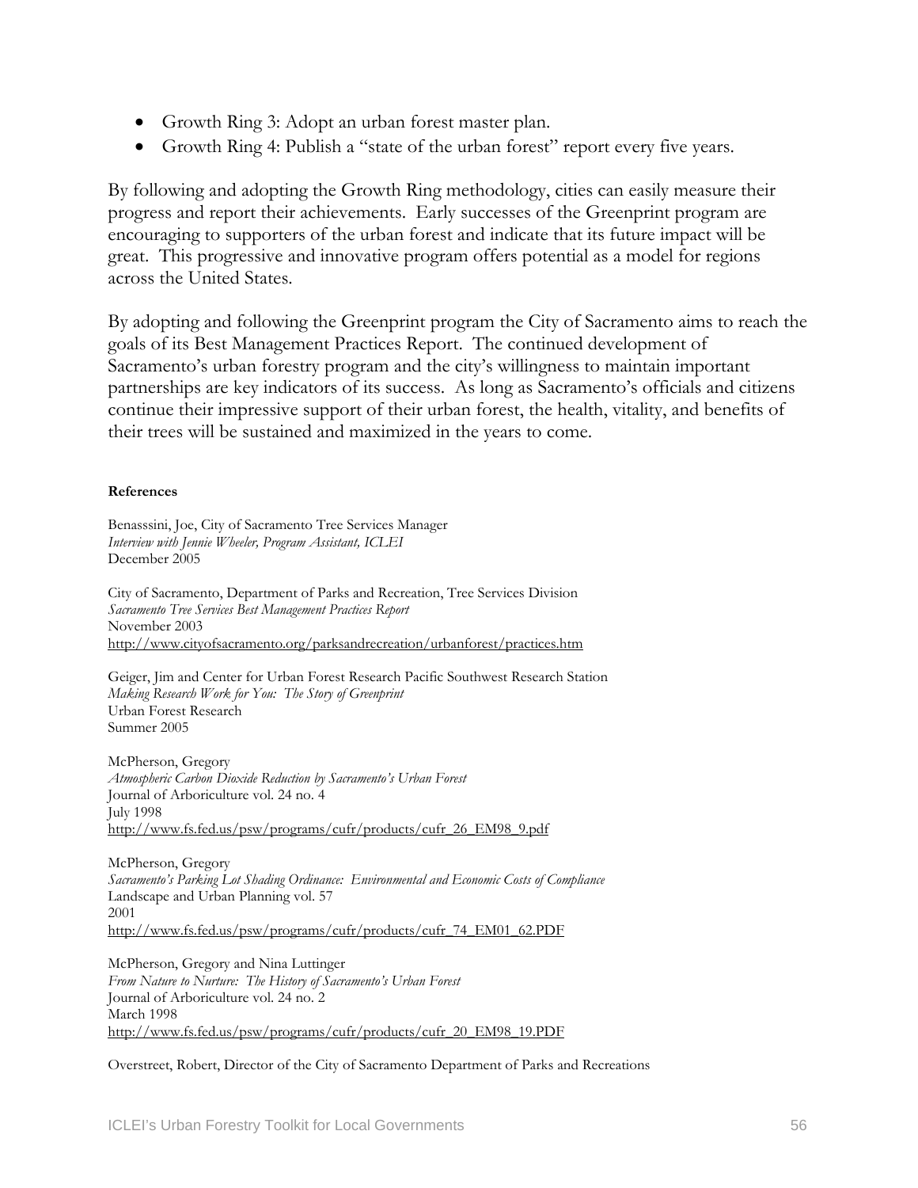- Growth Ring 3: Adopt an urban forest master plan.
- Growth Ring 4: Publish a "state of the urban forest" report every five years.

By following and adopting the Growth Ring methodology, cities can easily measure their progress and report their achievements. Early successes of the Greenprint program are encouraging to supporters of the urban forest and indicate that its future impact will be great. This progressive and innovative program offers potential as a model for regions across the United States.

By adopting and following the Greenprint program the City of Sacramento aims to reach the goals of its Best Management Practices Report. The continued development of Sacramento's urban forestry program and the city's willingness to maintain important partnerships are key indicators of its success. As long as Sacramento's officials and citizens continue their impressive support of their urban forest, the health, vitality, and benefits of their trees will be sustained and maximized in the years to come.

**References**

Benasssini, Joe, City of Sacramento Tree Services Manager
*Interview with Jennie Wheeler, Program Assistant, ICLEI*
December 2005

City of Sacramento, Department of Parks and Recreation, Tree Services Division
*Sacramento Tree Services Best Management Practices Report*
November 2003
http://www.cityofsacramento.org/parksandrecreation/urbanforest/practices.htm

Geiger, Jim and Center for Urban Forest Research Pacific Southwest Research Station
*Making Research Work for You: The Story of Greenprint*
Urban Forest Research
Summer 2005

McPherson, Gregory
*Atmospheric Carbon Dioxide Reduction by Sacramento's Urban Forest*
Journal of Arboriculture vol. 24 no. 4
July 1998
http://www.fs.fed.us/psw/programs/cufr/products/cufr_26_EM98_9.pdf

McPherson, Gregory
*Sacramento's Parking Lot Shading Ordinance: Environmental and Economic Costs of Compliance*
Landscape and Urban Planning vol. 57
2001
http://www.fs.fed.us/psw/programs/cufr/products/cufr_74_EM01_62.PDF

McPherson, Gregory and Nina Luttinger
*From Nature to Nurture: The History of Sacramento's Urban Forest*
Journal of Arboriculture vol. 24 no. 2
March 1998
http://www.fs.fed.us/psw/programs/cufr/products/cufr_20_EM98_19.PDF

Overstreet, Robert, Director of the City of Sacramento Department of Parks and Recreations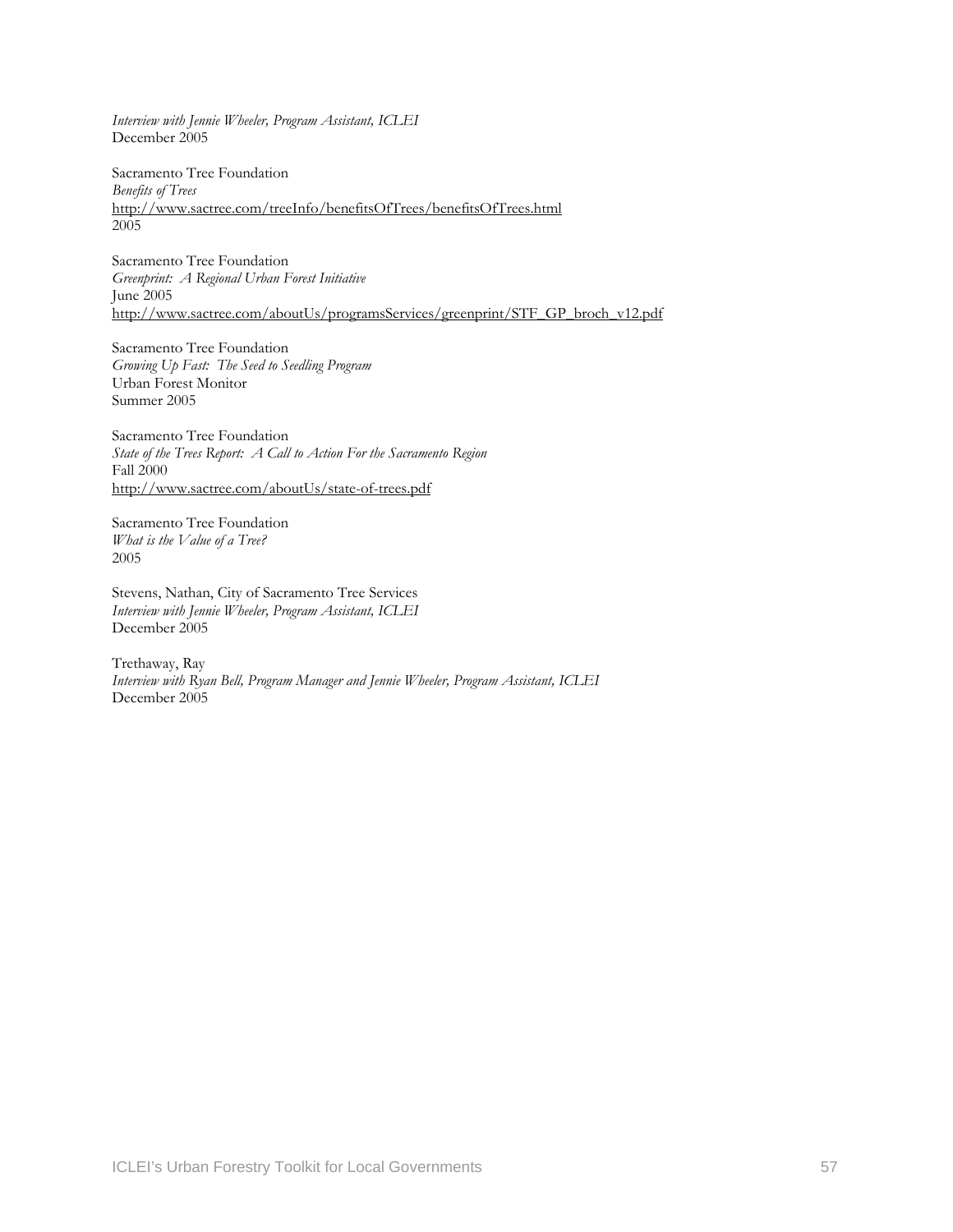*Interview with Jennie Wheeler, Program Assistant, ICLEI*
December 2005

Sacramento Tree Foundation
*Benefits of Trees*
http://www.sactree.com/treeInfo/benefitsOfTrees/benefitsOfTrees.html
2005

Sacramento Tree Foundation
*Greenprint: A Regional Urban Forest Initiative*
June 2005
http://www.sactree.com/aboutUs/programsServices/greenprint/STF_GP_broch_v12.pdf

Sacramento Tree Foundation
*Growing Up Fast: The Seed to Seedling Program*
Urban Forest Monitor
Summer 2005

Sacramento Tree Foundation
*State of the Trees Report: A Call to Action For the Sacramento Region*
Fall 2000
http://www.sactree.com/aboutUs/state-of-trees.pdf

Sacramento Tree Foundation
*What is the Value of a Tree?*
2005

Stevens, Nathan, City of Sacramento Tree Services
*Interview with Jennie Wheeler, Program Assistant, ICLEI*
December 2005

Trethaway, Ray
*Interview with Ryan Bell, Program Manager and Jennie Wheeler, Program Assistant, ICLEI*
December 2005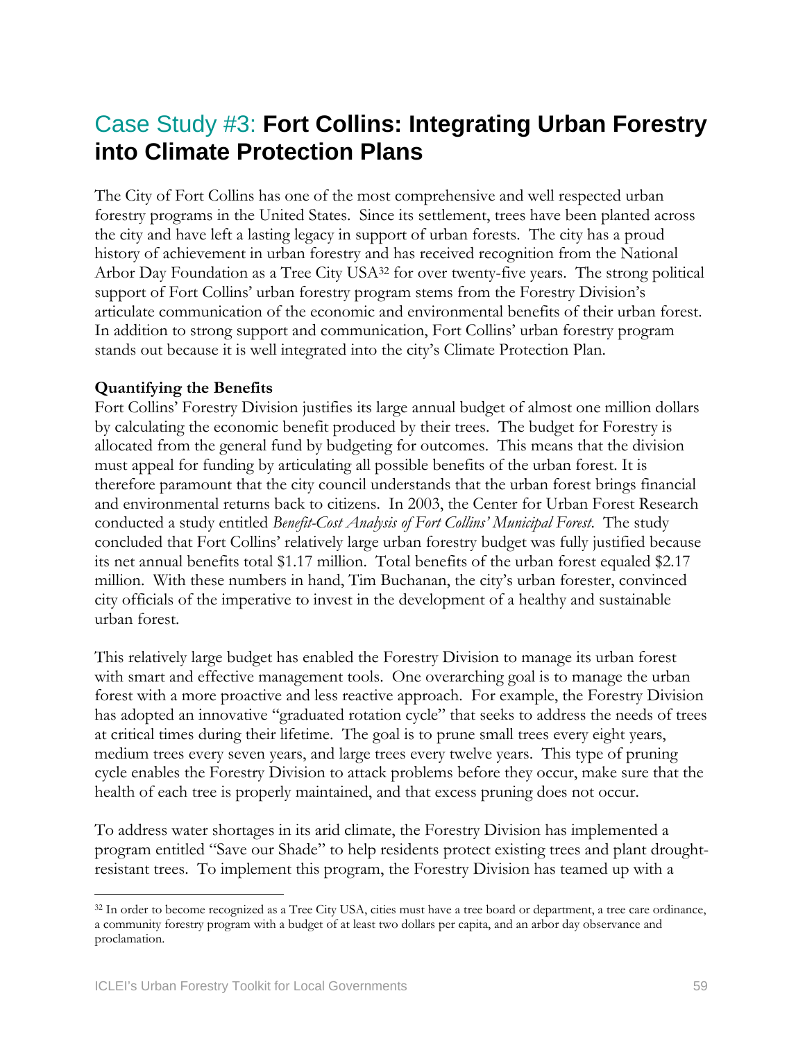# Case Study #3: **Fort Collins: Integrating Urban Forestry into Climate Protection Plans**

The City of Fort Collins has one of the most comprehensive and well respected urban forestry programs in the United States. Since its settlement, trees have been planted across the city and have left a lasting legacy in support of urban forests. The city has a proud history of achievement in urban forestry and has received recognition from the National Arbor Day Foundation as a Tree City USA[32] for over twenty-five years. The strong political support of Fort Collins' urban forestry program stems from the Forestry Division's articulate communication of the economic and environmental benefits of their urban forest. In addition to strong support and communication, Fort Collins' urban forestry program stands out because it is well integrated into the city's Climate Protection Plan.

**Quantifying the Benefits**

Fort Collins' Forestry Division justifies its large annual budget of almost one million dollars by calculating the economic benefit produced by their trees. The budget for Forestry is allocated from the general fund by budgeting for outcomes. This means that the division must appeal for funding by articulating all possible benefits of the urban forest. It is therefore paramount that the city council understands that the urban forest brings financial and environmental returns back to citizens. In 2003, the Center for Urban Forest Research conducted a study entitled *Benefit-Cost Analysis of Fort Collins' Municipal Forest*. The study concluded that Fort Collins' relatively large urban forestry budget was fully justified because its net annual benefits total $1.17 million. Total benefits of the urban forest equaled $2.17 million. With these numbers in hand, Tim Buchanan, the city's urban forester, convinced city officials of the imperative to invest in the development of a healthy and sustainable urban forest.

This relatively large budget has enabled the Forestry Division to manage its urban forest with smart and effective management tools. One overarching goal is to manage the urban forest with a more proactive and less reactive approach. For example, the Forestry Division has adopted an innovative "graduated rotation cycle" that seeks to address the needs of trees at critical times during their lifetime. The goal is to prune small trees every eight years, medium trees every seven years, and large trees every twelve years. This type of pruning cycle enables the Forestry Division to attack problems before they occur, make sure that the health of each tree is properly maintained, and that excess pruning does not occur.

To address water shortages in its arid climate, the Forestry Division has implemented a program entitled "Save our Shade" to help residents protect existing trees and plant drought-resistant trees. To implement this program, the Forestry Division has teamed up with a

---

[32] In order to become recognized as a Tree City USA, cities must have a tree board or department, a tree care ordinance, a community forestry program with a budget of at least two dollars per capita, and an arbor day observance and proclamation.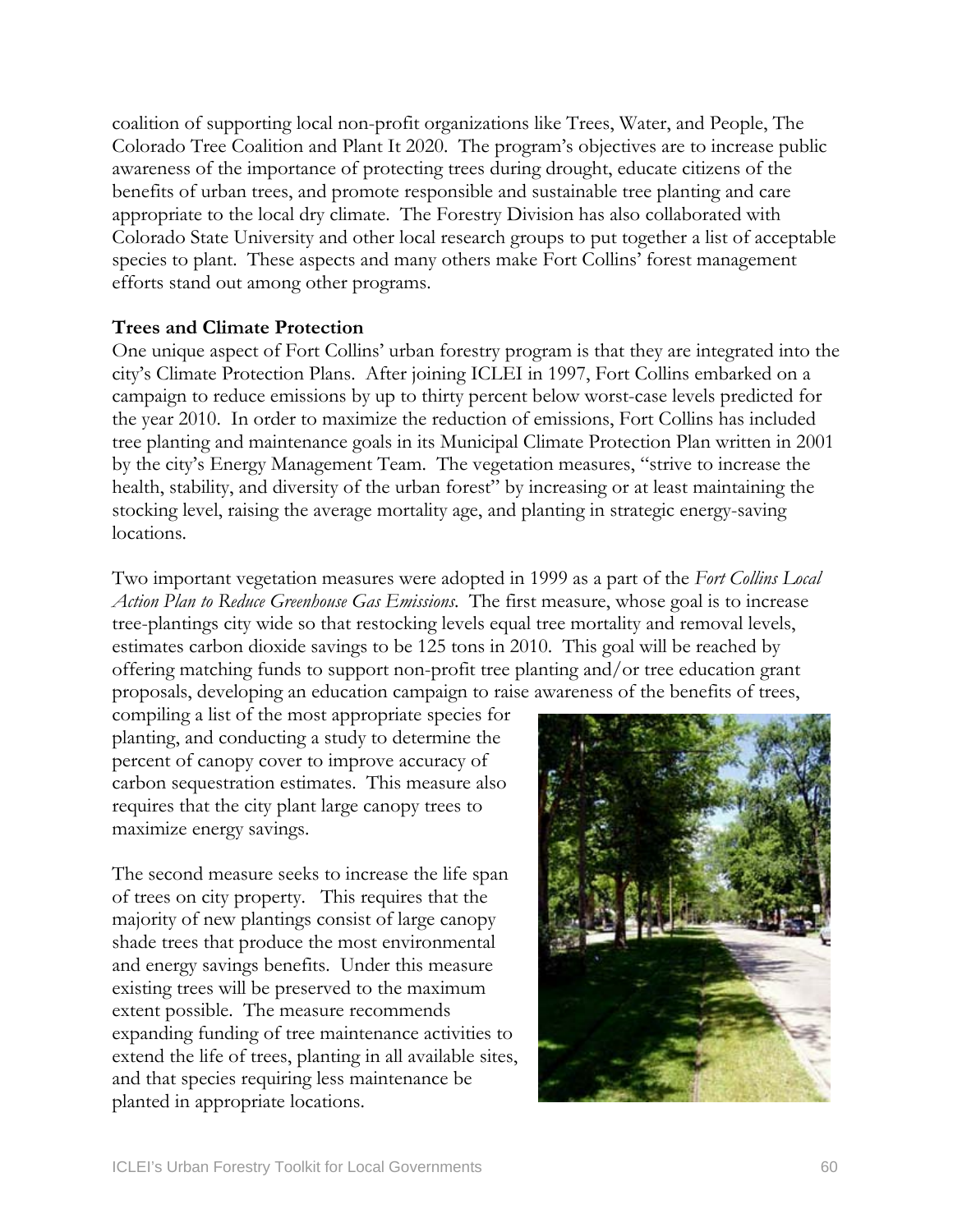coalition of supporting local non-profit organizations like Trees, Water, and People, The Colorado Tree Coalition and Plant It 2020. The program's objectives are to increase public awareness of the importance of protecting trees during drought, educate citizens of the benefits of urban trees, and promote responsible and sustainable tree planting and care appropriate to the local dry climate. The Forestry Division has also collaborated with Colorado State University and other local research groups to put together a list of acceptable species to plant. These aspects and many others make Fort Collins' forest management efforts stand out among other programs.

**Trees and Climate Protection**

One unique aspect of Fort Collins' urban forestry program is that they are integrated into the city's Climate Protection Plans. After joining ICLEI in 1997, Fort Collins embarked on a campaign to reduce emissions by up to thirty percent below worst-case levels predicted for the year 2010. In order to maximize the reduction of emissions, Fort Collins has included tree planting and maintenance goals in its Municipal Climate Protection Plan written in 2001 by the city's Energy Management Team. The vegetation measures, "strive to increase the health, stability, and diversity of the urban forest" by increasing or at least maintaining the stocking level, raising the average mortality age, and planting in strategic energy-saving locations.

Two important vegetation measures were adopted in 1999 as a part of the *Fort Collins Local Action Plan to Reduce Greenhouse Gas Emissions*. The first measure, whose goal is to increase tree-plantings city wide so that restocking levels equal tree mortality and removal levels, estimates carbon dioxide savings to be 125 tons in 2010. This goal will be reached by offering matching funds to support non-profit tree planting and/or tree education grant proposals, developing an education campaign to raise awareness of the benefits of trees, compiling a list of the most appropriate species for planting, and conducting a study to determine the percent of canopy cover to improve accuracy of carbon sequestration estimates. This measure also requires that the city plant large canopy trees to maximize energy savings.

The second measure seeks to increase the life span of trees on city property. This requires that the majority of new plantings consist of large canopy shade trees that produce the most environmental and energy savings benefits. Under this measure existing trees will be preserved to the maximum extent possible. The measure recommends expanding funding of tree maintenance activities to extend the life of trees, planting in all available sites, and that species requiring less maintenance be planted in appropriate locations.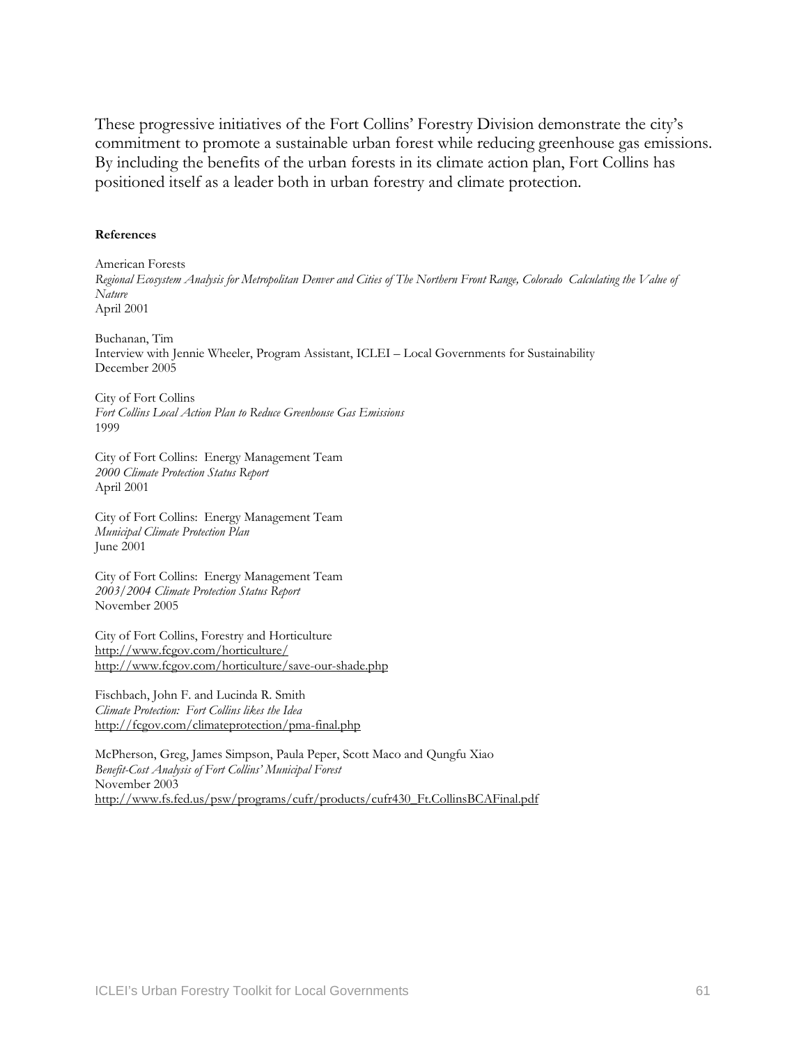These progressive initiatives of the Fort Collins' Forestry Division demonstrate the city's commitment to promote a sustainable urban forest while reducing greenhouse gas emissions. By including the benefits of the urban forests in its climate action plan, Fort Collins has positioned itself as a leader both in urban forestry and climate protection.

**References**

American Forests
*Regional Ecosystem Analysis for Metropolitan Denver and Cities of The Northern Front Range, Colorado Calculating the Value of Nature*
April 2001

Buchanan, Tim
Interview with Jennie Wheeler, Program Assistant, ICLEI – Local Governments for Sustainability
December 2005

City of Fort Collins
*Fort Collins Local Action Plan to Reduce Greenhouse Gas Emissions*
1999

City of Fort Collins: Energy Management Team
*2000 Climate Protection Status Report*
April 2001

City of Fort Collins: Energy Management Team
*Municipal Climate Protection Plan*
June 2001

City of Fort Collins: Energy Management Team
*2003/2004 Climate Protection Status Report*
November 2005

City of Fort Collins, Forestry and Horticulture
http://www.fcgov.com/horticulture/
http://www.fcgov.com/horticulture/save-our-shade.php

Fischbach, John F. and Lucinda R. Smith
*Climate Protection: Fort Collins likes the Idea*
http://fcgov.com/climateprotection/pma-final.php

McPherson, Greg, James Simpson, Paula Peper, Scott Maco and Qungfu Xiao
*Benefit-Cost Analysis of Fort Collins' Municipal Forest*
November 2003
http://www.fs.fed.us/psw/programs/cufr/products/cufr430_Ft.CollinsBCAFinal.pdf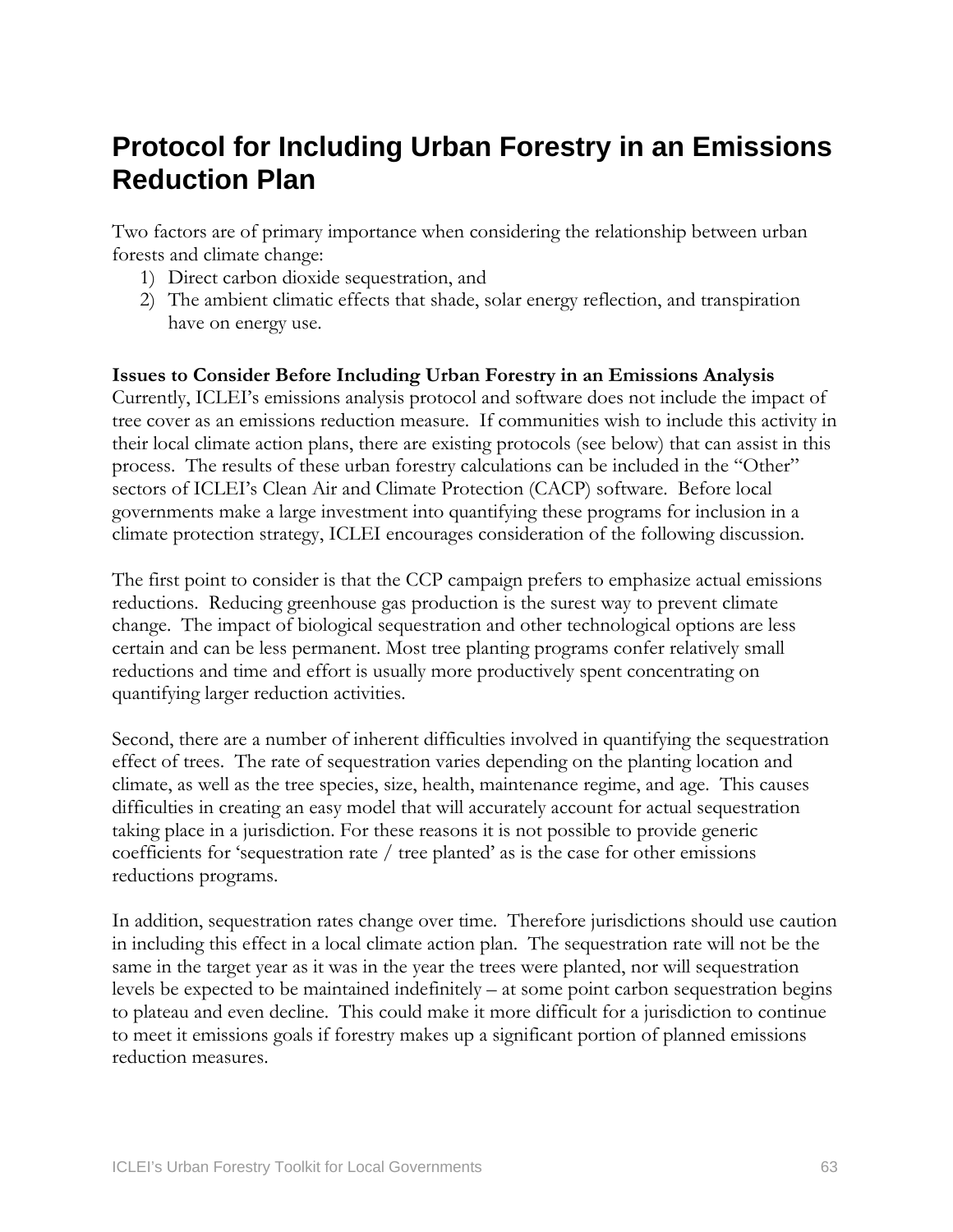# Protocol for Including Urban Forestry in an Emissions Reduction Plan

Two factors are of primary importance when considering the relationship between urban forests and climate change:

1) Direct carbon dioxide sequestration, and
2) The ambient climatic effects that shade, solar energy reflection, and transpiration have on energy use.

**Issues to Consider Before Including Urban Forestry in an Emissions Analysis**

Currently, ICLEI's emissions analysis protocol and software does not include the impact of tree cover as an emissions reduction measure. If communities wish to include this activity in their local climate action plans, there are existing protocols (see below) that can assist in this process. The results of these urban forestry calculations can be included in the "Other" sectors of ICLEI's Clean Air and Climate Protection (CACP) software. Before local governments make a large investment into quantifying these programs for inclusion in a climate protection strategy, ICLEI encourages consideration of the following discussion.

The first point to consider is that the CCP campaign prefers to emphasize actual emissions reductions. Reducing greenhouse gas production is the surest way to prevent climate change. The impact of biological sequestration and other technological options are less certain and can be less permanent. Most tree planting programs confer relatively small reductions and time and effort is usually more productively spent concentrating on quantifying larger reduction activities.

Second, there are a number of inherent difficulties involved in quantifying the sequestration effect of trees. The rate of sequestration varies depending on the planting location and climate, as well as the tree species, size, health, maintenance regime, and age. This causes difficulties in creating an easy model that will accurately account for actual sequestration taking place in a jurisdiction. For these reasons it is not possible to provide generic coefficients for 'sequestration rate / tree planted' as is the case for other emissions reductions programs.

In addition, sequestration rates change over time. Therefore jurisdictions should use caution in including this effect in a local climate action plan. The sequestration rate will not be the same in the target year as it was in the year the trees were planted, nor will sequestration levels be expected to be maintained indefinitely – at some point carbon sequestration begins to plateau and even decline. This could make it more difficult for a jurisdiction to continue to meet it emissions goals if forestry makes up a significant portion of planned emissions reduction measures.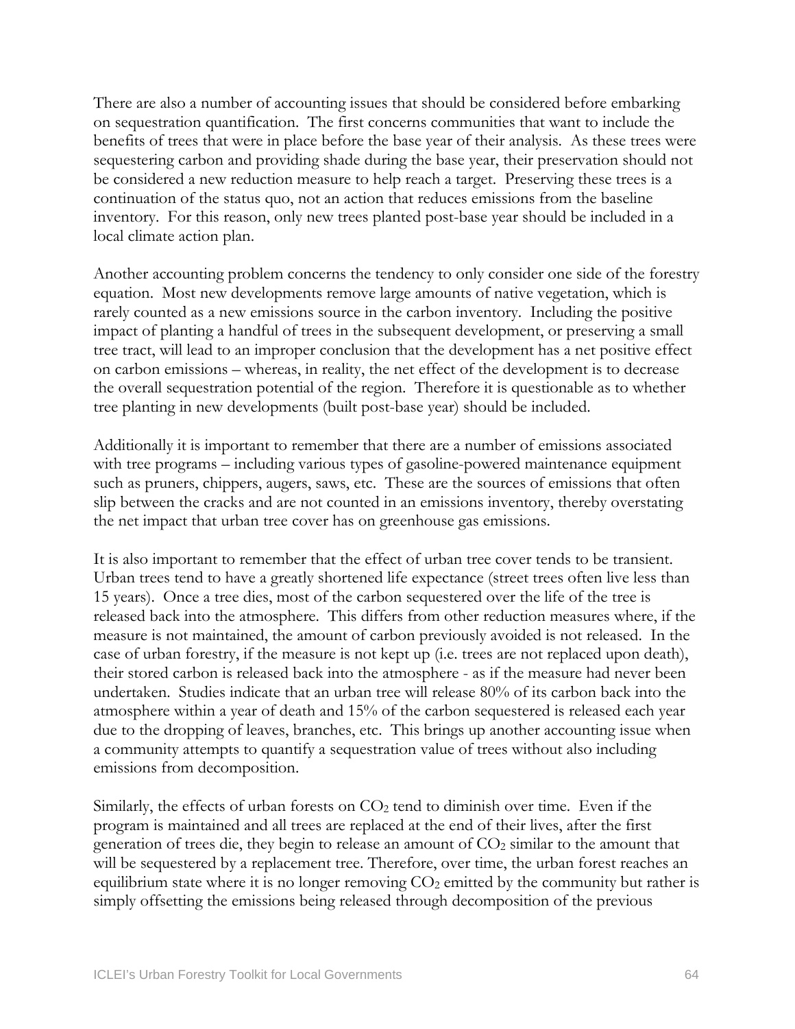There are also a number of accounting issues that should be considered before embarking on sequestration quantification. The first concerns communities that want to include the benefits of trees that were in place before the base year of their analysis. As these trees were sequestering carbon and providing shade during the base year, their preservation should not be considered a new reduction measure to help reach a target. Preserving these trees is a continuation of the status quo, not an action that reduces emissions from the baseline inventory. For this reason, only new trees planted post-base year should be included in a local climate action plan.

Another accounting problem concerns the tendency to only consider one side of the forestry equation. Most new developments remove large amounts of native vegetation, which is rarely counted as a new emissions source in the carbon inventory. Including the positive impact of planting a handful of trees in the subsequent development, or preserving a small tree tract, will lead to an improper conclusion that the development has a net positive effect on carbon emissions – whereas, in reality, the net effect of the development is to decrease the overall sequestration potential of the region. Therefore it is questionable as to whether tree planting in new developments (built post-base year) should be included.

Additionally it is important to remember that there are a number of emissions associated with tree programs – including various types of gasoline-powered maintenance equipment such as pruners, chippers, augers, saws, etc. These are the sources of emissions that often slip between the cracks and are not counted in an emissions inventory, thereby overstating the net impact that urban tree cover has on greenhouse gas emissions.

It is also important to remember that the effect of urban tree cover tends to be transient. Urban trees tend to have a greatly shortened life expectance (street trees often live less than 15 years). Once a tree dies, most of the carbon sequestered over the life of the tree is released back into the atmosphere. This differs from other reduction measures where, if the measure is not maintained, the amount of carbon previously avoided is not released. In the case of urban forestry, if the measure is not kept up (i.e. trees are not replaced upon death), their stored carbon is released back into the atmosphere - as if the measure had never been undertaken. Studies indicate that an urban tree will release 80% of its carbon back into the atmosphere within a year of death and 15% of the carbon sequestered is released each year due to the dropping of leaves, branches, etc. This brings up another accounting issue when a community attempts to quantify a sequestration value of trees without also including emissions from decomposition.

Similarly, the effects of urban forests on $CO_2$ tend to diminish over time. Even if the program is maintained and all trees are replaced at the end of their lives, after the first generation of trees die, they begin to release an amount of $CO_2$ similar to the amount that will be sequestered by a replacement tree. Therefore, over time, the urban forest reaches an equilibrium state where it is no longer removing $CO_2$ emitted by the community but rather is simply offsetting the emissions being released through decomposition of the previous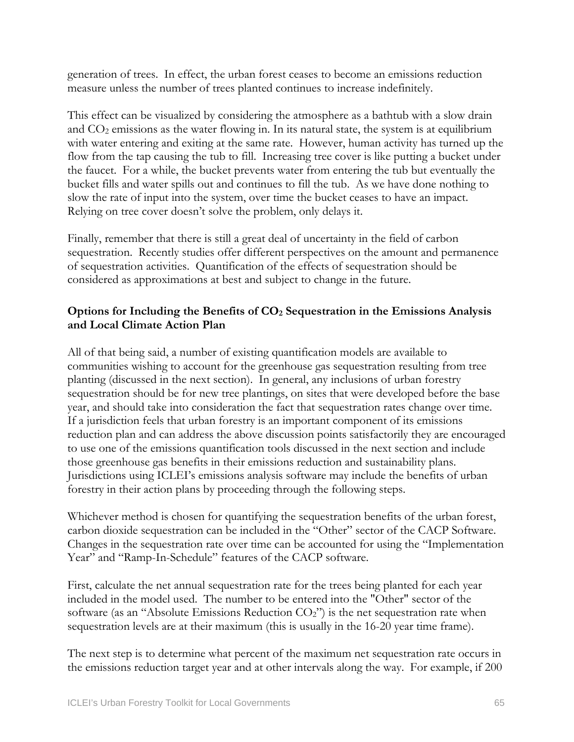generation of trees. In effect, the urban forest ceases to become an emissions reduction measure unless the number of trees planted continues to increase indefinitely.

This effect can be visualized by considering the atmosphere as a bathtub with a slow drain and $CO_2$ emissions as the water flowing in. In its natural state, the system is at equilibrium with water entering and exiting at the same rate. However, human activity has turned up the flow from the tap causing the tub to fill. Increasing tree cover is like putting a bucket under the faucet. For a while, the bucket prevents water from entering the tub but eventually the bucket fills and water spills out and continues to fill the tub. As we have done nothing to slow the rate of input into the system, over time the bucket ceases to have an impact. Relying on tree cover doesn't solve the problem, only delays it.

Finally, remember that there is still a great deal of uncertainty in the field of carbon sequestration. Recently studies offer different perspectives on the amount and permanence of sequestration activities. Quantification of the effects of sequestration should be considered as approximations at best and subject to change in the future.

**Options for Including the Benefits of $CO_2$ Sequestration in the Emissions Analysis and Local Climate Action Plan**

All of that being said, a number of existing quantification models are available to communities wishing to account for the greenhouse gas sequestration resulting from tree planting (discussed in the next section). In general, any inclusions of urban forestry sequestration should be for new tree plantings, on sites that were developed before the base year, and should take into consideration the fact that sequestration rates change over time. If a jurisdiction feels that urban forestry is an important component of its emissions reduction plan and can address the above discussion points satisfactorily they are encouraged to use one of the emissions quantification tools discussed in the next section and include those greenhouse gas benefits in their emissions reduction and sustainability plans. Jurisdictions using ICLEI's emissions analysis software may include the benefits of urban forestry in their action plans by proceeding through the following steps.

Whichever method is chosen for quantifying the sequestration benefits of the urban forest, carbon dioxide sequestration can be included in the "Other" sector of the CACP Software. Changes in the sequestration rate over time can be accounted for using the "Implementation Year" and "Ramp-In-Schedule" features of the CACP software.

First, calculate the net annual sequestration rate for the trees being planted for each year included in the model used. The number to be entered into the "Other" sector of the software (as an "Absolute Emissions Reduction $CO_2$") is the net sequestration rate when sequestration levels are at their maximum (this is usually in the 16-20 year time frame).

The next step is to determine what percent of the maximum net sequestration rate occurs in the emissions reduction target year and at other intervals along the way. For example, if 200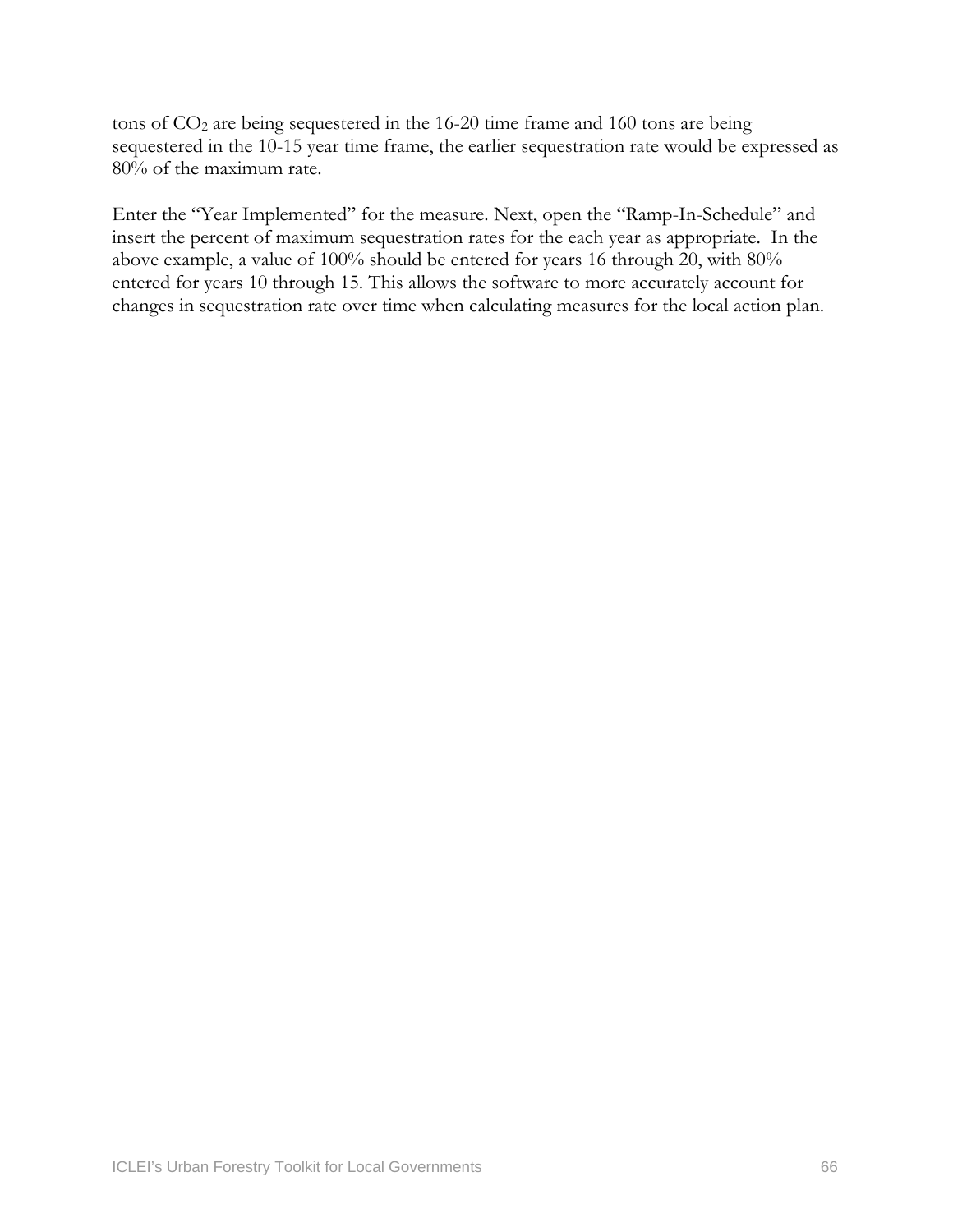tons of $CO_2$ are being sequestered in the 16-20 time frame and 160 tons are being sequestered in the 10-15 year time frame, the earlier sequestration rate would be expressed as 80% of the maximum rate.

Enter the "Year Implemented" for the measure. Next, open the "Ramp-In-Schedule" and insert the percent of maximum sequestration rates for the each year as appropriate. In the above example, a value of 100% should be entered for years 16 through 20, with 80% entered for years 10 through 15. This allows the software to more accurately account for changes in sequestration rate over time when calculating measures for the local action plan.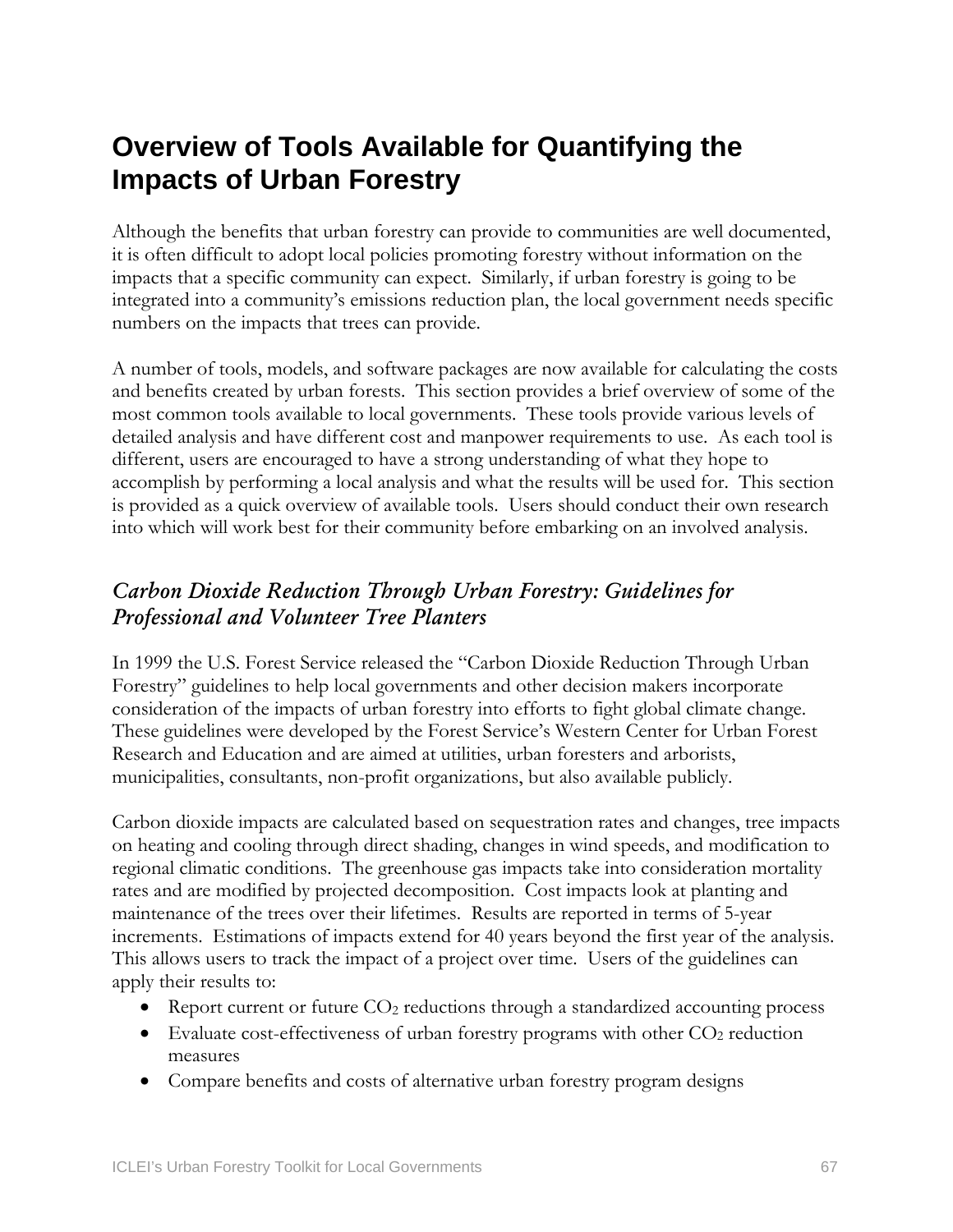# Overview of Tools Available for Quantifying the Impacts of Urban Forestry

Although the benefits that urban forestry can provide to communities are well documented, it is often difficult to adopt local policies promoting forestry without information on the impacts that a specific community can expect. Similarly, if urban forestry is going to be integrated into a community's emissions reduction plan, the local government needs specific numbers on the impacts that trees can provide.

A number of tools, models, and software packages are now available for calculating the costs and benefits created by urban forests. This section provides a brief overview of some of the most common tools available to local governments. These tools provide various levels of detailed analysis and have different cost and manpower requirements to use. As each tool is different, users are encouraged to have a strong understanding of what they hope to accomplish by performing a local analysis and what the results will be used for. This section is provided as a quick overview of available tools. Users should conduct their own research into which will work best for their community before embarking on an involved analysis.

## *Carbon Dioxide Reduction Through Urban Forestry: Guidelines for Professional and Volunteer Tree Planters*

In 1999 the U.S. Forest Service released the "Carbon Dioxide Reduction Through Urban Forestry" guidelines to help local governments and other decision makers incorporate consideration of the impacts of urban forestry into efforts to fight global climate change. These guidelines were developed by the Forest Service's Western Center for Urban Forest Research and Education and are aimed at utilities, urban foresters and arborists, municipalities, consultants, non-profit organizations, but also available publicly.

Carbon dioxide impacts are calculated based on sequestration rates and changes, tree impacts on heating and cooling through direct shading, changes in wind speeds, and modification to regional climatic conditions. The greenhouse gas impacts take into consideration mortality rates and are modified by projected decomposition. Cost impacts look at planting and maintenance of the trees over their lifetimes. Results are reported in terms of 5-year increments. Estimations of impacts extend for 40 years beyond the first year of the analysis. This allows users to track the impact of a project over time. Users of the guidelines can apply their results to:

- Report current or future $CO_2$ reductions through a standardized accounting process
- Evaluate cost-effectiveness of urban forestry programs with other $CO_2$ reduction measures
- Compare benefits and costs of alternative urban forestry program designs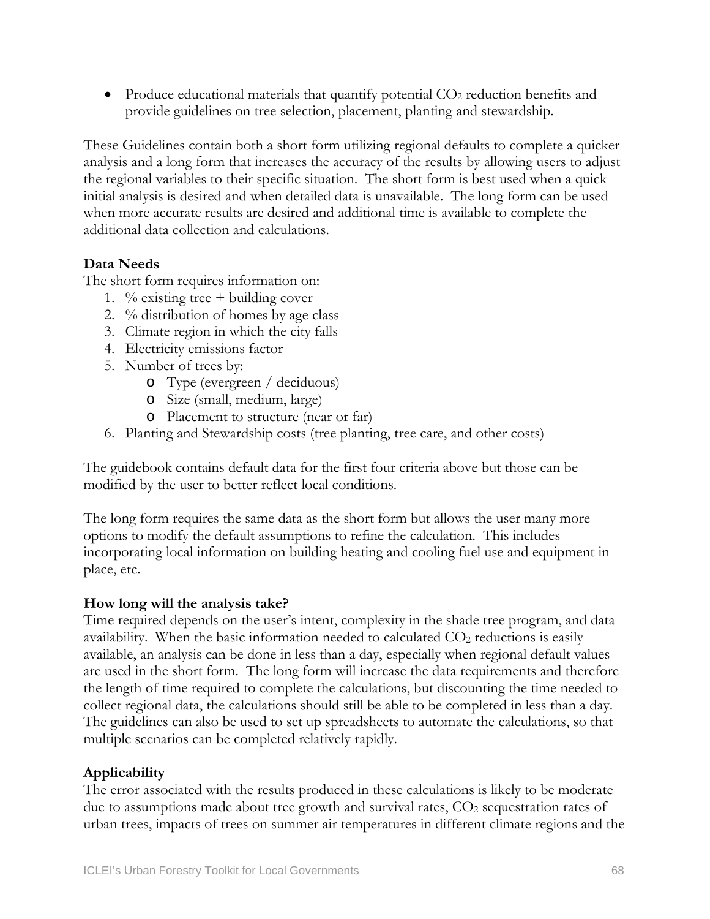- Produce educational materials that quantify potential $CO_2$ reduction benefits and provide guidelines on tree selection, placement, planting and stewardship.

These Guidelines contain both a short form utilizing regional defaults to complete a quicker analysis and a long form that increases the accuracy of the results by allowing users to adjust the regional variables to their specific situation. The short form is best used when a quick initial analysis is desired and when detailed data is unavailable. The long form can be used when more accurate results are desired and additional time is available to complete the additional data collection and calculations.

**Data Needs**

The short form requires information on:

1. % existing tree + building cover
2. % distribution of homes by age class
3. Climate region in which the city falls
4. Electricity emissions factor
5. Number of trees by:
    - Type (evergreen / deciduous)
    - Size (small, medium, large)
    - Placement to structure (near or far)
6. Planting and Stewardship costs (tree planting, tree care, and other costs)

The guidebook contains default data for the first four criteria above but those can be modified by the user to better reflect local conditions.

The long form requires the same data as the short form but allows the user many more options to modify the default assumptions to refine the calculation. This includes incorporating local information on building heating and cooling fuel use and equipment in place, etc.

**How long will the analysis take?**

Time required depends on the user's intent, complexity in the shade tree program, and data availability. When the basic information needed to calculated $CO_2$ reductions is easily available, an analysis can be done in less than a day, especially when regional default values are used in the short form. The long form will increase the data requirements and therefore the length of time required to complete the calculations, but discounting the time needed to collect regional data, the calculations should still be able to be completed in less than a day. The guidelines can also be used to set up spreadsheets to automate the calculations, so that multiple scenarios can be completed relatively rapidly.

**Applicability**

The error associated with the results produced in these calculations is likely to be moderate due to assumptions made about tree growth and survival rates, $CO_2$ sequestration rates of urban trees, impacts of trees on summer air temperatures in different climate regions and the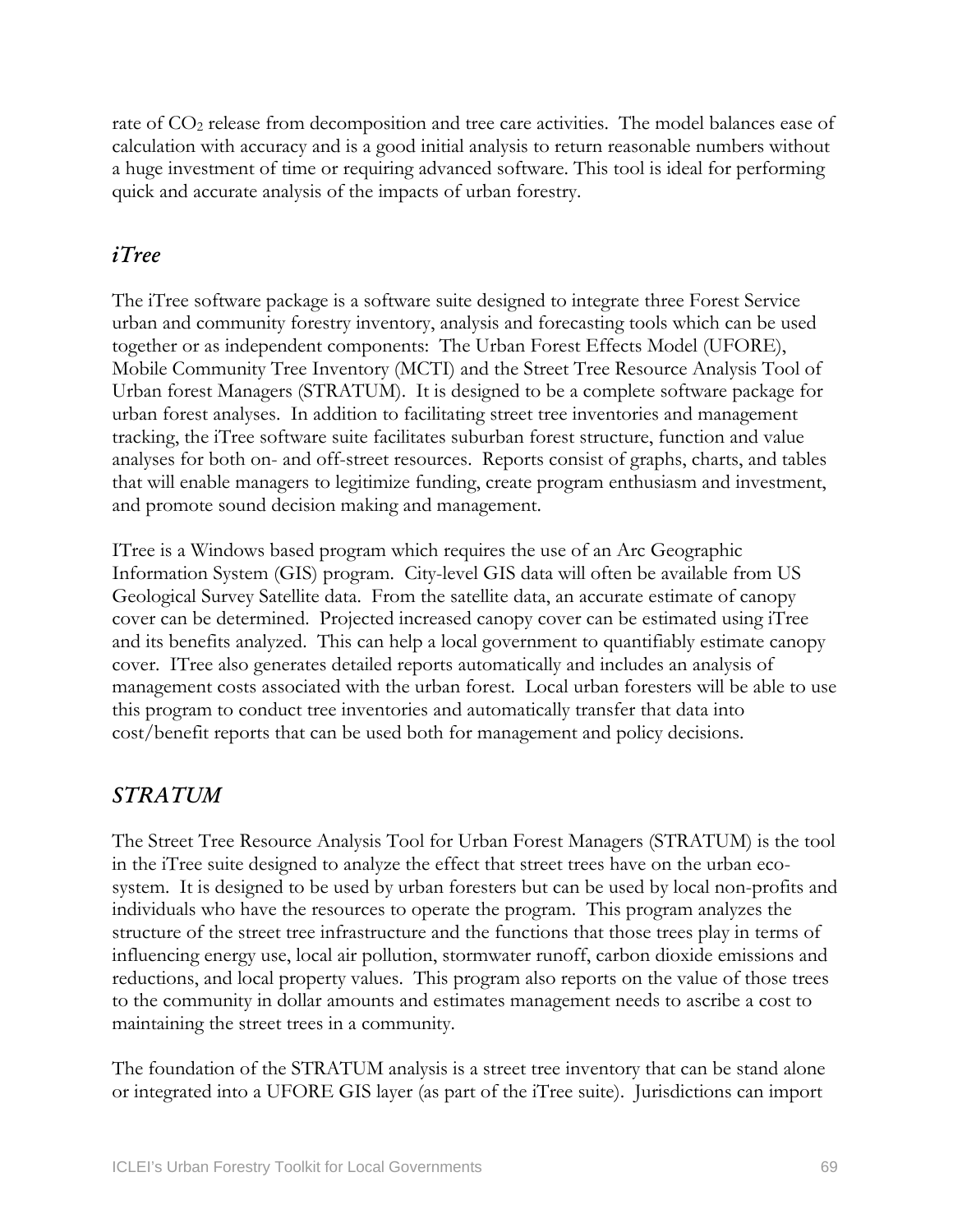rate of $CO_2$ release from decomposition and tree care activities. The model balances ease of calculation with accuracy and is a good initial analysis to return reasonable numbers without a huge investment of time or requiring advanced software. This tool is ideal for performing quick and accurate analysis of the impacts of urban forestry.

## *iTree*

The iTree software package is a software suite designed to integrate three Forest Service urban and community forestry inventory, analysis and forecasting tools which can be used together or as independent components: The Urban Forest Effects Model (UFORE), Mobile Community Tree Inventory (MCTI) and the Street Tree Resource Analysis Tool of Urban forest Managers (STRATUM). It is designed to be a complete software package for urban forest analyses. In addition to facilitating street tree inventories and management tracking, the iTree software suite facilitates suburban forest structure, function and value analyses for both on- and off-street resources. Reports consist of graphs, charts, and tables that will enable managers to legitimize funding, create program enthusiasm and investment, and promote sound decision making and management.

ITree is a Windows based program which requires the use of an Arc Geographic Information System (GIS) program. City-level GIS data will often be available from US Geological Survey Satellite data. From the satellite data, an accurate estimate of canopy cover can be determined. Projected increased canopy cover can be estimated using iTree and its benefits analyzed. This can help a local government to quantifiably estimate canopy cover. ITree also generates detailed reports automatically and includes an analysis of management costs associated with the urban forest. Local urban foresters will be able to use this program to conduct tree inventories and automatically transfer that data into cost/benefit reports that can be used both for management and policy decisions.

## *STRATUM*

The Street Tree Resource Analysis Tool for Urban Forest Managers (STRATUM) is the tool in the iTree suite designed to analyze the effect that street trees have on the urban eco-system. It is designed to be used by urban foresters but can be used by local non-profits and individuals who have the resources to operate the program. This program analyzes the structure of the street tree infrastructure and the functions that those trees play in terms of influencing energy use, local air pollution, stormwater runoff, carbon dioxide emissions and reductions, and local property values. This program also reports on the value of those trees to the community in dollar amounts and estimates management needs to ascribe a cost to maintaining the street trees in a community.

The foundation of the STRATUM analysis is a street tree inventory that can be stand alone or integrated into a UFORE GIS layer (as part of the iTree suite). Jurisdictions can import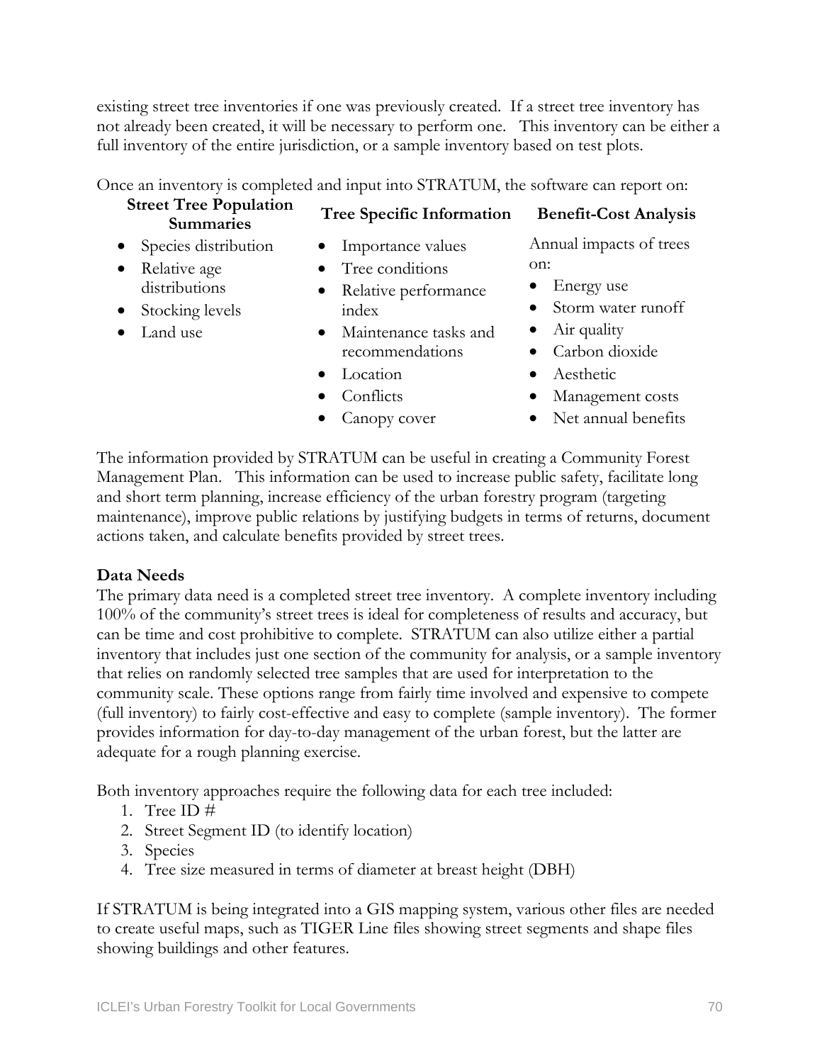existing street tree inventories if one was previously created. If a street tree inventory has not already been created, it will be necessary to perform one. This inventory can be either a full inventory of the entire jurisdiction, or a sample inventory based on test plots.

Once an inventory is completed and input into STRATUM, the software can report on:

**Street Tree Population Summaries**

- Species distribution
- Relative age distributions
- Stocking levels
- Land use

**Tree Specific Information**

- Importance values
- Tree conditions
- Relative performance index
- Maintenance tasks and recommendations
- Location
- Conflicts
- Canopy cover

**Benefit-Cost Analysis**

Annual impacts of trees on:

- Energy use
- Storm water runoff
- Air quality
- Carbon dioxide
- Aesthetic
- Management costs
- Net annual benefits

The information provided by STRATUM can be useful in creating a Community Forest Management Plan. This information can be used to increase public safety, facilitate long and short term planning, increase efficiency of the urban forestry program (targeting maintenance), improve public relations by justifying budgets in terms of returns, document actions taken, and calculate benefits provided by street trees.

**Data Needs**

The primary data need is a completed street tree inventory. A complete inventory including 100% of the community's street trees is ideal for completeness of results and accuracy, but can be time and cost prohibitive to complete. STRATUM can also utilize either a partial inventory that includes just one section of the community for analysis, or a sample inventory that relies on randomly selected tree samples that are used for interpretation to the community scale. These options range from fairly time involved and expensive to compete (full inventory) to fairly cost-effective and easy to complete (sample inventory). The former provides information for day-to-day management of the urban forest, but the latter are adequate for a rough planning exercise.

Both inventory approaches require the following data for each tree included:

1. Tree ID #
2. Street Segment ID (to identify location)
3. Species
4. Tree size measured in terms of diameter at breast height (DBH)

If STRATUM is being integrated into a GIS mapping system, various other files are needed to create useful maps, such as TIGER Line files showing street segments and shape files showing buildings and other features.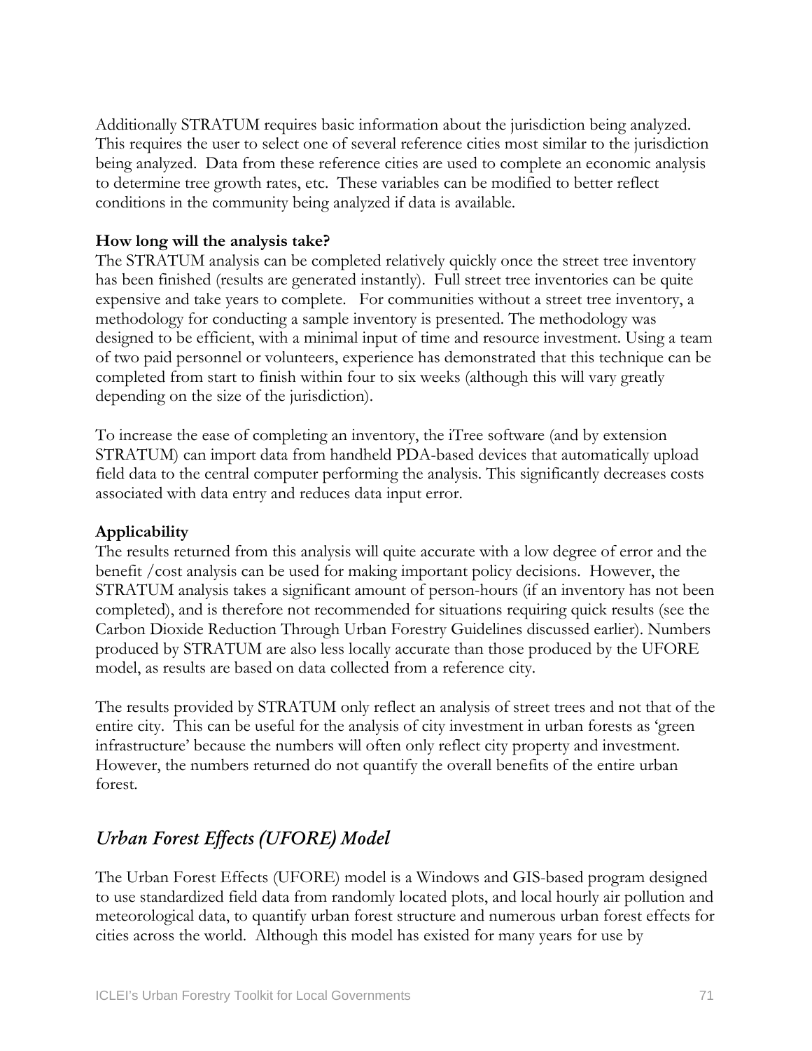Additionally STRATUM requires basic information about the jurisdiction being analyzed. This requires the user to select one of several reference cities most similar to the jurisdiction being analyzed. Data from these reference cities are used to complete an economic analysis to determine tree growth rates, etc. These variables can be modified to better reflect conditions in the community being analyzed if data is available.

**How long will the analysis take?**
The STRATUM analysis can be completed relatively quickly once the street tree inventory has been finished (results are generated instantly). Full street tree inventories can be quite expensive and take years to complete. For communities without a street tree inventory, a methodology for conducting a sample inventory is presented. The methodology was designed to be efficient, with a minimal input of time and resource investment. Using a team of two paid personnel or volunteers, experience has demonstrated that this technique can be completed from start to finish within four to six weeks (although this will vary greatly depending on the size of the jurisdiction).

To increase the ease of completing an inventory, the iTree software (and by extension STRATUM) can import data from handheld PDA-based devices that automatically upload field data to the central computer performing the analysis. This significantly decreases costs associated with data entry and reduces data input error.

**Applicability**
The results returned from this analysis will quite accurate with a low degree of error and the benefit /cost analysis can be used for making important policy decisions. However, the STRATUM analysis takes a significant amount of person-hours (if an inventory has not been completed), and is therefore not recommended for situations requiring quick results (see the Carbon Dioxide Reduction Through Urban Forestry Guidelines discussed earlier). Numbers produced by STRATUM are also less locally accurate than those produced by the UFORE model, as results are based on data collected from a reference city.

The results provided by STRATUM only reflect an analysis of street trees and not that of the entire city. This can be useful for the analysis of city investment in urban forests as 'green infrastructure' because the numbers will often only reflect city property and investment. However, the numbers returned do not quantify the overall benefits of the entire urban forest.

## *Urban Forest Effects (UFORE) Model*

The Urban Forest Effects (UFORE) model is a Windows and GIS-based program designed to use standardized field data from randomly located plots, and local hourly air pollution and meteorological data, to quantify urban forest structure and numerous urban forest effects for cities across the world. Although this model has existed for many years for use by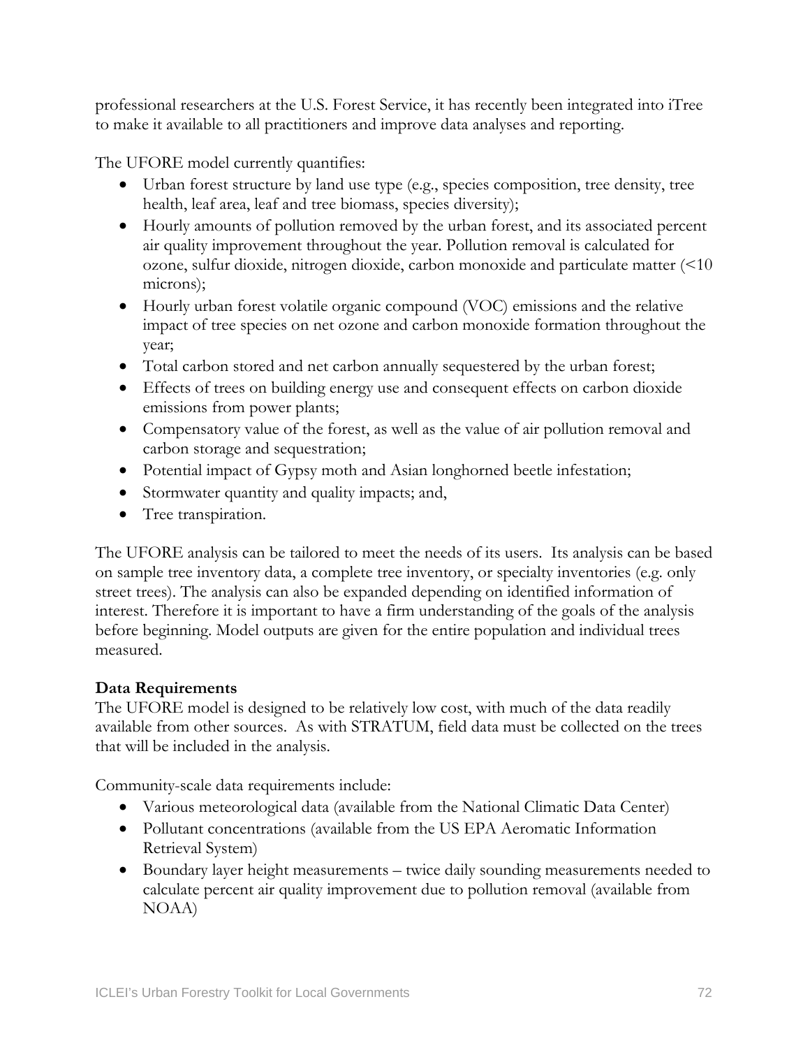professional researchers at the U.S. Forest Service, it has recently been integrated into iTree to make it available to all practitioners and improve data analyses and reporting.

The UFORE model currently quantifies:

- Urban forest structure by land use type (e.g., species composition, tree density, tree health, leaf area, leaf and tree biomass, species diversity);
- Hourly amounts of pollution removed by the urban forest, and its associated percent air quality improvement throughout the year. Pollution removal is calculated for ozone, sulfur dioxide, nitrogen dioxide, carbon monoxide and particulate matter (<10 microns);
- Hourly urban forest volatile organic compound (VOC) emissions and the relative impact of tree species on net ozone and carbon monoxide formation throughout the year;
- Total carbon stored and net carbon annually sequestered by the urban forest;
- Effects of trees on building energy use and consequent effects on carbon dioxide emissions from power plants;
- Compensatory value of the forest, as well as the value of air pollution removal and carbon storage and sequestration;
- Potential impact of Gypsy moth and Asian longhorned beetle infestation;
- Stormwater quantity and quality impacts; and,
- Tree transpiration.

The UFORE analysis can be tailored to meet the needs of its users. Its analysis can be based on sample tree inventory data, a complete tree inventory, or specialty inventories (e.g. only street trees). The analysis can also be expanded depending on identified information of interest. Therefore it is important to have a firm understanding of the goals of the analysis before beginning. Model outputs are given for the entire population and individual trees measured.

**Data Requirements**

The UFORE model is designed to be relatively low cost, with much of the data readily available from other sources. As with STRATUM, field data must be collected on the trees that will be included in the analysis.

Community-scale data requirements include:

- Various meteorological data (available from the National Climatic Data Center)
- Pollutant concentrations (available from the US EPA Aeromatic Information Retrieval System)
- Boundary layer height measurements – twice daily sounding measurements needed to calculate percent air quality improvement due to pollution removal (available from NOAA)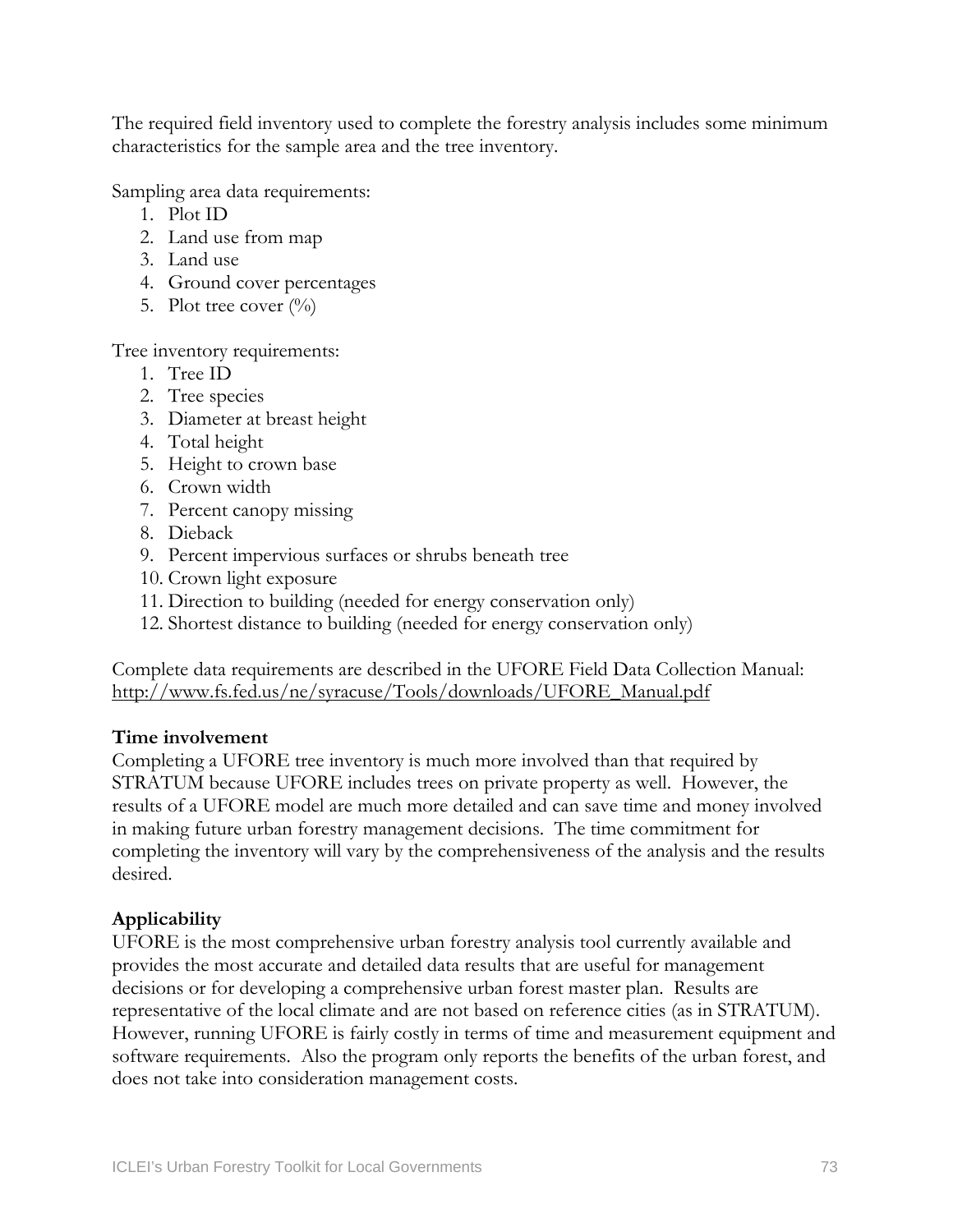The required field inventory used to complete the forestry analysis includes some minimum characteristics for the sample area and the tree inventory.

Sampling area data requirements:

1. Plot ID
2. Land use from map
3. Land use
4. Ground cover percentages
5. Plot tree cover (%)

Tree inventory requirements:

1. Tree ID
2. Tree species
3. Diameter at breast height
4. Total height
5. Height to crown base
6. Crown width
7. Percent canopy missing
8. Dieback
9. Percent impervious surfaces or shrubs beneath tree
10. Crown light exposure
11. Direction to building (needed for energy conservation only)
12. Shortest distance to building (needed for energy conservation only)

Complete data requirements are described in the UFORE Field Data Collection Manual: http://www.fs.fed.us/ne/syracuse/Tools/downloads/UFORE_Manual.pdf

**Time involvement**

Completing a UFORE tree inventory is much more involved than that required by STRATUM because UFORE includes trees on private property as well. However, the results of a UFORE model are much more detailed and can save time and money involved in making future urban forestry management decisions. The time commitment for completing the inventory will vary by the comprehensiveness of the analysis and the results desired.

**Applicability**

UFORE is the most comprehensive urban forestry analysis tool currently available and provides the most accurate and detailed data results that are useful for management decisions or for developing a comprehensive urban forest master plan. Results are representative of the local climate and are not based on reference cities (as in STRATUM). However, running UFORE is fairly costly in terms of time and measurement equipment and software requirements. Also the program only reports the benefits of the urban forest, and does not take into consideration management costs.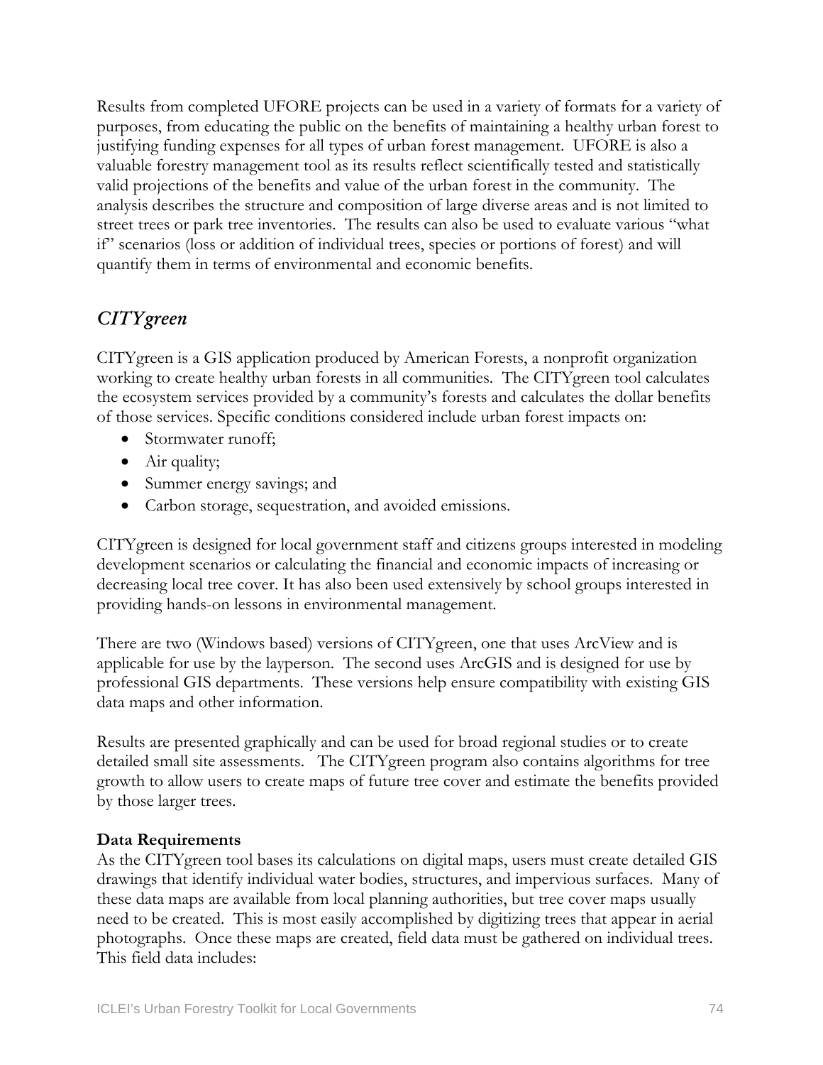Results from completed UFORE projects can be used in a variety of formats for a variety of purposes, from educating the public on the benefits of maintaining a healthy urban forest to justifying funding expenses for all types of urban forest management. UFORE is also a valuable forestry management tool as its results reflect scientifically tested and statistically valid projections of the benefits and value of the urban forest in the community. The analysis describes the structure and composition of large diverse areas and is not limited to street trees or park tree inventories. The results can also be used to evaluate various "what if" scenarios (loss or addition of individual trees, species or portions of forest) and will quantify them in terms of environmental and economic benefits.

## *CITYgreen*

CITYgreen is a GIS application produced by American Forests, a nonprofit organization working to create healthy urban forests in all communities. The CITYgreen tool calculates the ecosystem services provided by a community's forests and calculates the dollar benefits of those services. Specific conditions considered include urban forest impacts on:

- Stormwater runoff;
- Air quality;
- Summer energy savings; and
- Carbon storage, sequestration, and avoided emissions.

CITYgreen is designed for local government staff and citizens groups interested in modeling development scenarios or calculating the financial and economic impacts of increasing or decreasing local tree cover. It has also been used extensively by school groups interested in providing hands-on lessons in environmental management.

There are two (Windows based) versions of CITYgreen, one that uses ArcView and is applicable for use by the layperson. The second uses ArcGIS and is designed for use by professional GIS departments. These versions help ensure compatibility with existing GIS data maps and other information.

Results are presented graphically and can be used for broad regional studies or to create detailed small site assessments. The CITYgreen program also contains algorithms for tree growth to allow users to create maps of future tree cover and estimate the benefits provided by those larger trees.

**Data Requirements**

As the CITYgreen tool bases its calculations on digital maps, users must create detailed GIS drawings that identify individual water bodies, structures, and impervious surfaces. Many of these data maps are available from local planning authorities, but tree cover maps usually need to be created. This is most easily accomplished by digitizing trees that appear in aerial photographs. Once these maps are created, field data must be gathered on individual trees. This field data includes: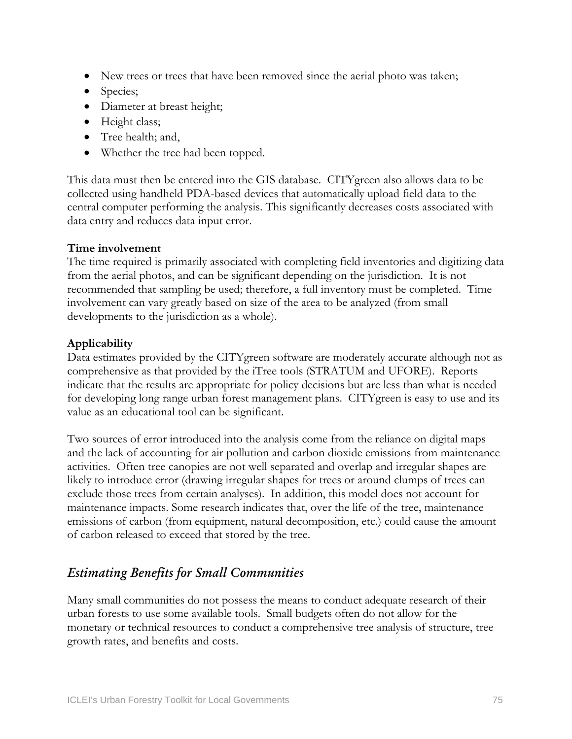- New trees or trees that have been removed since the aerial photo was taken;
- Species;
- Diameter at breast height;
- Height class;
- Tree health; and,
- Whether the tree had been topped.

This data must then be entered into the GIS database. CITYgreen also allows data to be collected using handheld PDA-based devices that automatically upload field data to the central computer performing the analysis. This significantly decreases costs associated with data entry and reduces data input error.

**Time involvement**
The time required is primarily associated with completing field inventories and digitizing data from the aerial photos, and can be significant depending on the jurisdiction. It is not recommended that sampling be used; therefore, a full inventory must be completed. Time involvement can vary greatly based on size of the area to be analyzed (from small developments to the jurisdiction as a whole).

**Applicability**
Data estimates provided by the CITYgreen software are moderately accurate although not as comprehensive as that provided by the iTree tools (STRATUM and UFORE). Reports indicate that the results are appropriate for policy decisions but are less than what is needed for developing long range urban forest management plans. CITYgreen is easy to use and its value as an educational tool can be significant.

Two sources of error introduced into the analysis come from the reliance on digital maps and the lack of accounting for air pollution and carbon dioxide emissions from maintenance activities. Often tree canopies are not well separated and overlap and irregular shapes are likely to introduce error (drawing irregular shapes for trees or around clumps of trees can exclude those trees from certain analyses). In addition, this model does not account for maintenance impacts. Some research indicates that, over the life of the tree, maintenance emissions of carbon (from equipment, natural decomposition, etc.) could cause the amount of carbon released to exceed that stored by the tree.

## *Estimating Benefits for Small Communities*

Many small communities do not possess the means to conduct adequate research of their urban forests to use some available tools. Small budgets often do not allow for the monetary or technical resources to conduct a comprehensive tree analysis of structure, tree growth rates, and benefits and costs.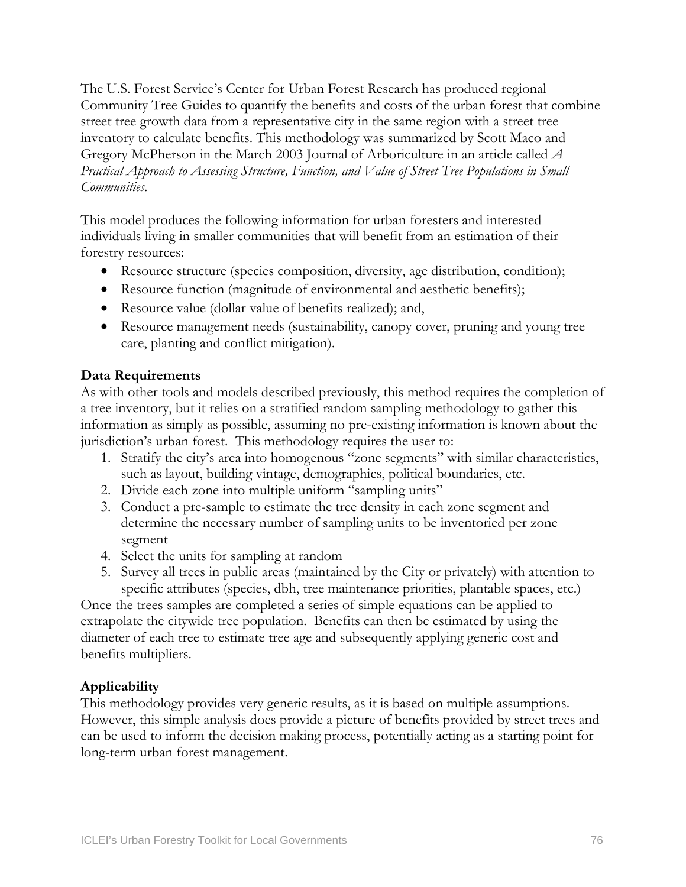The U.S. Forest Service's Center for Urban Forest Research has produced regional Community Tree Guides to quantify the benefits and costs of the urban forest that combine street tree growth data from a representative city in the same region with a street tree inventory to calculate benefits. This methodology was summarized by Scott Maco and Gregory McPherson in the March 2003 Journal of Arboriculture in an article called *A Practical Approach to Assessing Structure, Function, and Value of Street Tree Populations in Small Communities*.

This model produces the following information for urban foresters and interested individuals living in smaller communities that will benefit from an estimation of their forestry resources:

- Resource structure (species composition, diversity, age distribution, condition);
- Resource function (magnitude of environmental and aesthetic benefits);
- Resource value (dollar value of benefits realized); and,
- Resource management needs (sustainability, canopy cover, pruning and young tree care, planting and conflict mitigation).

**Data Requirements**

As with other tools and models described previously, this method requires the completion of a tree inventory, but it relies on a stratified random sampling methodology to gather this information as simply as possible, assuming no pre-existing information is known about the jurisdiction's urban forest. This methodology requires the user to:

1. Stratify the city's area into homogenous "zone segments" with similar characteristics, such as layout, building vintage, demographics, political boundaries, etc.
2. Divide each zone into multiple uniform "sampling units"
3. Conduct a pre-sample to estimate the tree density in each zone segment and determine the necessary number of sampling units to be inventoried per zone segment
4. Select the units for sampling at random
5. Survey all trees in public areas (maintained by the City or privately) with attention to specific attributes (species, dbh, tree maintenance priorities, plantable spaces, etc.)

Once the trees samples are completed a series of simple equations can be applied to extrapolate the citywide tree population. Benefits can then be estimated by using the diameter of each tree to estimate tree age and subsequently applying generic cost and benefits multipliers.

**Applicability**

This methodology provides very generic results, as it is based on multiple assumptions. However, this simple analysis does provide a picture of benefits provided by street trees and can be used to inform the decision making process, potentially acting as a starting point for long-term urban forest management.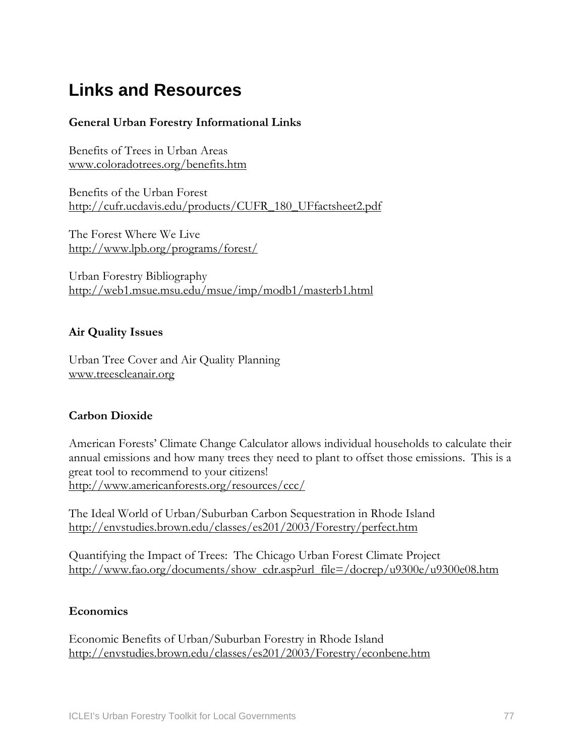# Links and Resources

**General Urban Forestry Informational Links**

Benefits of Trees in Urban Areas
www.coloradotrees.org/benefits.htm

Benefits of the Urban Forest
http://cufr.ucdavis.edu/products/CUFR_180_UFfactsheet2.pdf

The Forest Where We Live
http://www.lpb.org/programs/forest/

Urban Forestry Bibliography
http://web1.msue.msu.edu/msue/imp/modb1/masterb1.html

**Air Quality Issues**

Urban Tree Cover and Air Quality Planning
www.treescleanair.org

**Carbon Dioxide**

American Forests' Climate Change Calculator allows individual households to calculate their annual emissions and how many trees they need to plant to offset those emissions. This is a great tool to recommend to your citizens!
http://www.americanforests.org/resources/ccc/

The Ideal World of Urban/Suburban Carbon Sequestration in Rhode Island
http://envstudies.brown.edu/classes/es201/2003/Forestry/perfect.htm

Quantifying the Impact of Trees: The Chicago Urban Forest Climate Project
http://www.fao.org/documents/show_cdr.asp?url_file=/docrep/u9300e/u9300e08.htm

**Economics**

Economic Benefits of Urban/Suburban Forestry in Rhode Island
http://envstudies.brown.edu/classes/es201/2003/Forestry/econbene.htm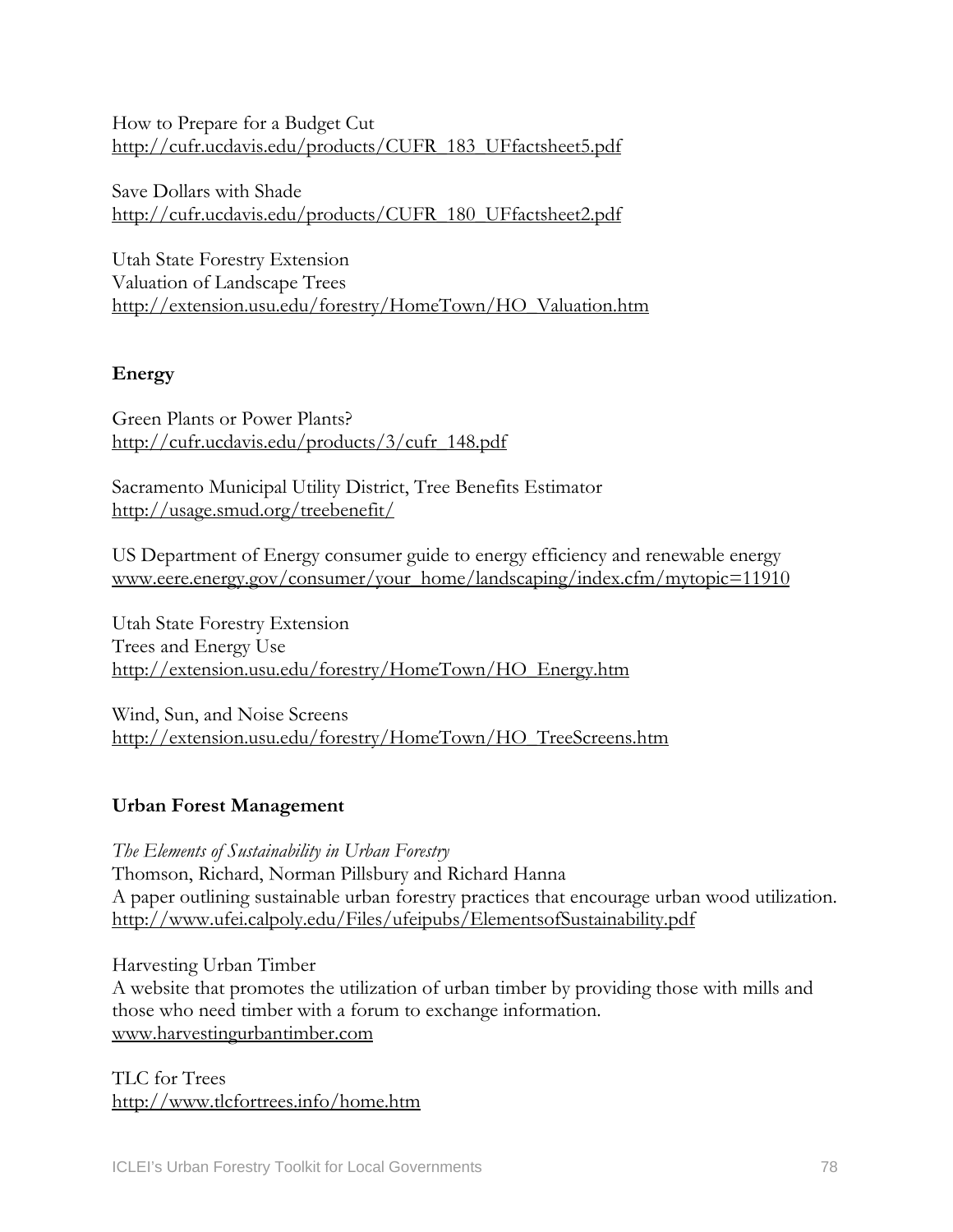How to Prepare for a Budget Cut
http://cufr.ucdavis.edu/products/CUFR_183_UFfactsheet5.pdf

Save Dollars with Shade
http://cufr.ucdavis.edu/products/CUFR_180_UFfactsheet2.pdf

Utah State Forestry Extension
Valuation of Landscape Trees
http://extension.usu.edu/forestry/HomeTown/HO_Valuation.htm

**Energy**

Green Plants or Power Plants?
http://cufr.ucdavis.edu/products/3/cufr_148.pdf

Sacramento Municipal Utility District, Tree Benefits Estimator
http://usage.smud.org/treebenefit/

US Department of Energy consumer guide to energy efficiency and renewable energy
www.eere.energy.gov/consumer/your_home/landscaping/index.cfm/mytopic=11910

Utah State Forestry Extension
Trees and Energy Use
http://extension.usu.edu/forestry/HomeTown/HO_Energy.htm

Wind, Sun, and Noise Screens
http://extension.usu.edu/forestry/HomeTown/HO_TreeScreens.htm

**Urban Forest Management**

*The Elements of Sustainability in Urban Forestry*
Thomson, Richard, Norman Pillsbury and Richard Hanna
A paper outlining sustainable urban forestry practices that encourage urban wood utilization.
http://www.ufei.calpoly.edu/Files/ufeipubs/ElementsofSustainability.pdf

Harvesting Urban Timber
A website that promotes the utilization of urban timber by providing those with mills and those who need timber with a forum to exchange information.
www.harvestingurbantimber.com

TLC for Trees
http://www.tlcfortrees.info/home.htm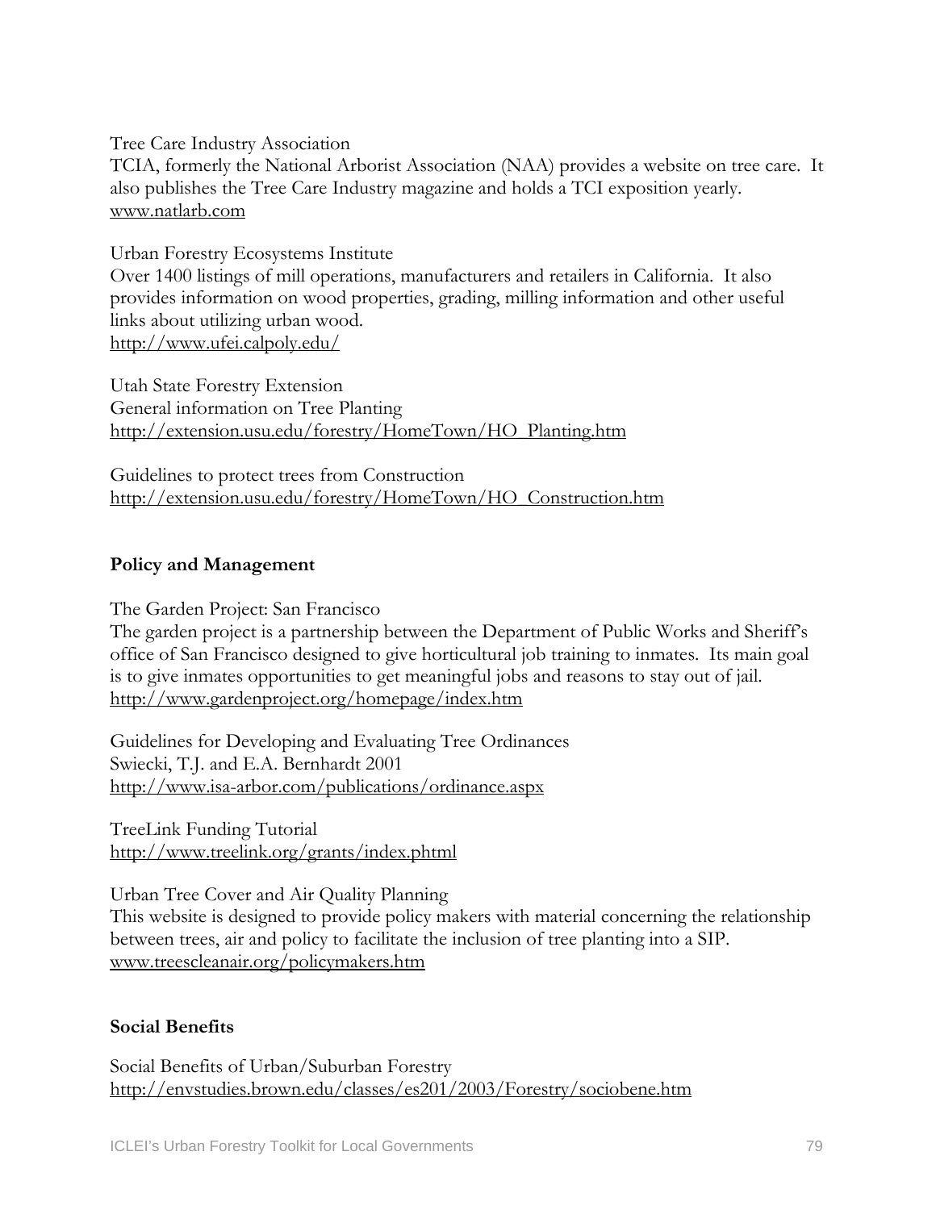Tree Care Industry Association
TCIA, formerly the National Arborist Association (NAA) provides a website on tree care. It also publishes the Tree Care Industry magazine and holds a TCI exposition yearly.
www.natlarb.com

Urban Forestry Ecosystems Institute
Over 1400 listings of mill operations, manufacturers and retailers in California. It also provides information on wood properties, grading, milling information and other useful links about utilizing urban wood.
http://www.ufei.calpoly.edu/

Utah State Forestry Extension
General information on Tree Planting
http://extension.usu.edu/forestry/HomeTown/HO_Planting.htm

Guidelines to protect trees from Construction
http://extension.usu.edu/forestry/HomeTown/HO_Construction.htm

**Policy and Management**

The Garden Project: San Francisco
The garden project is a partnership between the Department of Public Works and Sheriff's office of San Francisco designed to give horticultural job training to inmates. Its main goal is to give inmates opportunities to get meaningful jobs and reasons to stay out of jail.
http://www.gardenproject.org/homepage/index.htm

Guidelines for Developing and Evaluating Tree Ordinances
Swiecki, T.J. and E.A. Bernhardt 2001
http://www.isa-arbor.com/publications/ordinance.aspx

TreeLink Funding Tutorial
http://www.treelink.org/grants/index.phtml

Urban Tree Cover and Air Quality Planning
This website is designed to provide policy makers with material concerning the relationship between trees, air and policy to facilitate the inclusion of tree planting into a SIP.
www.treescleanair.org/policymakers.htm

**Social Benefits**

Social Benefits of Urban/Suburban Forestry
http://envstudies.brown.edu/classes/es201/2003/Forestry/sociobene.htm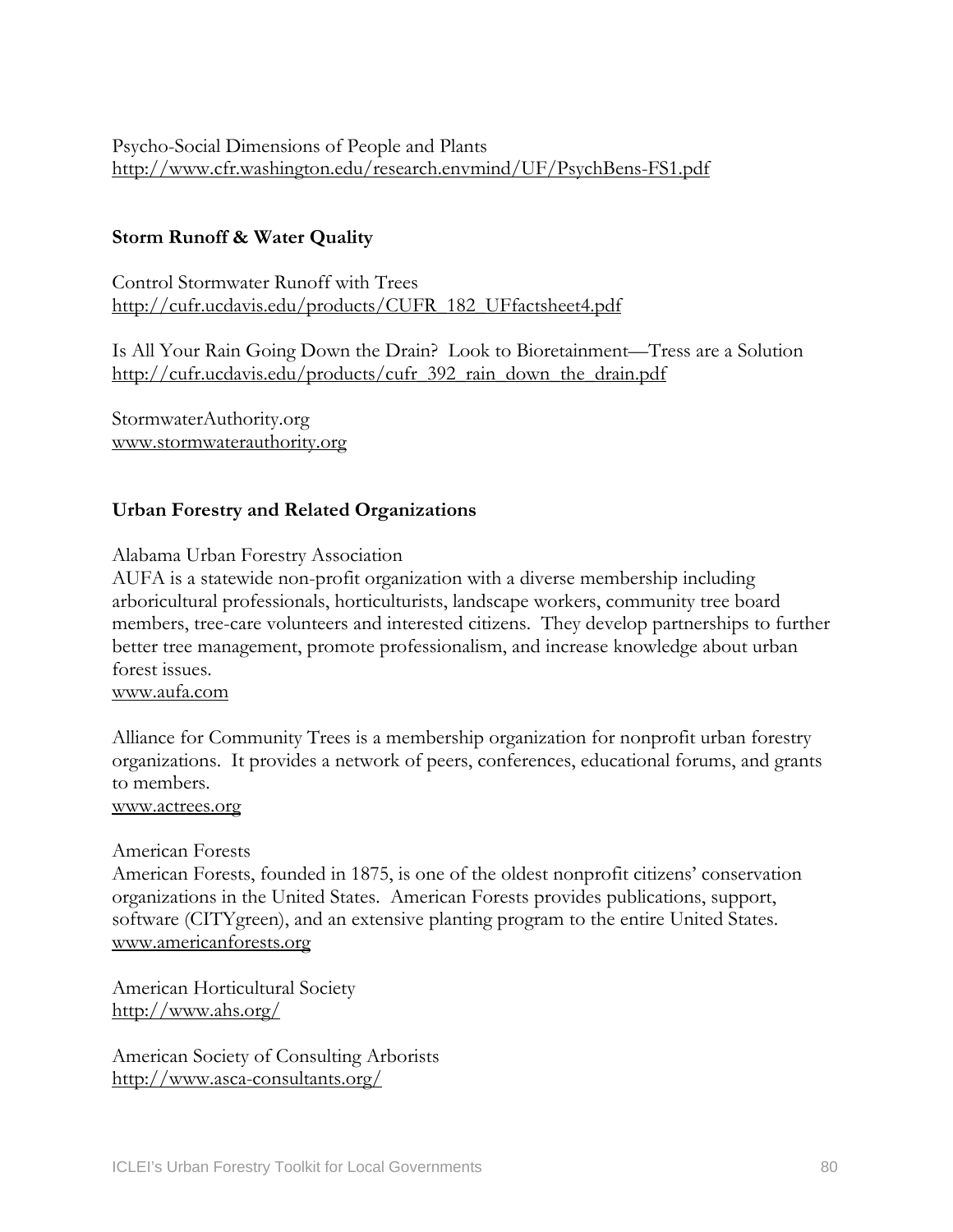Psycho-Social Dimensions of People and Plants
http://www.cfr.washington.edu/research.envmind/UF/PsychBens-FS1.pdf

### Storm Runoff & Water Quality

Control Stormwater Runoff with Trees
http://cufr.ucdavis.edu/products/CUFR_182_UFfactsheet4.pdf

Is All Your Rain Going Down the Drain? Look to Bioretainment—Tress are a Solution
http://cufr.ucdavis.edu/products/cufr_392_rain_down_the_drain.pdf

StormwaterAuthority.org
www.stormwaterauthority.org

### Urban Forestry and Related Organizations

Alabama Urban Forestry Association
AUFA is a statewide non-profit organization with a diverse membership including arboricultural professionals, horticulturists, landscape workers, community tree board members, tree-care volunteers and interested citizens. They develop partnerships to further better tree management, promote professionalism, and increase knowledge about urban forest issues.
www.aufa.com

Alliance for Community Trees is a membership organization for nonprofit urban forestry organizations. It provides a network of peers, conferences, educational forums, and grants to members.
www.actrees.org

American Forests
American Forests, founded in 1875, is one of the oldest nonprofit citizens' conservation organizations in the United States. American Forests provides publications, support, software (CITYgreen), and an extensive planting program to the entire United States.
www.americanforests.org

American Horticultural Society
http://www.ahs.org/

American Society of Consulting Arborists
http://www.asca-consultants.org/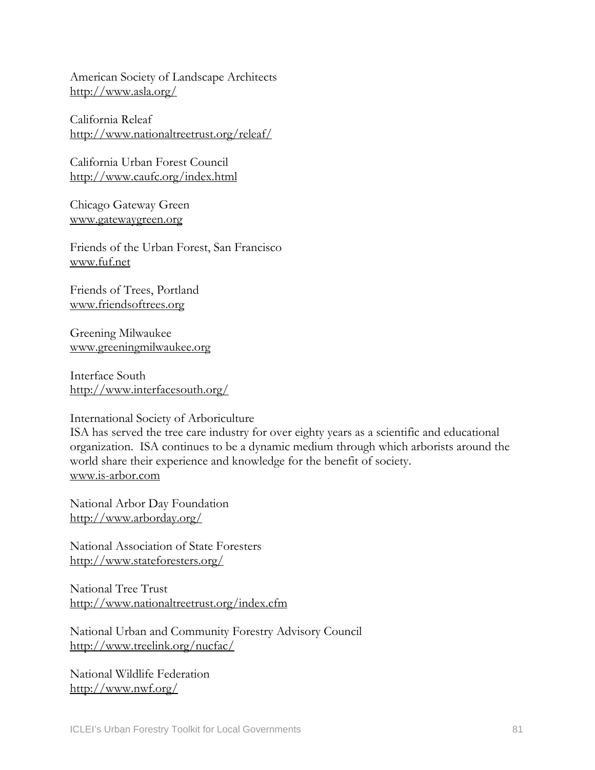American Society of Landscape Architects
http://www.asla.org/

California Releaf
http://www.nationaltreetrust.org/releaf/

California Urban Forest Council
http://www.caufc.org/index.html

Chicago Gateway Green
www.gatewaygreen.org

Friends of the Urban Forest, San Francisco
www.fuf.net

Friends of Trees, Portland
www.friendsoftrees.org

Greening Milwaukee
www.greeningmilwaukee.org

Interface South
http://www.interfacesouth.org/

International Society of Arboriculture
ISA has served the tree care industry for over eighty years as a scientific and educational organization. ISA continues to be a dynamic medium through which arborists around the world share their experience and knowledge for the benefit of society.
www.is-arbor.com

National Arbor Day Foundation
http://www.arborday.org/

National Association of State Foresters
http://www.stateforesters.org/

National Tree Trust
http://www.nationaltreetrust.org/index.cfm

National Urban and Community Forestry Advisory Council
http://www.treelink.org/nucfac/

National Wildlife Federation
http://www.nwf.org/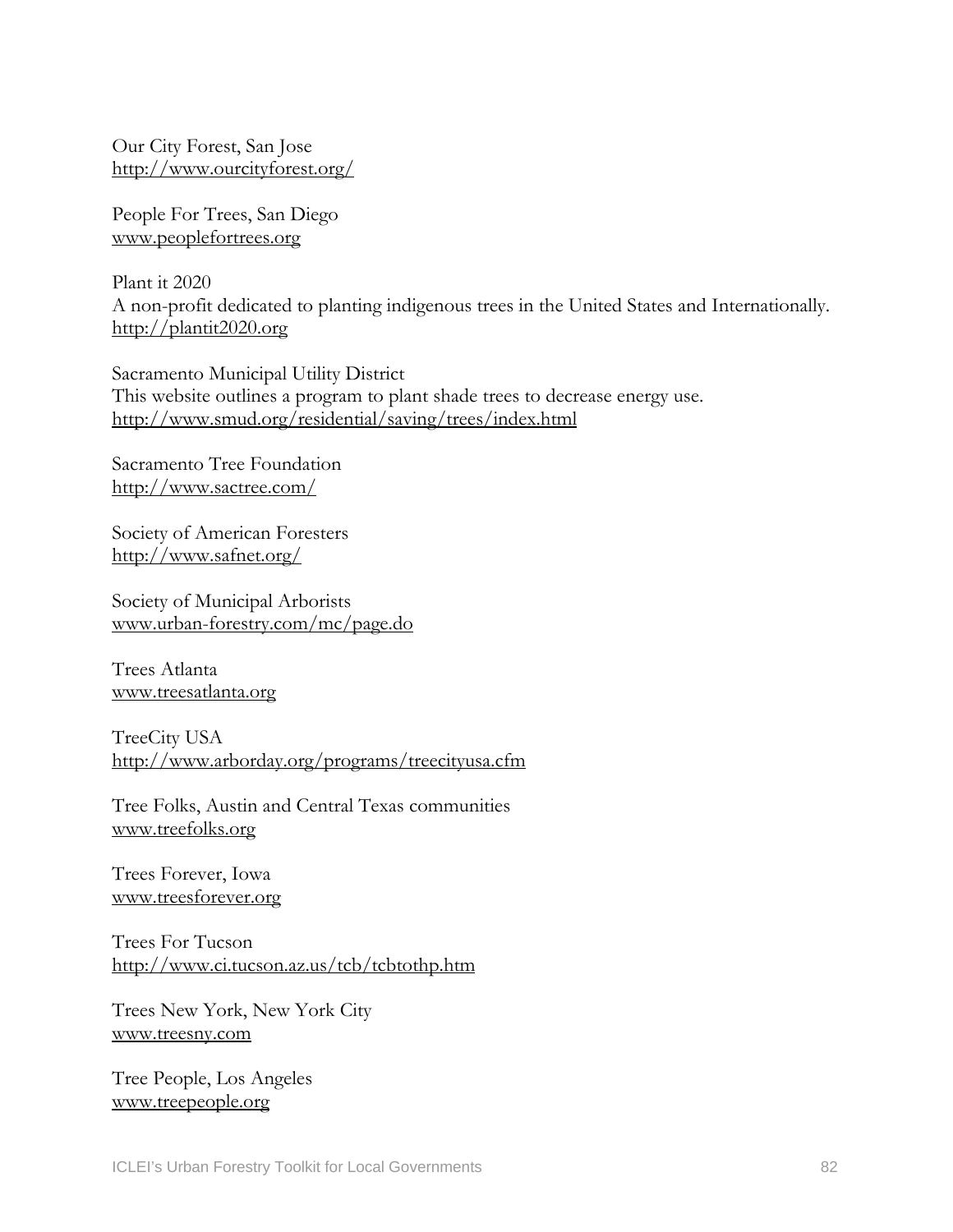Our City Forest, San Jose
http://www.ourcityforest.org/

People For Trees, San Diego
www.peoplefortrees.org

Plant it 2020
A non-profit dedicated to planting indigenous trees in the United States and Internationally.
http://plantit2020.org

Sacramento Municipal Utility District
This website outlines a program to plant shade trees to decrease energy use.
http://www.smud.org/residential/saving/trees/index.html

Sacramento Tree Foundation
http://www.sactree.com/

Society of American Foresters
http://www.safnet.org/

Society of Municipal Arborists
www.urban-forestry.com/mc/page.do

Trees Atlanta
www.treesatlanta.org

TreeCity USA
http://www.arborday.org/programs/treecityusa.cfm

Tree Folks, Austin and Central Texas communities
www.treefolks.org

Trees Forever, Iowa
www.treesforever.org

Trees For Tucson
http://www.ci.tucson.az.us/tcb/tcbtothp.htm

Trees New York, New York City
www.treesny.com

Tree People, Los Angeles
www.treepeople.org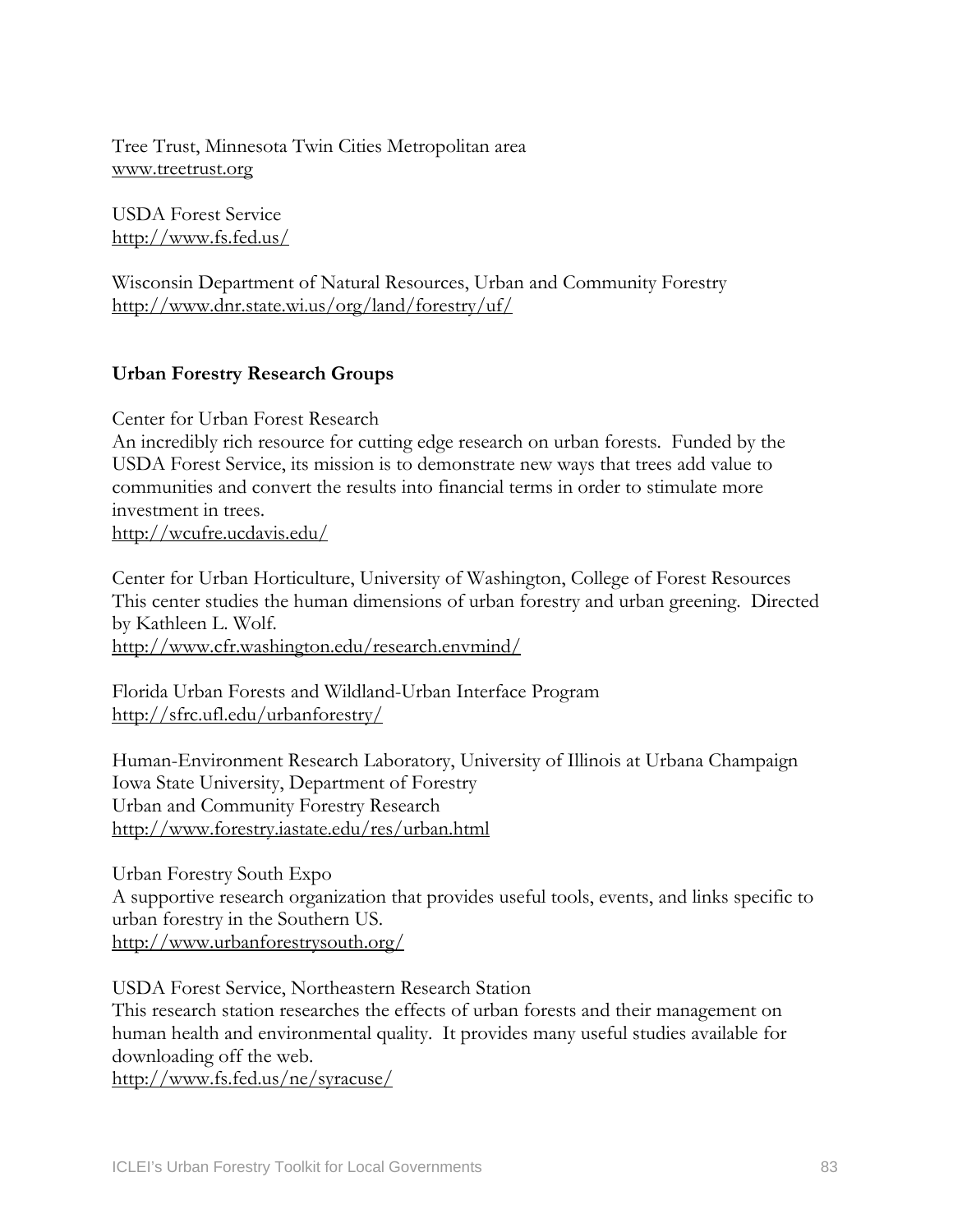Tree Trust, Minnesota Twin Cities Metropolitan area
www.treetrust.org

USDA Forest Service
http://www.fs.fed.us/

Wisconsin Department of Natural Resources, Urban and Community Forestry
http://www.dnr.state.wi.us/org/land/forestry/uf/

**Urban Forestry Research Groups**

Center for Urban Forest Research
An incredibly rich resource for cutting edge research on urban forests. Funded by the USDA Forest Service, its mission is to demonstrate new ways that trees add value to communities and convert the results into financial terms in order to stimulate more investment in trees.
http://wcufre.ucdavis.edu/

Center for Urban Horticulture, University of Washington, College of Forest Resources
This center studies the human dimensions of urban forestry and urban greening. Directed by Kathleen L. Wolf.
http://www.cfr.washington.edu/research.envmind/

Florida Urban Forests and Wildland-Urban Interface Program
http://sfrc.ufl.edu/urbanforestry/

Human-Environment Research Laboratory, University of Illinois at Urbana Champaign
Iowa State University, Department of Forestry
Urban and Community Forestry Research
http://www.forestry.iastate.edu/res/urban.html

Urban Forestry South Expo
A supportive research organization that provides useful tools, events, and links specific to urban forestry in the Southern US.
http://www.urbanforestrysouth.org/

USDA Forest Service, Northeastern Research Station
This research station researches the effects of urban forests and their management on human health and environmental quality. It provides many useful studies available for downloading off the web.
http://www.fs.fed.us/ne/syracuse/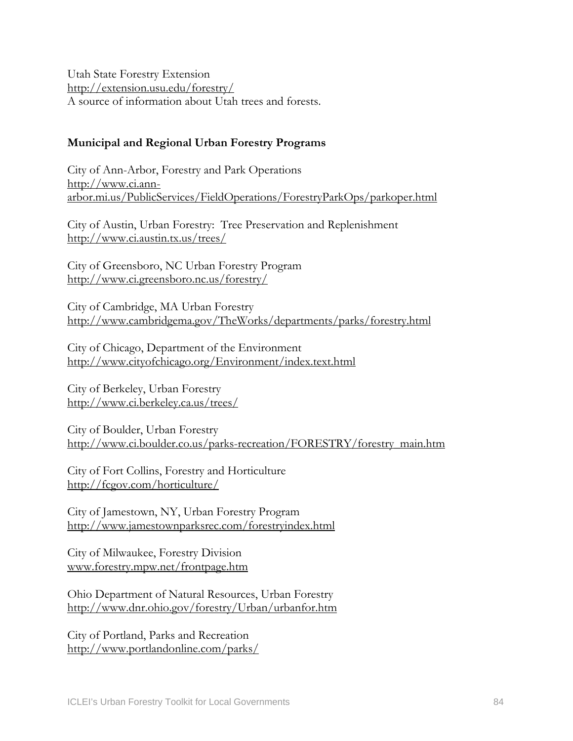Utah State Forestry Extension
http://extension.usu.edu/forestry/
A source of information about Utah trees and forests.

**Municipal and Regional Urban Forestry Programs**

City of Ann-Arbor, Forestry and Park Operations
http://www.ci.ann-arbor.mi.us/PublicServices/FieldOperations/ForestryParkOps/parkoper.html

City of Austin, Urban Forestry: Tree Preservation and Replenishment
http://www.ci.austin.tx.us/trees/

City of Greensboro, NC Urban Forestry Program
http://www.ci.greensboro.nc.us/forestry/

City of Cambridge, MA Urban Forestry
http://www.cambridgema.gov/TheWorks/departments/parks/forestry.html

City of Chicago, Department of the Environment
http://www.cityofchicago.org/Environment/index.text.html

City of Berkeley, Urban Forestry
http://www.ci.berkeley.ca.us/trees/

City of Boulder, Urban Forestry
http://www.ci.boulder.co.us/parks-recreation/FORESTRY/forestry_main.htm

City of Fort Collins, Forestry and Horticulture
http://fcgov.com/horticulture/

City of Jamestown, NY, Urban Forestry Program
http://www.jamestownparksrec.com/forestryindex.html

City of Milwaukee, Forestry Division
www.forestry.mpw.net/frontpage.htm

Ohio Department of Natural Resources, Urban Forestry
http://www.dnr.ohio.gov/forestry/Urban/urbanfor.htm

City of Portland, Parks and Recreation
http://www.portlandonline.com/parks/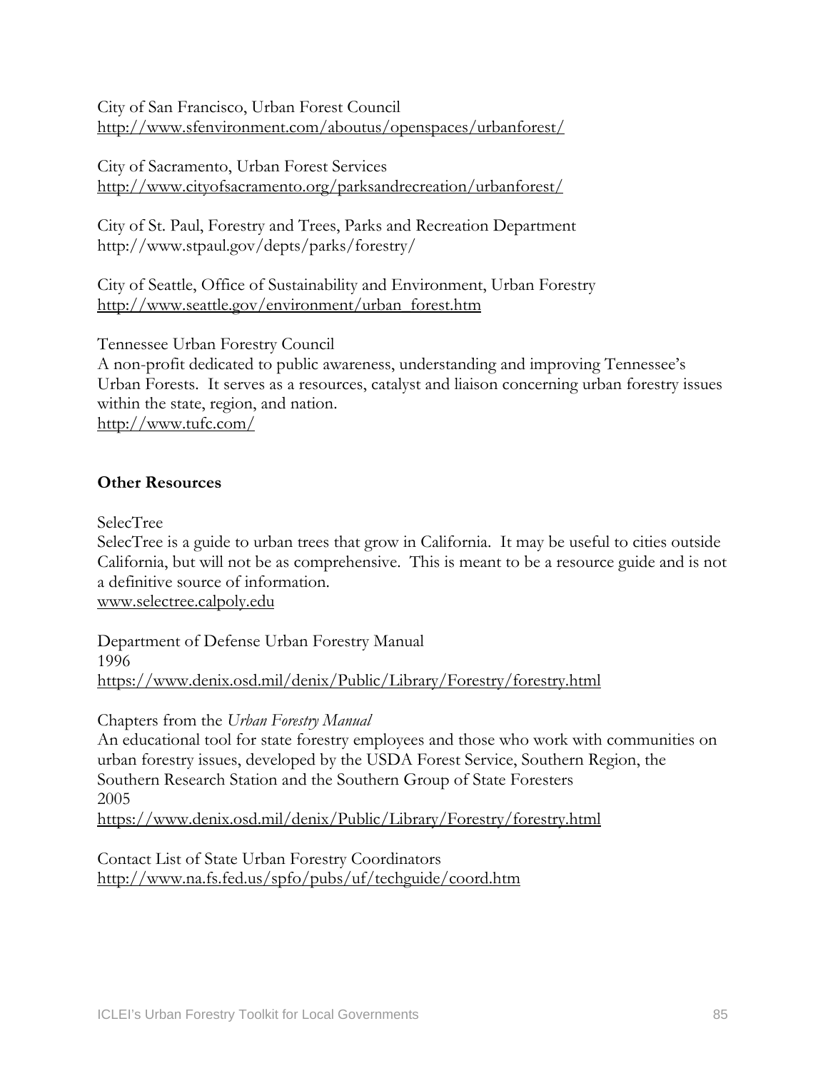City of San Francisco, Urban Forest Council
http://www.sfenvironment.com/aboutus/openspaces/urbanforest/

City of Sacramento, Urban Forest Services
http://www.cityofsacramento.org/parksandrecreation/urbanforest/

City of St. Paul, Forestry and Trees, Parks and Recreation Department
http://www.stpaul.gov/depts/parks/forestry/

City of Seattle, Office of Sustainability and Environment, Urban Forestry
http://www.seattle.gov/environment/urban_forest.htm

Tennessee Urban Forestry Council
A non-profit dedicated to public awareness, understanding and improving Tennessee's Urban Forests. It serves as a resources, catalyst and liaison concerning urban forestry issues within the state, region, and nation.
http://www.tufc.com/

**Other Resources**

SelecTree
SelecTree is a guide to urban trees that grow in California. It may be useful to cities outside California, but will not be as comprehensive. This is meant to be a resource guide and is not a definitive source of information.
www.selectree.calpoly.edu

Department of Defense Urban Forestry Manual
1996
https://www.denix.osd.mil/denix/Public/Library/Forestry/forestry.html

Chapters from the *Urban Forestry Manual*
An educational tool for state forestry employees and those who work with communities on urban forestry issues, developed by the USDA Forest Service, Southern Region, the Southern Research Station and the Southern Group of State Foresters
2005
https://www.denix.osd.mil/denix/Public/Library/Forestry/forestry.html

Contact List of State Urban Forestry Coordinators
http://www.na.fs.fed.us/spfo/pubs/uf/techguide/coord.htm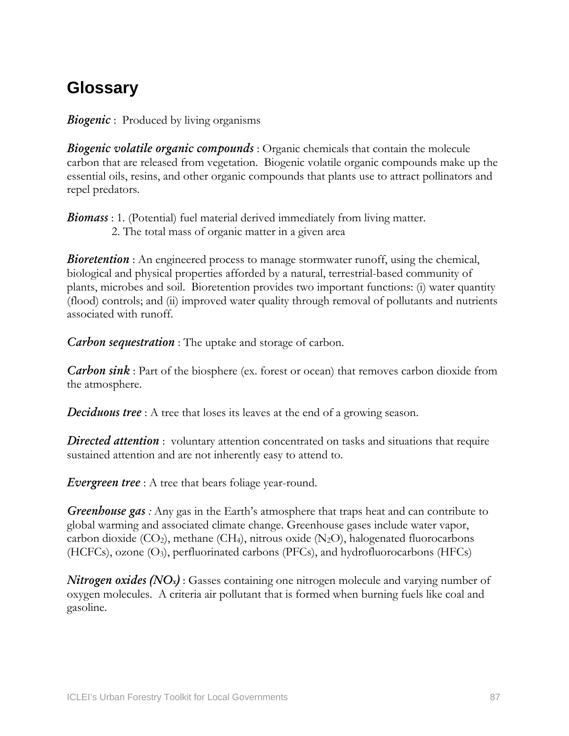## Glossary

***Biogenic*** : Produced by living organisms

***Biogenic volatile organic compounds*** : Organic chemicals that contain the molecule carbon that are released from vegetation. Biogenic volatile organic compounds make up the essential oils, resins, and other organic compounds that plants use to attract pollinators and repel predators.

***Biomass*** : 1. (Potential) fuel material derived immediately from living matter.
2. The total mass of organic matter in a given area

***Bioretention*** : An engineered process to manage stormwater runoff, using the chemical, biological and physical properties afforded by a natural, terrestrial-based community of plants, microbes and soil. Bioretention provides two important functions: (i) water quantity (flood) controls; and (ii) improved water quality through removal of pollutants and nutrients associated with runoff.

***Carbon sequestration*** : The uptake and storage of carbon.

***Carbon sink*** : Part of the biosphere (ex. forest or ocean) that removes carbon dioxide from the atmosphere.

***Deciduous tree*** : A tree that loses its leaves at the end of a growing season.

***Directed attention*** : voluntary attention concentrated on tasks and situations that require sustained attention and are not inherently easy to attend to.

***Evergreen tree*** : A tree that bears foliage year-round.

***Greenhouse gas*** *:* Any gas in the Earth's atmosphere that traps heat and can contribute to global warming and associated climate change. Greenhouse gases include water vapor, carbon dioxide ($CO_2$), methane ($CH_4$), nitrous oxide ($N_2O$), halogenated fluorocarbons (HCFCs), ozone ($O_3$), perfluorinated carbons (PFCs), and hydrofluorocarbons (HFCs)

***Nitrogen oxides ($NO_x$)*** : Gasses containing one nitrogen molecule and varying number of oxygen molecules. A criteria air pollutant that is formed when burning fuels like coal and gasoline.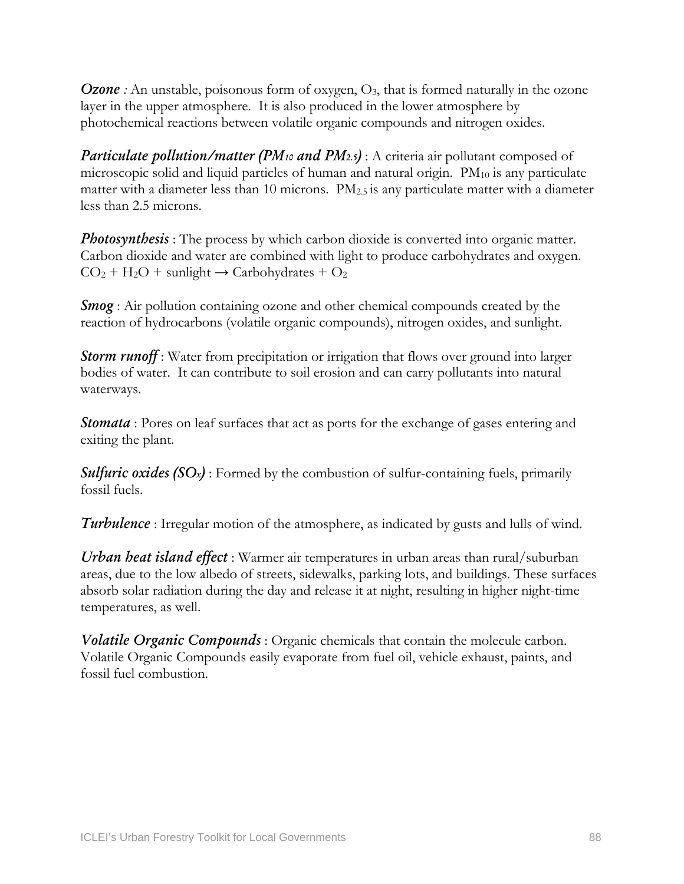***Ozone*** *:* An unstable, poisonous form of oxygen, $O_3$, that is formed naturally in the ozone layer in the upper atmosphere. It is also produced in the lower atmosphere by photochemical reactions between volatile organic compounds and nitrogen oxides.

***Particulate pollution/matter ($PM_{10}$ and $PM_{2.5}$)*** : A criteria air pollutant composed of microscopic solid and liquid particles of human and natural origin. $PM_{10}$ is any particulate matter with a diameter less than 10 microns. $PM_{2.5}$ is any particulate matter with a diameter less than 2.5 microns.

***Photosynthesis*** : The process by which carbon dioxide is converted into organic matter. Carbon dioxide and water are combined with light to produce carbohydrates and oxygen. $CO_2 + H_2O + \text{sunlight} \rightarrow \text{Carbohydrates} + O_2$

***Smog*** : Air pollution containing ozone and other chemical compounds created by the reaction of hydrocarbons (volatile organic compounds), nitrogen oxides, and sunlight.

***Storm runoff*** : Water from precipitation or irrigation that flows over ground into larger bodies of water. It can contribute to soil erosion and can carry pollutants into natural waterways.

***Stomata*** : Pores on leaf surfaces that act as ports for the exchange of gases entering and exiting the plant.

***Sulfuric oxides ($SO_x$)*** : Formed by the combustion of sulfur-containing fuels, primarily fossil fuels.

***Turbulence*** : Irregular motion of the atmosphere, as indicated by gusts and lulls of wind.

***Urban heat island effect*** : Warmer air temperatures in urban areas than rural/suburban areas, due to the low albedo of streets, sidewalks, parking lots, and buildings. These surfaces absorb solar radiation during the day and release it at night, resulting in higher night-time temperatures, as well.

***Volatile Organic Compounds*** : Organic chemicals that contain the molecule carbon. Volatile Organic Compounds easily evaporate from fuel oil, vehicle exhaust, paints, and fossil fuel combustion.